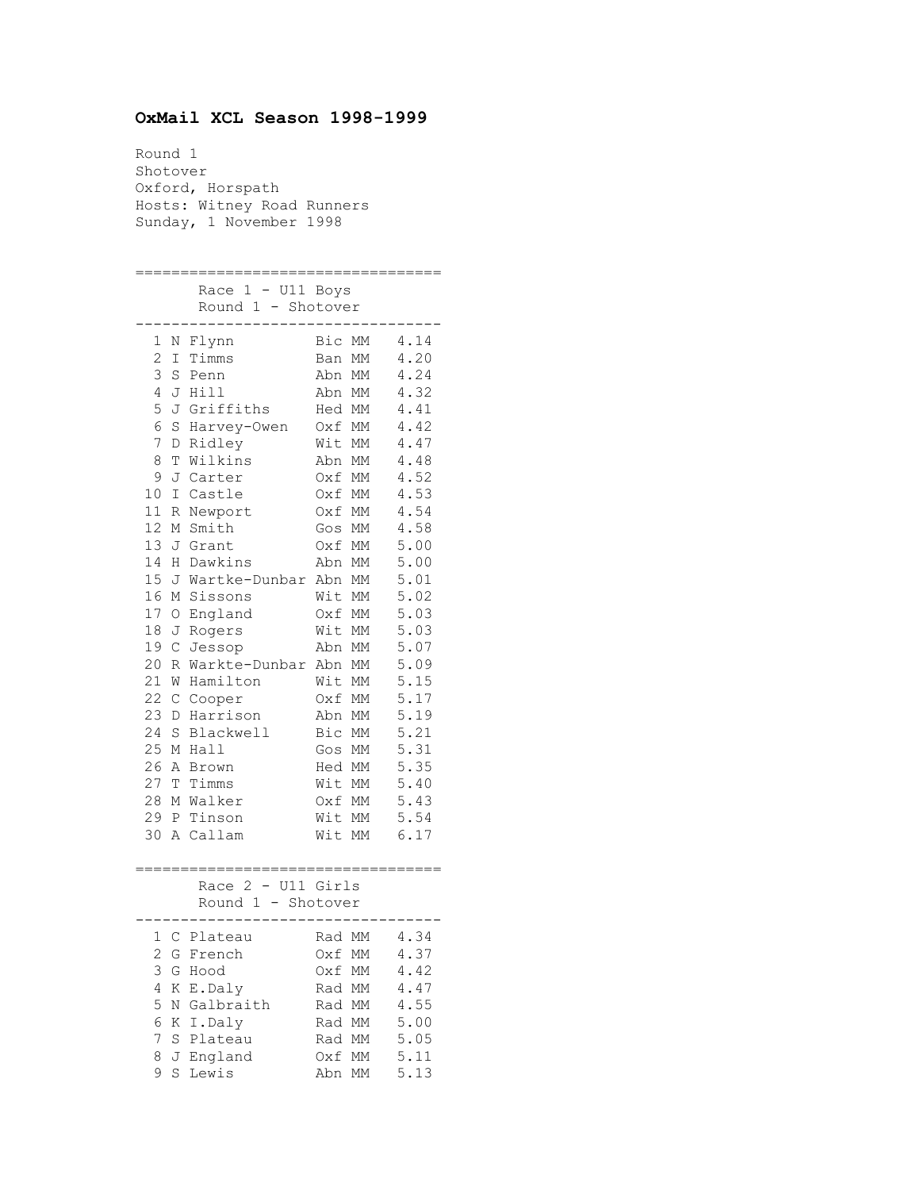# OxMail XCL Season 1998-1999

Round 1
Shotover
Oxford, Horspath
Hosts: Witney Road Runners
Sunday, 1 November 1998

## Race 1 - U11 Boys
Round 1 - Shotover

| Pos | Name | Club | Cat | Time |
|---|---|---|---|---|
| 1 | N Flynn | Bic | MM | 4.14 |
| 2 | I Timms | Ban | MM | 4.20 |
| 3 | S Penn | Abn | MM | 4.24 |
| 4 | J Hill | Abn | MM | 4.32 |
| 5 | J Griffiths | Hed | MM | 4.41 |
| 6 | S Harvey-Owen | Oxf | MM | 4.42 |
| 7 | D Ridley | Wit | MM | 4.47 |
| 8 | T Wilkins | Abn | MM | 4.48 |
| 9 | J Carter | Oxf | MM | 4.52 |
| 10 | I Castle | Oxf | MM | 4.53 |
| 11 | R Newport | Oxf | MM | 4.54 |
| 12 | M Smith | Gos | MM | 4.58 |
| 13 | J Grant | Oxf | MM | 5.00 |
| 14 | H Dawkins | Abn | MM | 5.00 |
| 15 | J Wartke-Dunbar | Abn | MM | 5.01 |
| 16 | M Sissons | Wit | MM | 5.02 |
| 17 | O England | Oxf | MM | 5.03 |
| 18 | J Rogers | Wit | MM | 5.03 |
| 19 | C Jessop | Abn | MM | 5.07 |
| 20 | R Warkte-Dunbar | Abn | MM | 5.09 |
| 21 | W Hamilton | Wit | MM | 5.15 |
| 22 | C Cooper | Oxf | MM | 5.17 |
| 23 | D Harrison | Abn | MM | 5.19 |
| 24 | S Blackwell | Bic | MM | 5.21 |
| 25 | M Hall | Gos | MM | 5.31 |
| 26 | A Brown | Hed | MM | 5.35 |
| 27 | T Timms | Wit | MM | 5.40 |
| 28 | M Walker | Oxf | MM | 5.43 |
| 29 | P Tinson | Wit | MM | 5.54 |
| 30 | A Callam | Wit | MM | 6.17 |

## Race 2 - U11 Girls
Round 1 - Shotover

| Pos | Name | Club | Cat | Time |
|---|---|---|---|---|
| 1 | C Plateau | Rad | MM | 4.34 |
| 2 | G French | Oxf | MM | 4.37 |
| 3 | G Hood | Oxf | MM | 4.42 |
| 4 | K E.Daly | Rad | MM | 4.47 |
| 5 | N Galbraith | Rad | MM | 4.55 |
| 6 | K I.Daly | Rad | MM | 5.00 |
| 7 | S Plateau | Rad | MM | 5.05 |
| 8 | J England | Oxf | MM | 5.11 |
| 9 | S Lewis | Abn | MM | 5.13 |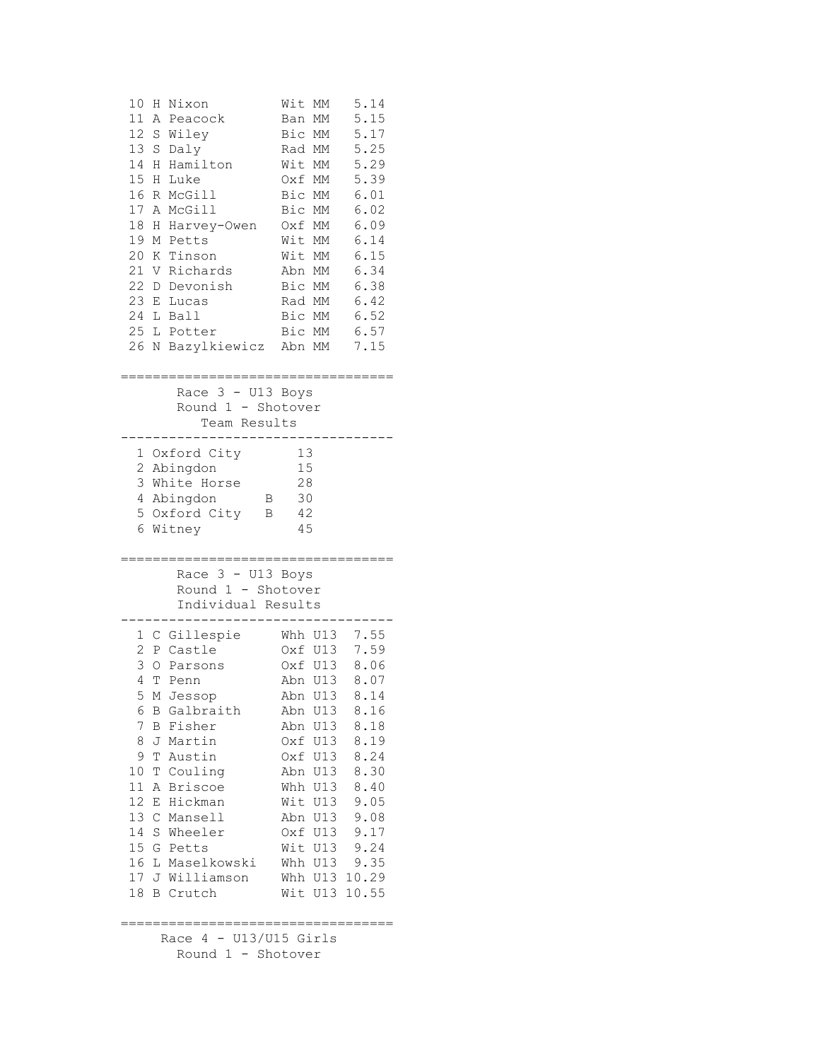| | | | | |
|---|---|---|---|---|
| 10 | H Nixon | Wit | MM | 5.14 |
| 11 | A Peacock | Ban | MM | 5.15 |
| 12 | S Wiley | Bic | MM | 5.17 |
| 13 | S Daly | Rad | MM | 5.25 |
| 14 | H Hamilton | Wit | MM | 5.29 |
| 15 | H Luke | Oxf | MM | 5.39 |
| 16 | R McGill | Bic | MM | 6.01 |
| 17 | A McGill | Bic | MM | 6.02 |
| 18 | H Harvey-Owen | Oxf | MM | 6.09 |
| 19 | M Petts | Wit | MM | 6.14 |
| 20 | K Tinson | Wit | MM | 6.15 |
| 21 | V Richards | Abn | MM | 6.34 |
| 22 | D Devonish | Bic | MM | 6.38 |
| 23 | E Lucas | Rad | MM | 6.42 |
| 24 | L Ball | Bic | MM | 6.52 |
| 25 | L Potter | Bic | MM | 6.57 |
| 26 | N Bazylkiewicz | Abn | MM | 7.15 |

==================================

## Race 3 - U13 Boys
### Round 1 - Shotover
### Team Results

| | | |
|---|---|---|
| 1 | Oxford City | 13 |
| 2 | Abingdon | 15 |
| 3 | White Horse | 28 |
| 4 | Abingdon B | 30 |
| 5 | Oxford City B | 42 |
| 6 | Witney | 45 |

==================================

## Race 3 - U13 Boys
### Round 1 - Shotover
### Individual Results

| | | | | |
|---|---|---|---|---|
| 1 | C Gillespie | Whh | U13 | 7.55 |
| 2 | P Castle | Oxf | U13 | 7.59 |
| 3 | O Parsons | Oxf | U13 | 8.06 |
| 4 | T Penn | Abn | U13 | 8.07 |
| 5 | M Jessop | Abn | U13 | 8.14 |
| 6 | B Galbraith | Abn | U13 | 8.16 |
| 7 | B Fisher | Abn | U13 | 8.18 |
| 8 | J Martin | Oxf | U13 | 8.19 |
| 9 | T Austin | Oxf | U13 | 8.24 |
| 10 | T Couling | Abn | U13 | 8.30 |
| 11 | A Briscoe | Whh | U13 | 8.40 |
| 12 | E Hickman | Wit | U13 | 9.05 |
| 13 | C Mansell | Abn | U13 | 9.08 |
| 14 | S Wheeler | Oxf | U13 | 9.17 |
| 15 | G Petts | Wit | U13 | 9.24 |
| 16 | L Maselkowski | Whh | U13 | 9.35 |
| 17 | J Williamson | Whh | U13 | 10.29 |
| 18 | B Crutch | Wit | U13 | 10.55 |

==================================

## Race 4 - U13/U15 Girls
### Round 1 - Shotover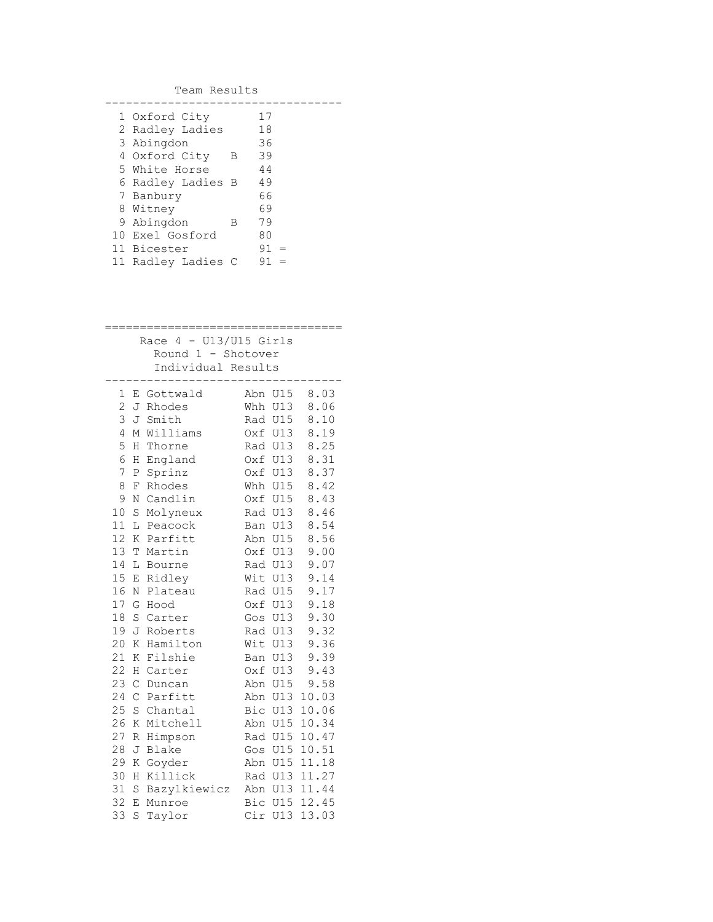## Team Results

| Pos | Team | Points |
|---|---|---|
| 1 | Oxford City | 17 |
| 2 | Radley Ladies | 18 |
| 3 | Abingdon | 36 |
| 4 | Oxford City B | 39 |
| 5 | White Horse | 44 |
| 6 | Radley Ladies B | 49 |
| 7 | Banbury | 66 |
| 8 | Witney | 69 |
| 9 | Abingdon B | 79 |
| 10 | Exel Gosford | 80 |
| 11 | Bicester | 91 = |
| 11 | Radley Ladies C | 91 = |

## Race 4 - U13/U15 Girls

### Round 1 - Shotover

### Individual Results

| Pos | Name | Club | Cat | Time |
|---|---|---|---|---|
| 1 | E Gottwald | Abn | U15 | 8.03 |
| 2 | J Rhodes | Whh | U13 | 8.06 |
| 3 | J Smith | Rad | U15 | 8.10 |
| 4 | M Williams | Oxf | U13 | 8.19 |
| 5 | H Thorne | Rad | U13 | 8.25 |
| 6 | H England | Oxf | U13 | 8.31 |
| 7 | P Sprinz | Oxf | U13 | 8.37 |
| 8 | F Rhodes | Whh | U15 | 8.42 |
| 9 | N Candlin | Oxf | U15 | 8.43 |
| 10 | S Molyneux | Rad | U13 | 8.46 |
| 11 | L Peacock | Ban | U13 | 8.54 |
| 12 | K Parfitt | Abn | U15 | 8.56 |
| 13 | T Martin | Oxf | U13 | 9.00 |
| 14 | L Bourne | Rad | U13 | 9.07 |
| 15 | E Ridley | Wit | U13 | 9.14 |
| 16 | N Plateau | Rad | U15 | 9.17 |
| 17 | G Hood | Oxf | U13 | 9.18 |
| 18 | S Carter | Gos | U13 | 9.30 |
| 19 | J Roberts | Rad | U13 | 9.32 |
| 20 | K Hamilton | Wit | U13 | 9.36 |
| 21 | K Filshie | Ban | U13 | 9.39 |
| 22 | H Carter | Oxf | U13 | 9.43 |
| 23 | C Duncan | Abn | U15 | 9.58 |
| 24 | C Parfitt | Abn | U13 | 10.03 |
| 25 | S Chantal | Bic | U13 | 10.06 |
| 26 | K Mitchell | Abn | U15 | 10.34 |
| 27 | R Himpson | Rad | U15 | 10.47 |
| 28 | J Blake | Gos | U15 | 10.51 |
| 29 | K Goyder | Abn | U15 | 11.18 |
| 30 | H Killick | Rad | U13 | 11.27 |
| 31 | S Bazylkiewicz | Abn | U13 | 11.44 |
| 32 | E Munroe | Bic | U15 | 12.45 |
| 33 | S Taylor | Cir | U13 | 13.03 |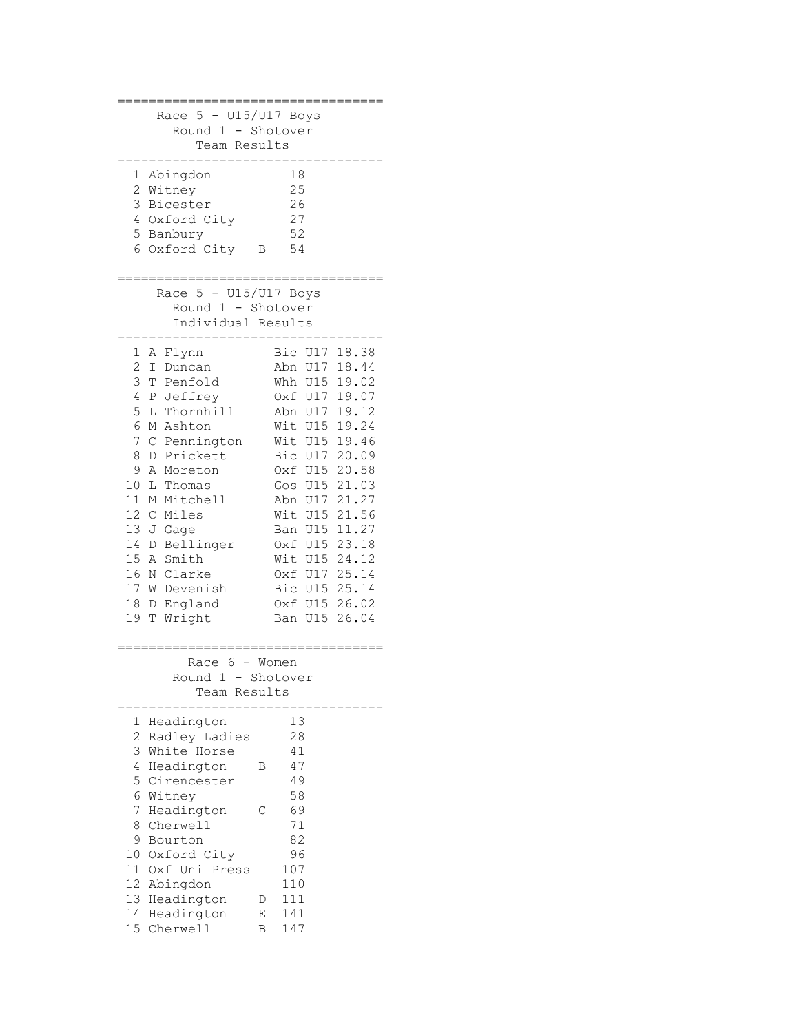## Race 5 - U15/U17 Boys
### Round 1 - Shotover
#### Team Results

| Pos | Team | | Points |
|---|---|---|---|
| 1 | Abingdon | | 18 |
| 2 | Witney | | 25 |
| 3 | Bicester | | 26 |
| 4 | Oxford City | | 27 |
| 5 | Banbury | | 52 |
| 6 | Oxford City | B | 54 |

## Race 5 - U15/U17 Boys
### Round 1 - Shotover
#### Individual Results

| Pos | Name | Club | Cat | Time |
|---|---|---|---|---|
| 1 | A Flynn | Bic | U17 | 18.38 |
| 2 | I Duncan | Abn | U17 | 18.44 |
| 3 | T Penfold | Whh | U15 | 19.02 |
| 4 | P Jeffrey | Oxf | U17 | 19.07 |
| 5 | L Thornhill | Abn | U17 | 19.12 |
| 6 | M Ashton | Wit | U15 | 19.24 |
| 7 | C Pennington | Wit | U15 | 19.46 |
| 8 | D Prickett | Bic | U17 | 20.09 |
| 9 | A Moreton | Oxf | U15 | 20.58 |
| 10 | L Thomas | Gos | U15 | 21.03 |
| 11 | M Mitchell | Abn | U17 | 21.27 |
| 12 | C Miles | Wit | U15 | 21.56 |
| 13 | J Gage | Ban | U15 | 11.27 |
| 14 | D Bellinger | Oxf | U15 | 23.18 |
| 15 | A Smith | Wit | U15 | 24.12 |
| 16 | N Clarke | Oxf | U17 | 25.14 |
| 17 | W Devenish | Bic | U15 | 25.14 |
| 18 | D England | Oxf | U15 | 26.02 |
| 19 | T Wright | Ban | U15 | 26.04 |

## Race 6 - Women
### Round 1 - Shotover
#### Team Results

| Pos | Team | | Points |
|---|---|---|---|
| 1 | Headington | | 13 |
| 2 | Radley Ladies | | 28 |
| 3 | White Horse | | 41 |
| 4 | Headington | B | 47 |
| 5 | Cirencester | | 49 |
| 6 | Witney | | 58 |
| 7 | Headington | C | 69 |
| 8 | Cherwell | | 71 |
| 9 | Bourton | | 82 |
| 10 | Oxford City | | 96 |
| 11 | Oxf Uni Press | | 107 |
| 12 | Abingdon | | 110 |
| 13 | Headington | D | 111 |
| 14 | Headington | E | 141 |
| 15 | Cherwell | B | 147 |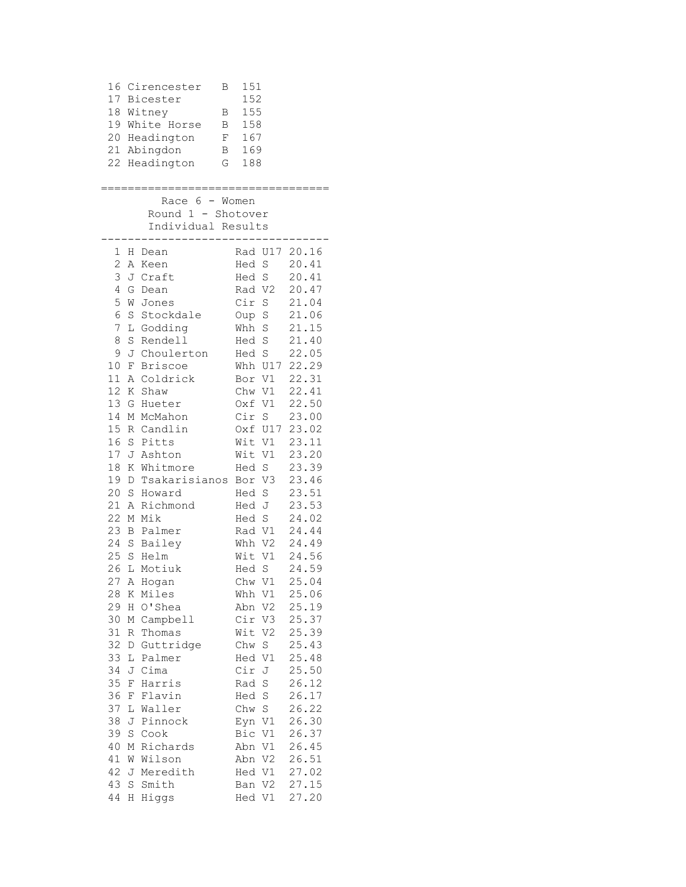| Pos | Team | | Points |
|---|---|---|---|
| 16 | Cirencester | B | 151 |
| 17 | Bicester | | 152 |
| 18 | Witney | B | 155 |
| 19 | White Horse | B | 158 |
| 20 | Headington | F | 167 |
| 21 | Abingdon | B | 169 |
| 22 | Headington | G | 188 |

## Race 6 - Women

### Round 1 - Shotover

### Individual Results

| Pos | Name | Club | Cat | Time |
|---|---|---|---|---|
| 1 | H Dean | Rad | U17 | 20.16 |
| 2 | A Keen | Hed | S | 20.41 |
| 3 | J Craft | Hed | S | 20.41 |
| 4 | G Dean | Rad | V2 | 20.47 |
| 5 | W Jones | Cir | S | 21.04 |
| 6 | S Stockdale | Oup | S | 21.06 |
| 7 | L Godding | Whh | S | 21.15 |
| 8 | S Rendell | Hed | S | 21.40 |
| 9 | J Choulerton | Hed | S | 22.05 |
| 10 | F Briscoe | Whh | U17 | 22.29 |
| 11 | A Coldrick | Bor | V1 | 22.31 |
| 12 | K Shaw | Chw | V1 | 22.41 |
| 13 | G Hueter | Oxf | V1 | 22.50 |
| 14 | M McMahon | Cir | S | 23.00 |
| 15 | R Candlin | Oxf | U17 | 23.02 |
| 16 | S Pitts | Wit | V1 | 23.11 |
| 17 | J Ashton | Wit | V1 | 23.20 |
| 18 | K Whitmore | Hed | S | 23.39 |
| 19 | D Tsakarisianos | Bor | V3 | 23.46 |
| 20 | S Howard | Hed | S | 23.51 |
| 21 | A Richmond | Hed | J | 23.53 |
| 22 | M Mik | Hed | S | 24.02 |
| 23 | B Palmer | Rad | V1 | 24.44 |
| 24 | S Bailey | Whh | V2 | 24.49 |
| 25 | S Helm | Wit | V1 | 24.56 |
| 26 | L Motiuk | Hed | S | 24.59 |
| 27 | A Hogan | Chw | V1 | 25.04 |
| 28 | K Miles | Whh | V1 | 25.06 |
| 29 | H O'Shea | Abn | V2 | 25.19 |
| 30 | M Campbell | Cir | V3 | 25.37 |
| 31 | R Thomas | Wit | V2 | 25.39 |
| 32 | D Guttridge | Chw | S | 25.43 |
| 33 | L Palmer | Hed | V1 | 25.48 |
| 34 | J Cima | Cir | J | 25.50 |
| 35 | F Harris | Rad | S | 26.12 |
| 36 | F Flavin | Hed | S | 26.17 |
| 37 | L Waller | Chw | S | 26.22 |
| 38 | J Pinnock | Eyn | V1 | 26.30 |
| 39 | S Cook | Bic | V1 | 26.37 |
| 40 | M Richards | Abn | V1 | 26.45 |
| 41 | W Wilson | Abn | V2 | 26.51 |
| 42 | J Meredith | Hed | V1 | 27.02 |
| 43 | S Smith | Ban | V2 | 27.15 |
| 44 | H Higgs | Hed | V1 | 27.20 |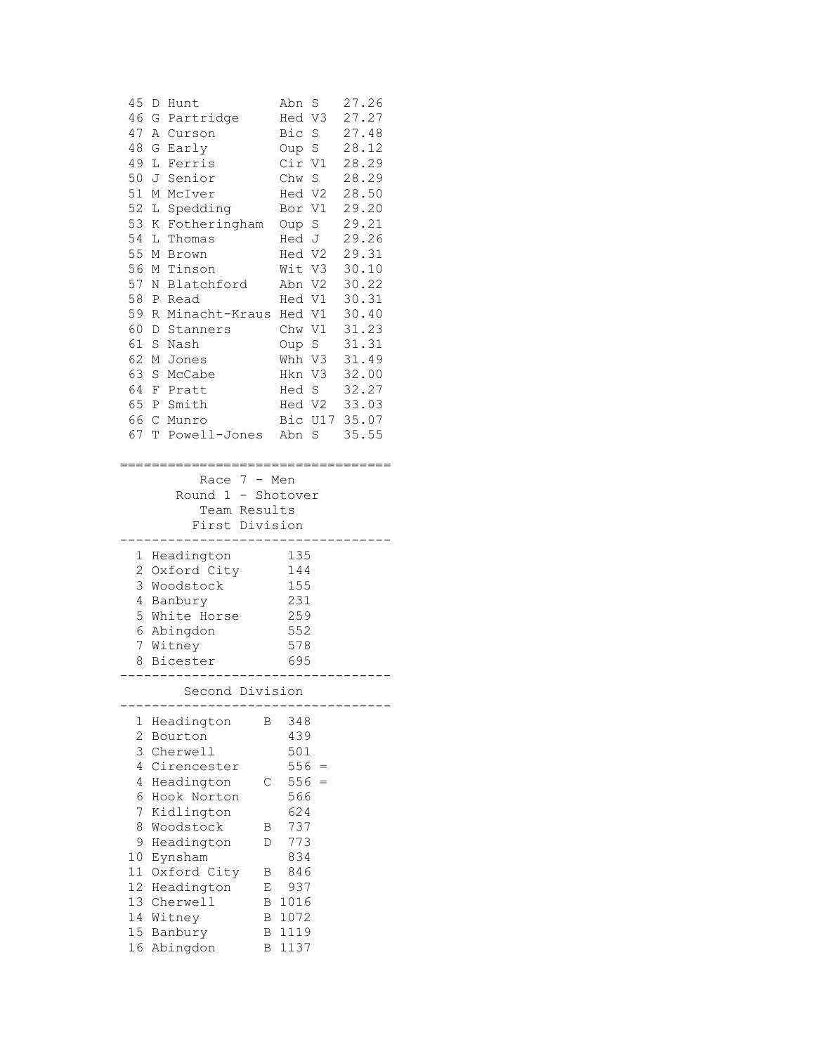| Pos | Name | Club | Cat | Time |
|---|---|---|---|---|
| 45 | D Hunt | Abn | S | 27.26 |
| 46 | G Partridge | Hed | V3 | 27.27 |
| 47 | A Curson | Bic | S | 27.48 |
| 48 | G Early | Oup | S | 28.12 |
| 49 | L Ferris | Cir | V1 | 28.29 |
| 50 | J Senior | Chw | S | 28.29 |
| 51 | M McIver | Hed | V2 | 28.50 |
| 52 | L Spedding | Bor | V1 | 29.20 |
| 53 | K Fotheringham | Oup | S | 29.21 |
| 54 | L Thomas | Hed | J | 29.26 |
| 55 | M Brown | Hed | V2 | 29.31 |
| 56 | M Tinson | Wit | V3 | 30.10 |
| 57 | N Blatchford | Abn | V2 | 30.22 |
| 58 | P Read | Hed | V1 | 30.31 |
| 59 | R Minacht-Kraus | Hed | V1 | 30.40 |
| 60 | D Stanners | Chw | V1 | 31.23 |
| 61 | S Nash | Oup | S | 31.31 |
| 62 | M Jones | Whh | V3 | 31.49 |
| 63 | S McCabe | Hkn | V3 | 32.00 |
| 64 | F Pratt | Hed | S | 32.27 |
| 65 | P Smith | Hed | V2 | 33.03 |
| 66 | C Munro | Bic | U17 | 35.07 |
| 67 | T Powell-Jones | Abn | S | 35.55 |

===================================

## Race 7 - Men
### Round 1 - Shotover
### Team Results
### First Division

| Pos | Team | Points |
|---|---|---|
| 1 | Headington | 135 |
| 2 | Oxford City | 144 |
| 3 | Woodstock | 155 |
| 4 | Banbury | 231 |
| 5 | White Horse | 259 |
| 6 | Abingdon | 552 |
| 7 | Witney | 578 |
| 8 | Bicester | 695 |

### Second Division

| Pos | Team | | Points | |
|---|---|---|---|---|
| 1 | Headington | B | 348 | |
| 2 | Bourton | | 439 | |
| 3 | Cherwell | | 501 | |
| 4 | Cirencester | | 556 | = |
| 4 | Headington | C | 556 | = |
| 6 | Hook Norton | | 566 | |
| 7 | Kidlington | | 624 | |
| 8 | Woodstock | B | 737 | |
| 9 | Headington | D | 773 | |
| 10 | Eynsham | | 834 | |
| 11 | Oxford City | B | 846 | |
| 12 | Headington | E | 937 | |
| 13 | Cherwell | B | 1016 | |
| 14 | Witney | B | 1072 | |
| 15 | Banbury | B | 1119 | |
| 16 | Abingdon | B | 1137 | |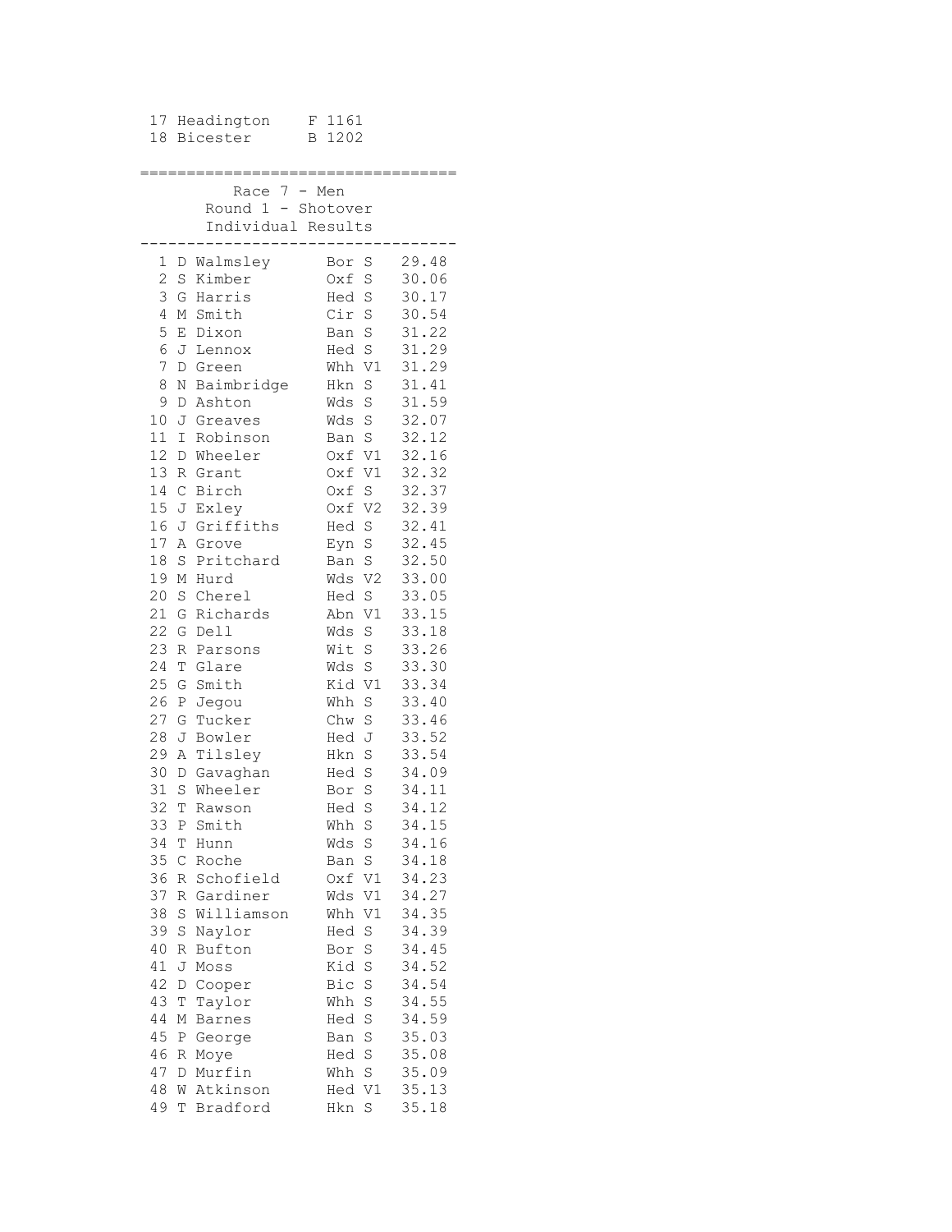| | | | |
|---|---|---|---|
| 17 | Headington | F | 1161 |
| 18 | Bicester | B | 1202 |

## Race 7 - Men
### Round 1 - Shotover
### Individual Results

| Pos | Name | Club | Cat | Time |
|---|---|---|---|---|
| 1 | D Walmsley | Bor | S | 29.48 |
| 2 | S Kimber | Oxf | S | 30.06 |
| 3 | G Harris | Hed | S | 30.17 |
| 4 | M Smith | Cir | S | 30.54 |
| 5 | E Dixon | Ban | S | 31.22 |
| 6 | J Lennox | Hed | S | 31.29 |
| 7 | D Green | Whh | V1 | 31.29 |
| 8 | N Baimbridge | Hkn | S | 31.41 |
| 9 | D Ashton | Wds | S | 31.59 |
| 10 | J Greaves | Wds | S | 32.07 |
| 11 | I Robinson | Ban | S | 32.12 |
| 12 | D Wheeler | Oxf | V1 | 32.16 |
| 13 | R Grant | Oxf | V1 | 32.32 |
| 14 | C Birch | Oxf | S | 32.37 |
| 15 | J Exley | Oxf | V2 | 32.39 |
| 16 | J Griffiths | Hed | S | 32.41 |
| 17 | A Grove | Eyn | S | 32.45 |
| 18 | S Pritchard | Ban | S | 32.50 |
| 19 | M Hurd | Wds | V2 | 33.00 |
| 20 | S Cherel | Hed | S | 33.05 |
| 21 | G Richards | Abn | V1 | 33.15 |
| 22 | G Dell | Wds | S | 33.18 |
| 23 | R Parsons | Wit | S | 33.26 |
| 24 | T Glare | Wds | S | 33.30 |
| 25 | G Smith | Kid | V1 | 33.34 |
| 26 | P Jegou | Whh | S | 33.40 |
| 27 | G Tucker | Chw | S | 33.46 |
| 28 | J Bowler | Hed | J | 33.52 |
| 29 | A Tilsley | Hkn | S | 33.54 |
| 30 | D Gavaghan | Hed | S | 34.09 |
| 31 | S Wheeler | Bor | S | 34.11 |
| 32 | T Rawson | Hed | S | 34.12 |
| 33 | P Smith | Whh | S | 34.15 |
| 34 | T Hunn | Wds | S | 34.16 |
| 35 | C Roche | Ban | S | 34.18 |
| 36 | R Schofield | Oxf | V1 | 34.23 |
| 37 | R Gardiner | Wds | V1 | 34.27 |
| 38 | S Williamson | Whh | V1 | 34.35 |
| 39 | S Naylor | Hed | S | 34.39 |
| 40 | R Bufton | Bor | S | 34.45 |
| 41 | J Moss | Kid | S | 34.52 |
| 42 | D Cooper | Bic | S | 34.54 |
| 43 | T Taylor | Whh | S | 34.55 |
| 44 | M Barnes | Hed | S | 34.59 |
| 45 | P George | Ban | S | 35.03 |
| 46 | R Moye | Hed | S | 35.08 |
| 47 | D Murfin | Whh | S | 35.09 |
| 48 | W Atkinson | Hed | V1 | 35.13 |
| 49 | T Bradford | Hkn | S | 35.18 |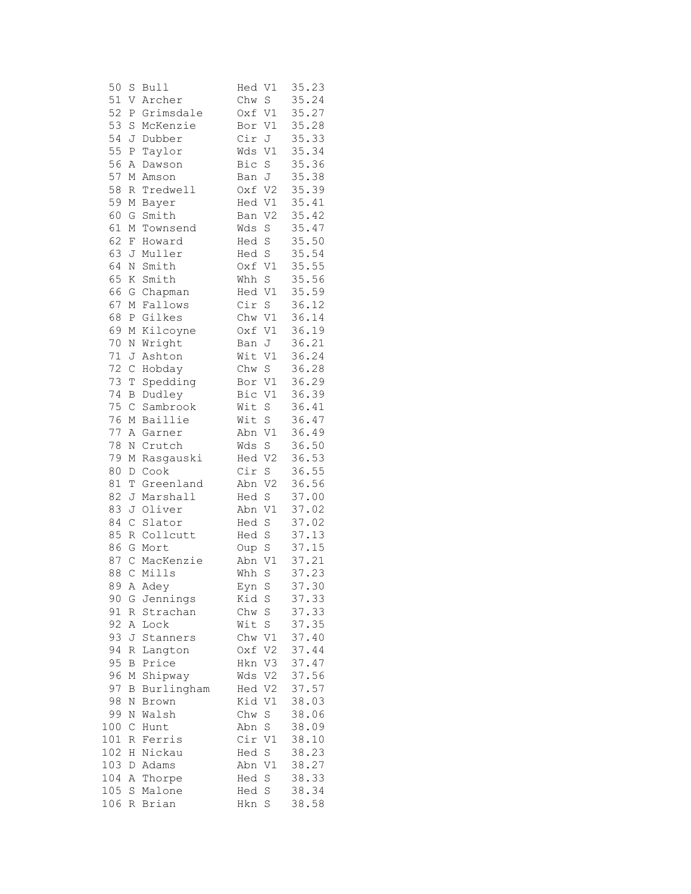```
 50 S Bull          Hed V1   35.23
 51 V Archer        Chw S    35.24
 52 P Grimsdale     Oxf V1   35.27
 53 S McKenzie      Bor V1   35.28
 54 J Dubber        Cir J    35.33
 55 P Taylor        Wds V1   35.34
 56 A Dawson        Bic S    35.36
 57 M Amson         Ban J    35.38
 58 R Tredwell      Oxf V2   35.39
 59 M Bayer         Hed V1   35.41
 60 G Smith         Ban V2   35.42
 61 M Townsend      Wds S    35.47
 62 F Howard        Hed S    35.50
 63 J Muller        Hed S    35.54
 64 N Smith         Oxf V1   35.55
 65 K Smith         Whh S    35.56
 66 G Chapman       Hed V1   35.59
 67 M Fallows       Cir S    36.12
 68 P Gilkes        Chw V1   36.14
 69 M Kilcoyne      Oxf V1   36.19
 70 N Wright        Ban J    36.21
 71 J Ashton        Wit V1   36.24
 72 C Hobday        Chw S    36.28
 73 T Spedding      Bor V1   36.29
 74 B Dudley        Bic V1   36.39
 75 C Sambrook      Wit S    36.41
 76 M Baillie       Wit S    36.47
 77 A Garner        Abn V1   36.49
 78 N Crutch        Wds S    36.50
 79 M Rasgauski     Hed V2   36.53
 80 D Cook          Cir S    36.55
 81 T Greenland     Abn V2   36.56
 82 J Marshall      Hed S    37.00
 83 J Oliver        Abn V1   37.02
 84 C Slator        Hed S    37.02
 85 R Collcutt      Hed S    37.13
 86 G Mort          Oup S    37.15
 87 C MacKenzie     Abn V1   37.21
 88 C Mills         Whh S    37.23
 89 A Adey          Eyn S    37.30
 90 G Jennings      Kid S    37.33
 91 R Strachan      Chw S    37.33
 92 A Lock          Wit S    37.35
 93 J Stanners      Chw V1   37.40
 94 R Langton       Oxf V2   37.44
 95 B Price         Hkn V3   37.47
 96 M Shipway       Wds V2   37.56
 97 B Burlingham    Hed V2   37.57
 98 N Brown         Kid V1   38.03
 99 N Walsh         Chw S    38.06
100 C Hunt          Abn S    38.09
101 R Ferris        Cir V1   38.10
102 H Nickau        Hed S    38.23
103 D Adams         Abn V1   38.27
104 A Thorpe        Hed S    38.33
105 S Malone        Hed S    38.34
106 R Brian         Hkn S    38.58
```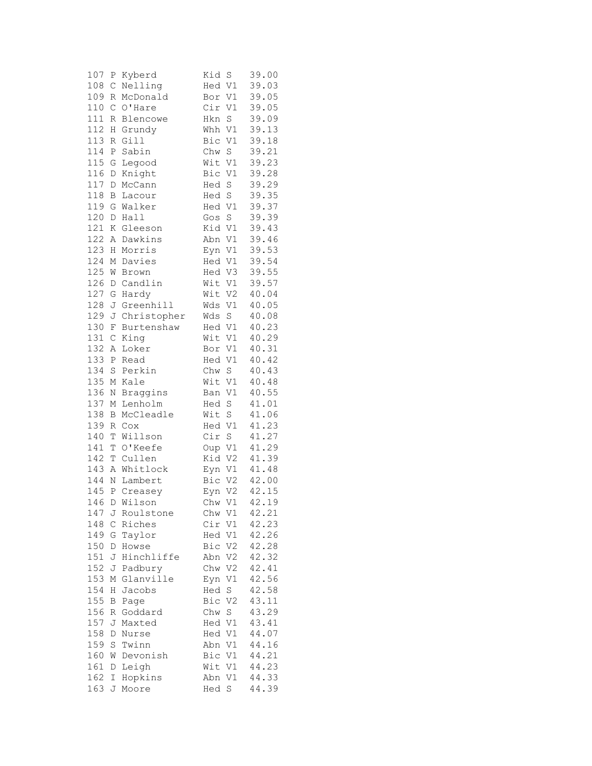```
107 P Kyberd        Kid S   39.00
108 C Nelling       Hed V1  39.03
109 R McDonald      Bor V1  39.05
110 C O'Hare        Cir V1  39.05
111 R Blencowe      Hkn S   39.09
112 H Grundy        Whh V1  39.13
113 R Gill          Bic V1  39.18
114 P Sabin         Chw S   39.21
115 G Legood        Wit V1  39.23
116 D Knight        Bic V1  39.28
117 D McCann        Hed S   39.29
118 B Lacour        Hed S   39.35
119 G Walker        Hed V1  39.37
120 D Hall          Gos S   39.39
121 K Gleeson       Kid V1  39.43
122 A Dawkins       Abn V1  39.46
123 H Morris        Eyn V1  39.53
124 M Davies        Hed V1  39.54
125 W Brown         Hed V3  39.55
126 D Candlin       Wit V1  39.57
127 G Hardy         Wit V2  40.04
128 J Greenhill     Wds V1  40.05
129 J Christopher   Wds S   40.08
130 F Burtenshaw    Hed V1  40.23
131 C King          Wit V1  40.29
132 A Loker         Bor V1  40.31
133 P Read          Hed V1  40.42
134 S Perkin        Chw S   40.43
135 M Kale          Wit V1  40.48
136 N Braggins      Ban V1  40.55
137 M Lenholm       Hed S   41.01
138 B McCleadle     Wit S   41.06
139 R Cox           Hed V1  41.23
140 T Willson       Cir S   41.27
141 T O'Keefe       Oup V1  41.29
142 T Cullen        Kid V2  41.39
143 A Whitlock      Eyn V1  41.48
144 N Lambert       Bic V2  42.00
145 P Creasey       Eyn V2  42.15
146 D Wilson        Chw V1  42.19
147 J Roulstone     Chw V1  42.21
148 C Riches        Cir V1  42.23
149 G Taylor        Hed V1  42.26
150 D Howse         Bic V2  42.28
151 J Hinchliffe    Abn V2  42.32
152 J Padbury       Chw V2  42.41
153 M Glanville     Eyn V1  42.56
154 H Jacobs        Hed S   42.58
155 B Page          Bic V2  43.11
156 R Goddard       Chw S   43.29
157 J Maxted        Hed V1  43.41
158 D Nurse         Hed V1  44.07
159 S Twinn         Abn V1  44.16
160 W Devonish      Bic V1  44.21
161 D Leigh         Wit V1  44.23
162 I Hopkins       Abn V1  44.33
163 J Moore         Hed S   44.39
```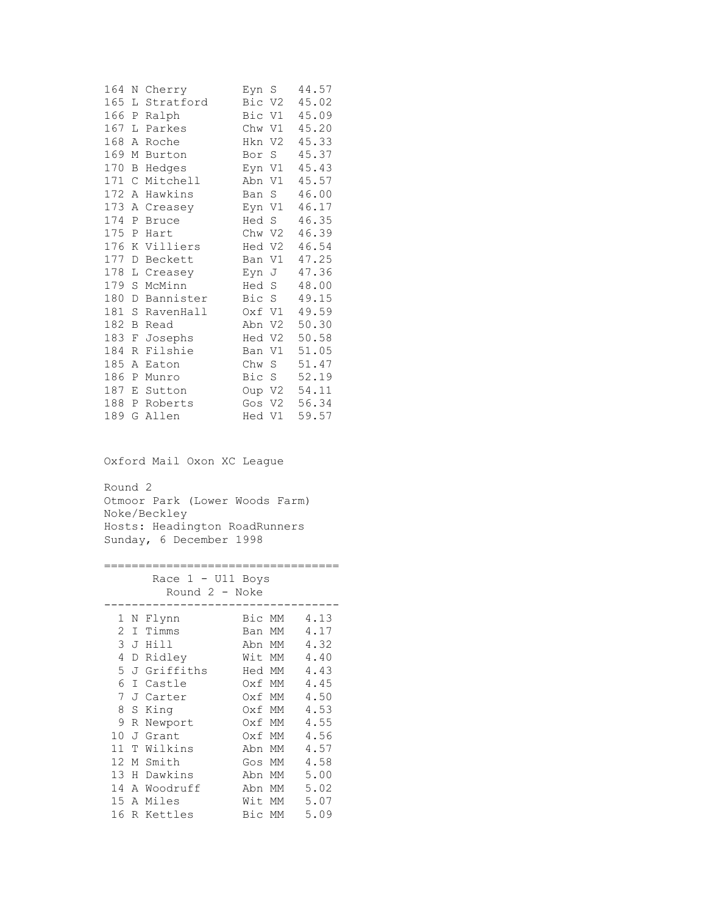| Pos | Name | Club | Cat | Time |
|---|---|---|---|---|
| 164 | N Cherry | Eyn | S | 44.57 |
| 165 | L Stratford | Bic | V2 | 45.02 |
| 166 | P Ralph | Bic | V1 | 45.09 |
| 167 | L Parkes | Chw | V1 | 45.20 |
| 168 | A Roche | Hkn | V2 | 45.33 |
| 169 | M Burton | Bor | S | 45.37 |
| 170 | B Hedges | Eyn | V1 | 45.43 |
| 171 | C Mitchell | Abn | V1 | 45.57 |
| 172 | A Hawkins | Ban | S | 46.00 |
| 173 | A Creasey | Eyn | V1 | 46.17 |
| 174 | P Bruce | Hed | S | 46.35 |
| 175 | P Hart | Chw | V2 | 46.39 |
| 176 | K Villiers | Hed | V2 | 46.54 |
| 177 | D Beckett | Ban | V1 | 47.25 |
| 178 | L Creasey | Eyn | J | 47.36 |
| 179 | S McMinn | Hed | S | 48.00 |
| 180 | D Bannister | Bic | S | 49.15 |
| 181 | S RavenHall | Oxf | V1 | 49.59 |
| 182 | B Read | Abn | V2 | 50.30 |
| 183 | F Josephs | Hed | V2 | 50.58 |
| 184 | R Filshie | Ban | V1 | 51.05 |
| 185 | A Eaton | Chw | S | 51.47 |
| 186 | P Munro | Bic | S | 52.19 |
| 187 | E Sutton | Oup | V2 | 54.11 |
| 188 | P Roberts | Gos | V2 | 56.34 |
| 189 | G Allen | Hed | V1 | 59.57 |

Oxford Mail Oxon XC League

Round 2
Otmoor Park (Lower Woods Farm)
Noke/Beckley
Hosts: Headington RoadRunners
Sunday, 6 December 1998

## Race 1 - U11 Boys
### Round 2 - Noke

| Pos | Name | Club | Cat | Time |
|---|---|---|---|---|
| 1 | N Flynn | Bic | MM | 4.13 |
| 2 | I Timms | Ban | MM | 4.17 |
| 3 | J Hill | Abn | MM | 4.32 |
| 4 | D Ridley | Wit | MM | 4.40 |
| 5 | J Griffiths | Hed | MM | 4.43 |
| 6 | I Castle | Oxf | MM | 4.45 |
| 7 | J Carter | Oxf | MM | 4.50 |
| 8 | S King | Oxf | MM | 4.53 |
| 9 | R Newport | Oxf | MM | 4.55 |
| 10 | J Grant | Oxf | MM | 4.56 |
| 11 | T Wilkins | Abn | MM | 4.57 |
| 12 | M Smith | Gos | MM | 4.58 |
| 13 | H Dawkins | Abn | MM | 5.00 |
| 14 | A Woodruff | Abn | MM | 5.02 |
| 15 | A Miles | Wit | MM | 5.07 |
| 16 | R Kettles | Bic | MM | 5.09 |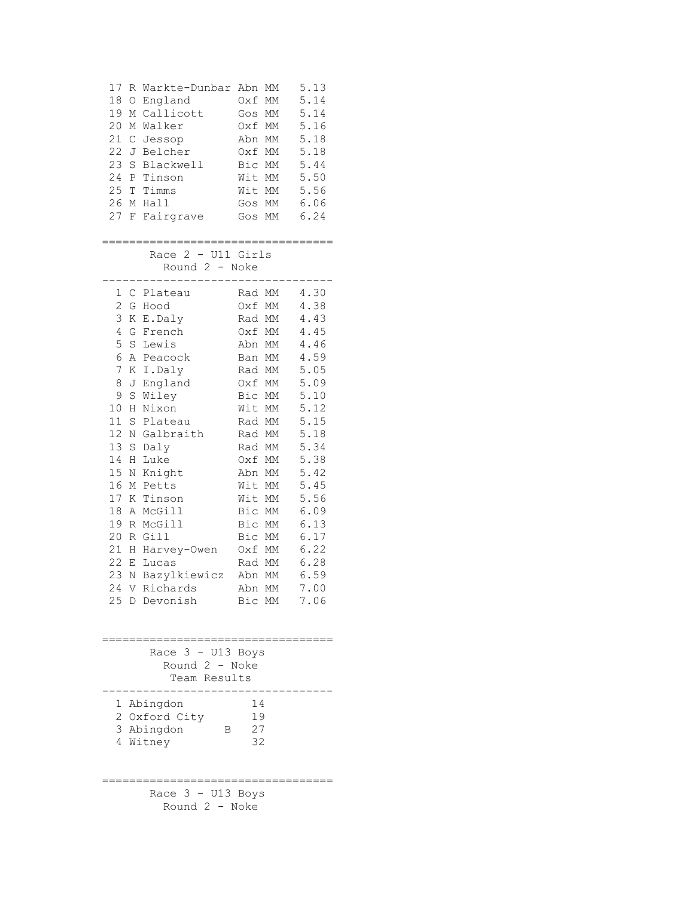| Pos | Name | Club | Cat | Time |
|---|---|---|---|---|
| 17 | R Warkte-Dunbar | Abn | MM | 5.13 |
| 18 | O England | Oxf | MM | 5.14 |
| 19 | M Callicott | Gos | MM | 5.14 |
| 20 | M Walker | Oxf | MM | 5.16 |
| 21 | C Jessop | Abn | MM | 5.18 |
| 22 | J Belcher | Oxf | MM | 5.18 |
| 23 | S Blackwell | Bic | MM | 5.44 |
| 24 | P Tinson | Wit | MM | 5.50 |
| 25 | T Timms | Wit | MM | 5.56 |
| 26 | M Hall | Gos | MM | 6.06 |
| 27 | F Fairgrave | Gos | MM | 6.24 |

## Race 2 - U11 Girls
### Round 2 - Noke

| Pos | Name | Club | Cat | Time |
|---|---|---|---|---|
| 1 | C Plateau | Rad | MM | 4.30 |
| 2 | G Hood | Oxf | MM | 4.38 |
| 3 | K E.Daly | Rad | MM | 4.43 |
| 4 | G French | Oxf | MM | 4.45 |
| 5 | S Lewis | Abn | MM | 4.46 |
| 6 | A Peacock | Ban | MM | 4.59 |
| 7 | K I.Daly | Rad | MM | 5.05 |
| 8 | J England | Oxf | MM | 5.09 |
| 9 | S Wiley | Bic | MM | 5.10 |
| 10 | H Nixon | Wit | MM | 5.12 |
| 11 | S Plateau | Rad | MM | 5.15 |
| 12 | N Galbraith | Rad | MM | 5.18 |
| 13 | S Daly | Rad | MM | 5.34 |
| 14 | H Luke | Oxf | MM | 5.38 |
| 15 | N Knight | Abn | MM | 5.42 |
| 16 | M Petts | Wit | MM | 5.45 |
| 17 | K Tinson | Wit | MM | 5.56 |
| 18 | A McGill | Bic | MM | 6.09 |
| 19 | R McGill | Bic | MM | 6.13 |
| 20 | R Gill | Bic | MM | 6.17 |
| 21 | H Harvey-Owen | Oxf | MM | 6.22 |
| 22 | E Lucas | Rad | MM | 6.28 |
| 23 | N Bazylkiewicz | Abn | MM | 6.59 |
| 24 | V Richards | Abn | MM | 7.00 |
| 25 | D Devonish | Bic | MM | 7.06 |

## Race 3 - U13 Boys
### Round 2 - Noke
### Team Results

| Pos | Team | | Points |
|---|---|---|---|
| 1 | Abingdon | | 14 |
| 2 | Oxford City | | 19 |
| 3 | Abingdon | B | 27 |
| 4 | Witney | | 32 |

## Race 3 - U13 Boys
### Round 2 - Noke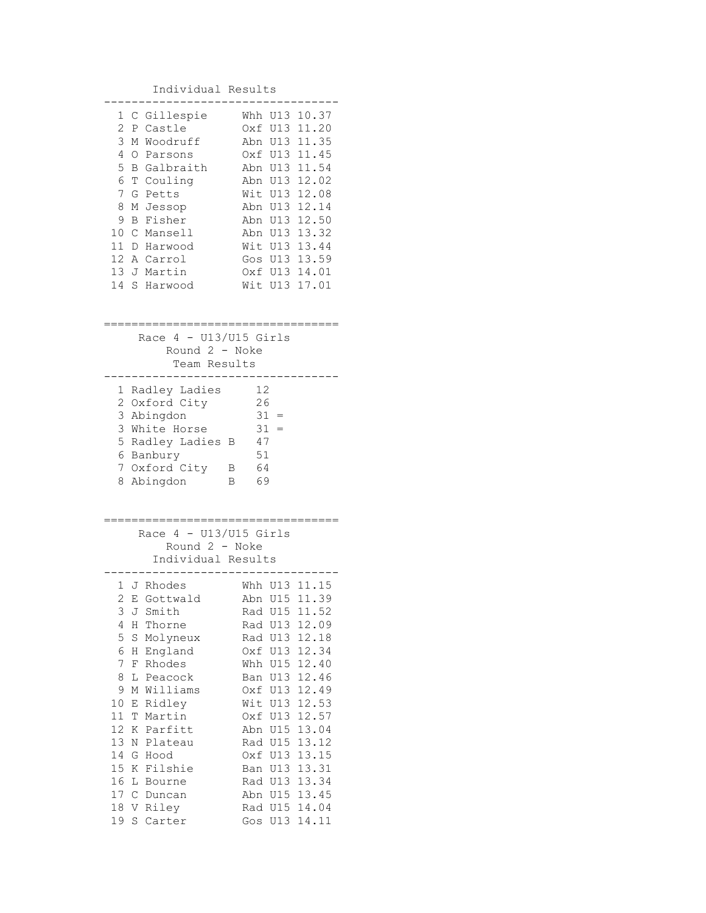### Individual Results

| Pos | Name | Club | Cat | Time |
|---|---|---|---|---|
| 1 | C Gillespie | Whh | U13 | 10.37 |
| 2 | P Castle | Oxf | U13 | 11.20 |
| 3 | M Woodruff | Abn | U13 | 11.35 |
| 4 | O Parsons | Oxf | U13 | 11.45 |
| 5 | B Galbraith | Abn | U13 | 11.54 |
| 6 | T Couling | Abn | U13 | 12.02 |
| 7 | G Petts | Wit | U13 | 12.08 |
| 8 | M Jessop | Abn | U13 | 12.14 |
| 9 | B Fisher | Abn | U13 | 12.50 |
| 10 | C Mansell | Abn | U13 | 13.32 |
| 11 | D Harwood | Wit | U13 | 13.44 |
| 12 | A Carrol | Gos | U13 | 13.59 |
| 13 | J Martin | Oxf | U13 | 14.01 |
| 14 | S Harwood | Wit | U13 | 17.01 |

## Race 4 - U13/U15 Girls
### Round 2 - Noke
### Team Results

| Pos | Team | Points |
|---|---|---|
| 1 | Radley Ladies | 12 |
| 2 | Oxford City | 26 |
| 3 | Abingdon | 31 = |
| 3 | White Horse | 31 = |
| 5 | Radley Ladies B | 47 |
| 6 | Banbury | 51 |
| 7 | Oxford City B | 64 |
| 8 | Abingdon B | 69 |

## Race 4 - U13/U15 Girls
### Round 2 - Noke
### Individual Results

| Pos | Name | Club | Cat | Time |
|---|---|---|---|---|
| 1 | J Rhodes | Whh | U13 | 11.15 |
| 2 | E Gottwald | Abn | U15 | 11.39 |
| 3 | J Smith | Rad | U15 | 11.52 |
| 4 | H Thorne | Rad | U13 | 12.09 |
| 5 | S Molyneux | Rad | U13 | 12.18 |
| 6 | H England | Oxf | U13 | 12.34 |
| 7 | F Rhodes | Whh | U15 | 12.40 |
| 8 | L Peacock | Ban | U13 | 12.46 |
| 9 | M Williams | Oxf | U13 | 12.49 |
| 10 | E Ridley | Wit | U13 | 12.53 |
| 11 | T Martin | Oxf | U13 | 12.57 |
| 12 | K Parfitt | Abn | U15 | 13.04 |
| 13 | N Plateau | Rad | U15 | 13.12 |
| 14 | G Hood | Oxf | U13 | 13.15 |
| 15 | K Filshie | Ban | U13 | 13.31 |
| 16 | L Bourne | Rad | U13 | 13.34 |
| 17 | C Duncan | Abn | U15 | 13.45 |
| 18 | V Riley | Rad | U15 | 14.04 |
| 19 | S Carter | Gos | U13 | 14.11 |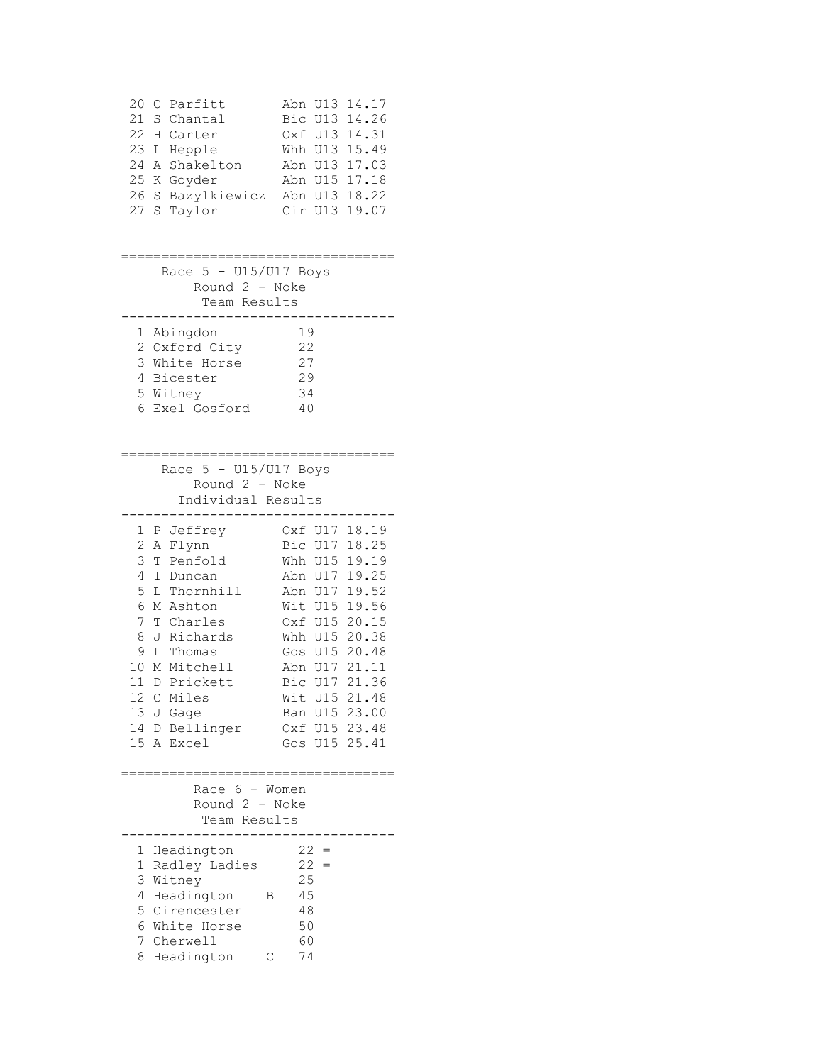| | | | | |
|---|---|---|---|---|
| 20 | C Parfitt | Abn | U13 | 14.17 |
| 21 | S Chantal | Bic | U13 | 14.26 |
| 22 | H Carter | Oxf | U13 | 14.31 |
| 23 | L Hepple | Whh | U13 | 15.49 |
| 24 | A Shakelton | Abn | U13 | 17.03 |
| 25 | K Goyder | Abn | U15 | 17.18 |
| 26 | S Bazylkiewicz | Abn | U13 | 18.22 |
| 27 | S Taylor | Cir | U13 | 19.07 |

## Race 5 - U15/U17 Boys
### Round 2 - Noke
### Team Results

| | | |
|---|---|---|
| 1 | Abingdon | 19 |
| 2 | Oxford City | 22 |
| 3 | White Horse | 27 |
| 4 | Bicester | 29 |
| 5 | Witney | 34 |
| 6 | Exel Gosford | 40 |

## Race 5 - U15/U17 Boys
### Round 2 - Noke
### Individual Results

| | | | | |
|---|---|---|---|---|
| 1 | P Jeffrey | Oxf | U17 | 18.19 |
| 2 | A Flynn | Bic | U17 | 18.25 |
| 3 | T Penfold | Whh | U15 | 19.19 |
| 4 | I Duncan | Abn | U17 | 19.25 |
| 5 | L Thornhill | Abn | U17 | 19.52 |
| 6 | M Ashton | Wit | U15 | 19.56 |
| 7 | T Charles | Oxf | U15 | 20.15 |
| 8 | J Richards | Whh | U15 | 20.38 |
| 9 | L Thomas | Gos | U15 | 20.48 |
| 10 | M Mitchell | Abn | U17 | 21.11 |
| 11 | D Prickett | Bic | U17 | 21.36 |
| 12 | C Miles | Wit | U15 | 21.48 |
| 13 | J Gage | Ban | U15 | 23.00 |
| 14 | D Bellinger | Oxf | U15 | 23.48 |
| 15 | A Excel | Gos | U15 | 25.41 |

## Race 6 - Women
### Round 2 - Noke
### Team Results

| | | | |
|---|---|---|---|
| 1 | Headington | | 22 = |
| 1 | Radley Ladies | | 22 = |
| 3 | Witney | | 25 |
| 4 | Headington | B | 45 |
| 5 | Cirencester | | 48 |
| 6 | White Horse | | 50 |
| 7 | Cherwell | | 60 |
| 8 | Headington | C | 74 |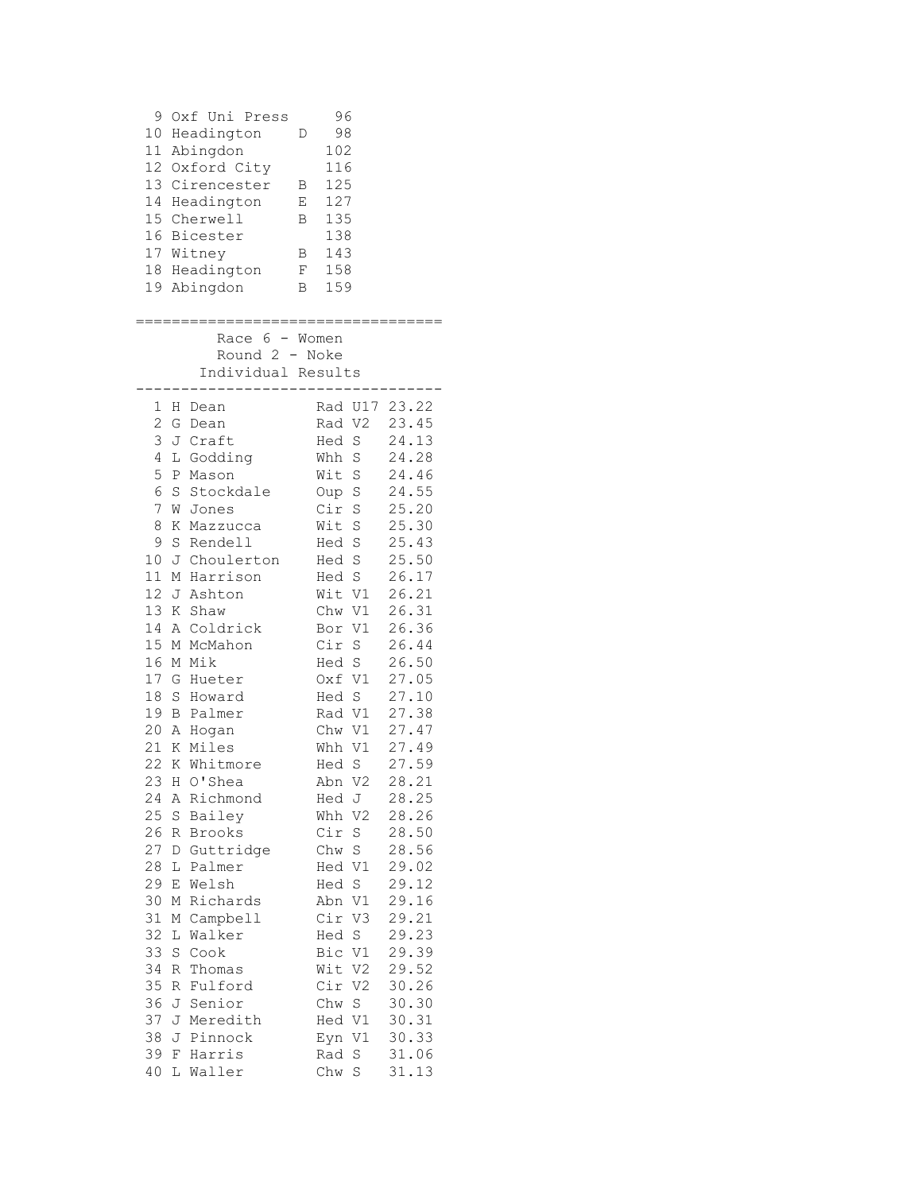| | | | |
|---|---|---|---|
| 9 | Oxf Uni Press | | 96 |
| 10 | Headington | D | 98 |
| 11 | Abingdon | | 102 |
| 12 | Oxford City | | 116 |
| 13 | Cirencester | B | 125 |
| 14 | Headington | E | 127 |
| 15 | Cherwell | B | 135 |
| 16 | Bicester | | 138 |
| 17 | Witney | B | 143 |
| 18 | Headington | F | 158 |
| 19 | Abingdon | B | 159 |

## Race 6 - Women
### Round 2 - Noke
### Individual Results

| | | | | |
|---|---|---|---|---|
| 1 | H Dean | Rad | U17 | 23.22 |
| 2 | G Dean | Rad | V2 | 23.45 |
| 3 | J Craft | Hed | S | 24.13 |
| 4 | L Godding | Whh | S | 24.28 |
| 5 | P Mason | Wit | S | 24.46 |
| 6 | S Stockdale | Oup | S | 24.55 |
| 7 | W Jones | Cir | S | 25.20 |
| 8 | K Mazzucca | Wit | S | 25.30 |
| 9 | S Rendell | Hed | S | 25.43 |
| 10 | J Choulerton | Hed | S | 25.50 |
| 11 | M Harrison | Hed | S | 26.17 |
| 12 | J Ashton | Wit | V1 | 26.21 |
| 13 | K Shaw | Chw | V1 | 26.31 |
| 14 | A Coldrick | Bor | V1 | 26.36 |
| 15 | M McMahon | Cir | S | 26.44 |
| 16 | M Mik | Hed | S | 26.50 |
| 17 | G Hueter | Oxf | V1 | 27.05 |
| 18 | S Howard | Hed | S | 27.10 |
| 19 | B Palmer | Rad | V1 | 27.38 |
| 20 | A Hogan | Chw | V1 | 27.47 |
| 21 | K Miles | Whh | V1 | 27.49 |
| 22 | K Whitmore | Hed | S | 27.59 |
| 23 | H O'Shea | Abn | V2 | 28.21 |
| 24 | A Richmond | Hed | J | 28.25 |
| 25 | S Bailey | Whh | V2 | 28.26 |
| 26 | R Brooks | Cir | S | 28.50 |
| 27 | D Guttridge | Chw | S | 28.56 |
| 28 | L Palmer | Hed | V1 | 29.02 |
| 29 | E Welsh | Hed | S | 29.12 |
| 30 | M Richards | Abn | V1 | 29.16 |
| 31 | M Campbell | Cir | V3 | 29.21 |
| 32 | L Walker | Hed | S | 29.23 |
| 33 | S Cook | Bic | V1 | 29.39 |
| 34 | R Thomas | Wit | V2 | 29.52 |
| 35 | R Fulford | Cir | V2 | 30.26 |
| 36 | J Senior | Chw | S | 30.30 |
| 37 | J Meredith | Hed | V1 | 30.31 |
| 38 | J Pinnock | Eyn | V1 | 30.33 |
| 39 | F Harris | Rad | S | 31.06 |
| 40 | L Waller | Chw | S | 31.13 |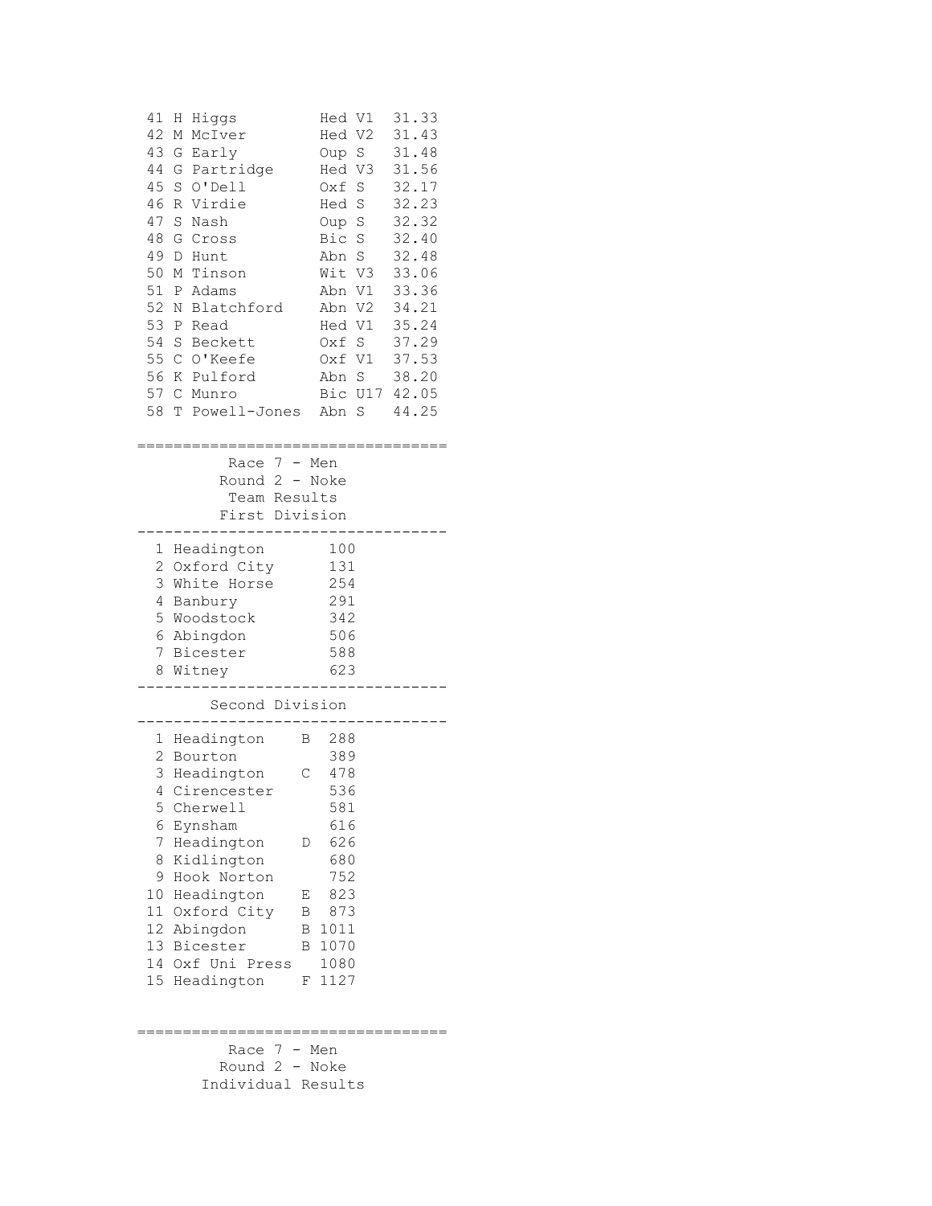| Pos | Name | Club | Cat | Time |
|---|---|---|---|---|
| 41 | H Higgs | Hed | V1 | 31.33 |
| 42 | M McIver | Hed | V2 | 31.43 |
| 43 | G Early | Oup | S | 31.48 |
| 44 | G Partridge | Hed | V3 | 31.56 |
| 45 | S O'Dell | Oxf | S | 32.17 |
| 46 | R Virdie | Hed | S | 32.23 |
| 47 | S Nash | Oup | S | 32.32 |
| 48 | G Cross | Bic | S | 32.40 |
| 49 | D Hunt | Abn | S | 32.48 |
| 50 | M Tinson | Wit | V3 | 33.06 |
| 51 | P Adams | Abn | V1 | 33.36 |
| 52 | N Blatchford | Abn | V2 | 34.21 |
| 53 | P Read | Hed | V1 | 35.24 |
| 54 | S Beckett | Oxf | S | 37.29 |
| 55 | C O'Keefe | Oxf | V1 | 37.53 |
| 56 | K Pulford | Abn | S | 38.20 |
| 57 | C Munro | Bic | U17 | 42.05 |
| 58 | T Powell-Jones | Abn | S | 44.25 |

## Race 7 - Men
### Round 2 - Noke
### Team Results

#### First Division

| Pos | Team | Points |
|---|---|---|
| 1 | Headington | 100 |
| 2 | Oxford City | 131 |
| 3 | White Horse | 254 |
| 4 | Banbury | 291 |
| 5 | Woodstock | 342 |
| 6 | Abingdon | 506 |
| 7 | Bicester | 588 |
| 8 | Witney | 623 |

#### Second Division

| Pos | Team | | Points |
|---|---|---|---|
| 1 | Headington | B | 288 |
| 2 | Bourton | | 389 |
| 3 | Headington | C | 478 |
| 4 | Cirencester | | 536 |
| 5 | Cherwell | | 581 |
| 6 | Eynsham | | 616 |
| 7 | Headington | D | 626 |
| 8 | Kidlington | | 680 |
| 9 | Hook Norton | | 752 |
| 10 | Headington | E | 823 |
| 11 | Oxford City | B | 873 |
| 12 | Abingdon | B | 1011 |
| 13 | Bicester | B | 1070 |
| 14 | Oxf Uni Press | | 1080 |
| 15 | Headington | F | 1127 |

## Race 7 - Men
### Round 2 - Noke
### Individual Results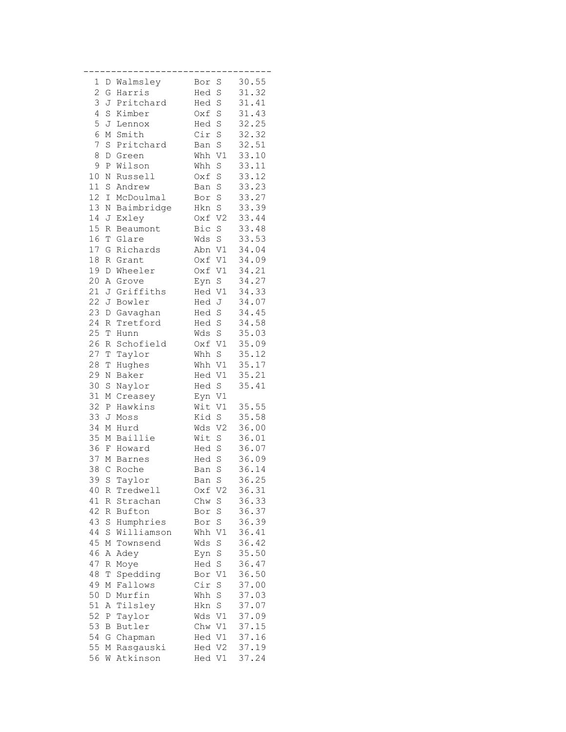| Pos | Name | Club | Cat | Time |
|---|---|---|---|---|
| 1 | D Walmsley | Bor | S | 30.55 |
| 2 | G Harris | Hed | S | 31.32 |
| 3 | J Pritchard | Hed | S | 31.41 |
| 4 | S Kimber | Oxf | S | 31.43 |
| 5 | J Lennox | Hed | S | 32.25 |
| 6 | M Smith | Cir | S | 32.32 |
| 7 | S Pritchard | Ban | S | 32.51 |
| 8 | D Green | Whh | V1 | 33.10 |
| 9 | P Wilson | Whh | S | 33.11 |
| 10 | N Russell | Oxf | S | 33.12 |
| 11 | S Andrew | Ban | S | 33.23 |
| 12 | I McDoulmal | Bor | S | 33.27 |
| 13 | N Baimbridge | Hkn | S | 33.39 |
| 14 | J Exley | Oxf | V2 | 33.44 |
| 15 | R Beaumont | Bic | S | 33.48 |
| 16 | T Glare | Wds | S | 33.53 |
| 17 | G Richards | Abn | V1 | 34.04 |
| 18 | R Grant | Oxf | V1 | 34.09 |
| 19 | D Wheeler | Oxf | V1 | 34.21 |
| 20 | A Grove | Eyn | S | 34.27 |
| 21 | J Griffiths | Hed | V1 | 34.33 |
| 22 | J Bowler | Hed | J | 34.07 |
| 23 | D Gavaghan | Hed | S | 34.45 |
| 24 | R Tretford | Hed | S | 34.58 |
| 25 | T Hunn | Wds | S | 35.03 |
| 26 | R Schofield | Oxf | V1 | 35.09 |
| 27 | T Taylor | Whh | S | 35.12 |
| 28 | T Hughes | Whh | V1 | 35.17 |
| 29 | N Baker | Hed | V1 | 35.21 |
| 30 | S Naylor | Hed | S | 35.41 |
| 31 | M Creasey | Eyn | V1 | |
| 32 | P Hawkins | Wit | V1 | 35.55 |
| 33 | J Moss | Kid | S | 35.58 |
| 34 | M Hurd | Wds | V2 | 36.00 |
| 35 | M Baillie | Wit | S | 36.01 |
| 36 | F Howard | Hed | S | 36.07 |
| 37 | M Barnes | Hed | S | 36.09 |
| 38 | C Roche | Ban | S | 36.14 |
| 39 | S Taylor | Ban | S | 36.25 |
| 40 | R Tredwell | Oxf | V2 | 36.31 |
| 41 | R Strachan | Chw | S | 36.33 |
| 42 | R Bufton | Bor | S | 36.37 |
| 43 | S Humphries | Bor | S | 36.39 |
| 44 | S Williamson | Whh | V1 | 36.41 |
| 45 | M Townsend | Wds | S | 36.42 |
| 46 | A Adey | Eyn | S | 35.50 |
| 47 | R Moye | Hed | S | 36.47 |
| 48 | T Spedding | Bor | V1 | 36.50 |
| 49 | M Fallows | Cir | S | 37.00 |
| 50 | D Murfin | Whh | S | 37.03 |
| 51 | A Tilsley | Hkn | S | 37.07 |
| 52 | P Taylor | Wds | V1 | 37.09 |
| 53 | B Butler | Chw | V1 | 37.15 |
| 54 | G Chapman | Hed | V1 | 37.16 |
| 55 | M Rasgauski | Hed | V2 | 37.19 |
| 56 | W Atkinson | Hed | V1 | 37.24 |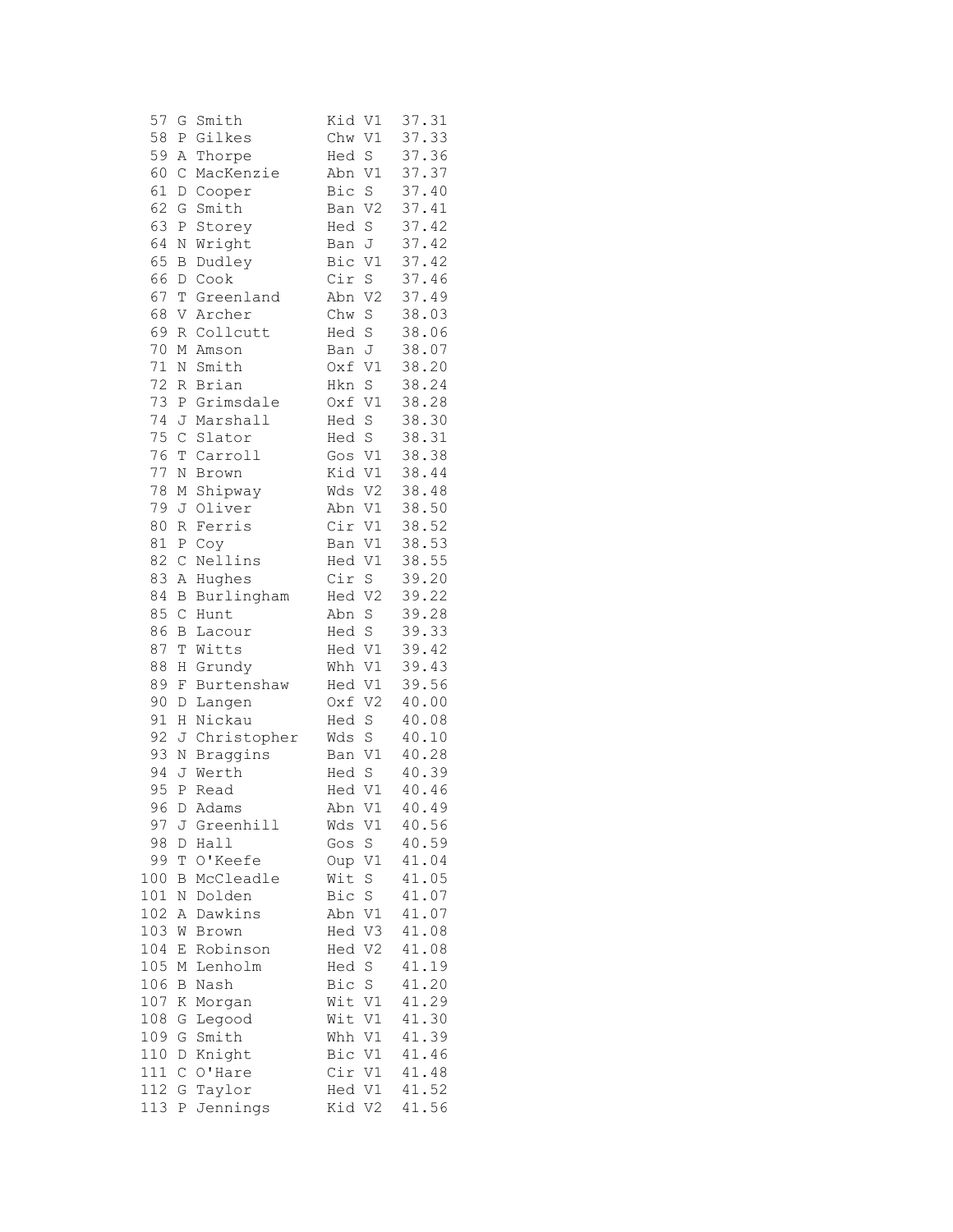```
 57 G Smith          Kid V1  37.31
 58 P Gilkes         Chw V1  37.33
 59 A Thorpe         Hed S   37.36
 60 C MacKenzie      Abn V1  37.37
 61 D Cooper         Bic S   37.40
 62 G Smith          Ban V2  37.41
 63 P Storey         Hed S   37.42
 64 N Wright         Ban J   37.42
 65 B Dudley         Bic V1  37.42
 66 D Cook           Cir S   37.46
 67 T Greenland      Abn V2  37.49
 68 V Archer         Chw S   38.03
 69 R Collcutt       Hed S   38.06
 70 M Amson          Ban J   38.07
 71 N Smith          Oxf V1  38.20
 72 R Brian          Hkn S   38.24
 73 P Grimsdale      Oxf V1  38.28
 74 J Marshall       Hed S   38.30
 75 C Slator         Hed S   38.31
 76 T Carroll        Gos V1  38.38
 77 N Brown          Kid V1  38.44
 78 M Shipway        Wds V2  38.48
 79 J Oliver         Abn V1  38.50
 80 R Ferris         Cir V1  38.52
 81 P Coy            Ban V1  38.53
 82 C Nellins        Hed V1  38.55
 83 A Hughes         Cir S   39.20
 84 B Burlingham     Hed V2  39.22
 85 C Hunt           Abn S   39.28
 86 B Lacour         Hed S   39.33
 87 T Witts          Hed V1  39.42
 88 H Grundy         Whh V1  39.43
 89 F Burtenshaw     Hed V1  39.56
 90 D Langen         Oxf V2  40.00
 91 H Nickau         Hed S   40.08
 92 J Christopher    Wds S   40.10
 93 N Braggins       Ban V1  40.28
 94 J Werth          Hed S   40.39
 95 P Read           Hed V1  40.46
 96 D Adams          Abn V1  40.49
 97 J Greenhill      Wds V1  40.56
 98 D Hall           Gos S   40.59
 99 T O'Keefe        Oup V1  41.04
100 B McCleadle      Wit S   41.05
101 N Dolden         Bic S   41.07
102 A Dawkins        Abn V1  41.07
103 W Brown          Hed V3  41.08
104 E Robinson       Hed V2  41.08
105 M Lenholm        Hed S   41.19
106 B Nash           Bic S   41.20
107 K Morgan         Wit V1  41.29
108 G Legood         Wit V1  41.30
109 G Smith          Whh V1  41.39
110 D Knight         Bic V1  41.46
111 C O'Hare         Cir V1  41.48
112 G Taylor         Hed V1  41.52
113 P Jennings       Kid V2  41.56
```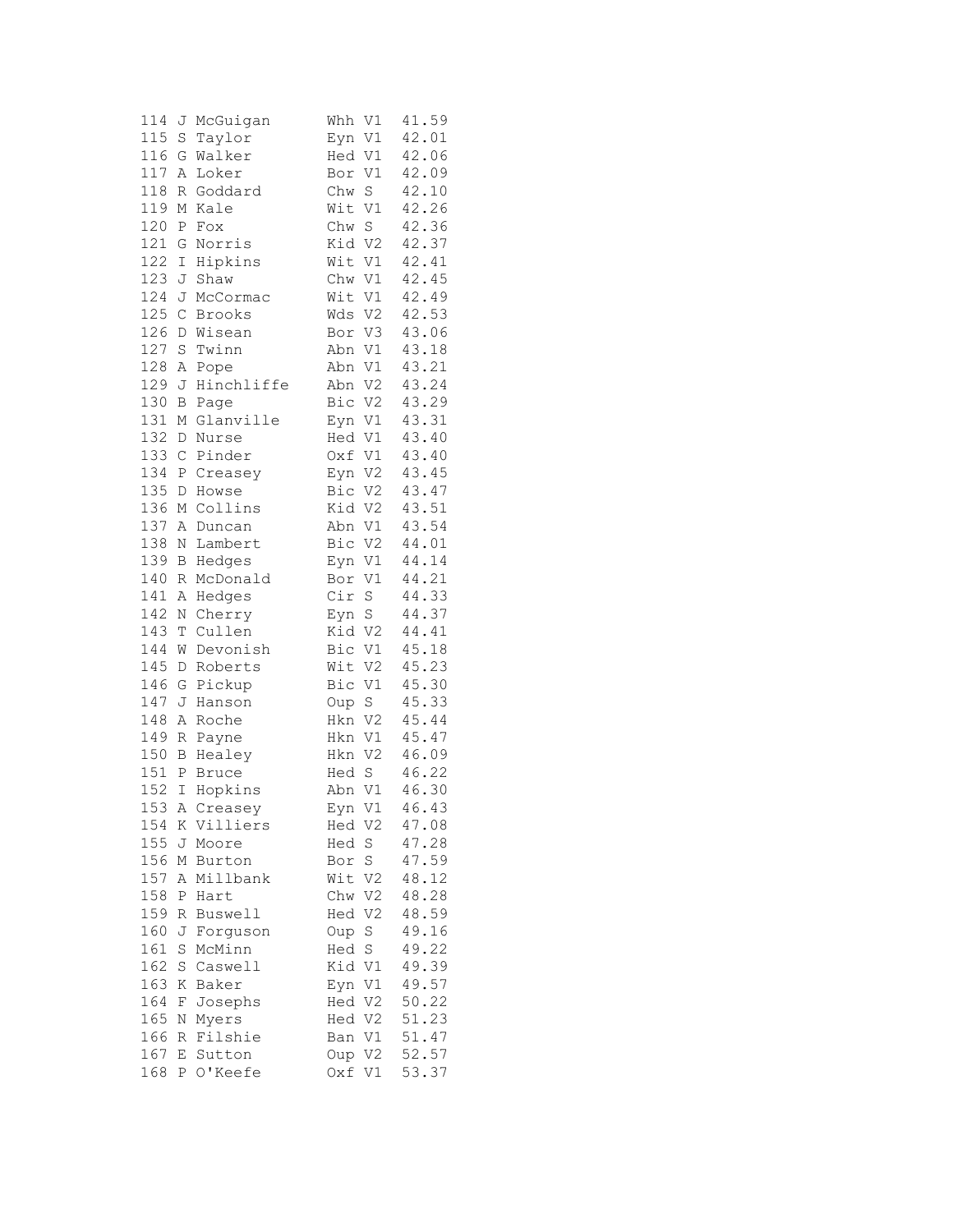```
114 J McGuigan      Whh V1  41.59
115 S Taylor        Eyn V1  42.01
116 G Walker        Hed V1  42.06
117 A Loker         Bor V1  42.09
118 R Goddard       Chw S   42.10
119 M Kale          Wit V1  42.26
120 P Fox           Chw S   42.36
121 G Norris        Kid V2  42.37
122 I Hipkins       Wit V1  42.41
123 J Shaw          Chw V1  42.45
124 J McCormac      Wit V1  42.49
125 C Brooks        Wds V2  42.53
126 D Wisean        Bor V3  43.06
127 S Twinn         Abn V1  43.18
128 A Pope          Abn V1  43.21
129 J Hinchliffe    Abn V2  43.24
130 B Page          Bic V2  43.29
131 M Glanville     Eyn V1  43.31
132 D Nurse         Hed V1  43.40
133 C Pinder        Oxf V1  43.40
134 P Creasey       Eyn V2  43.45
135 D Howse         Bic V2  43.47
136 M Collins       Kid V2  43.51
137 A Duncan        Abn V1  43.54
138 N Lambert       Bic V2  44.01
139 B Hedges        Eyn V1  44.14
140 R McDonald      Bor V1  44.21
141 A Hedges        Cir S   44.33
142 N Cherry        Eyn S   44.37
143 T Cullen        Kid V2  44.41
144 W Devonish      Bic V1  45.18
145 D Roberts       Wit V2  45.23
146 G Pickup        Bic V1  45.30
147 J Hanson        Oup S   45.33
148 A Roche         Hkn V2  45.44
149 R Payne         Hkn V1  45.47
150 B Healey        Hkn V2  46.09
151 P Bruce         Hed S   46.22
152 I Hopkins       Abn V1  46.30
153 A Creasey       Eyn V1  46.43
154 K Villiers      Hed V2  47.08
155 J Moore         Hed S   47.28
156 M Burton        Bor S   47.59
157 A Millbank      Wit V2  48.12
158 P Hart          Chw V2  48.28
159 R Buswell       Hed V2  48.59
160 J Forguson      Oup S   49.16
161 S McMinn        Hed S   49.22
162 S Caswell       Kid V1  49.39
163 K Baker         Eyn V1  49.57
164 F Josephs       Hed V2  50.22
165 N Myers         Hed V2  51.23
166 R Filshie       Ban V1  51.47
167 E Sutton        Oup V2  52.57
168 P O'Keefe       Oxf V1  53.37
```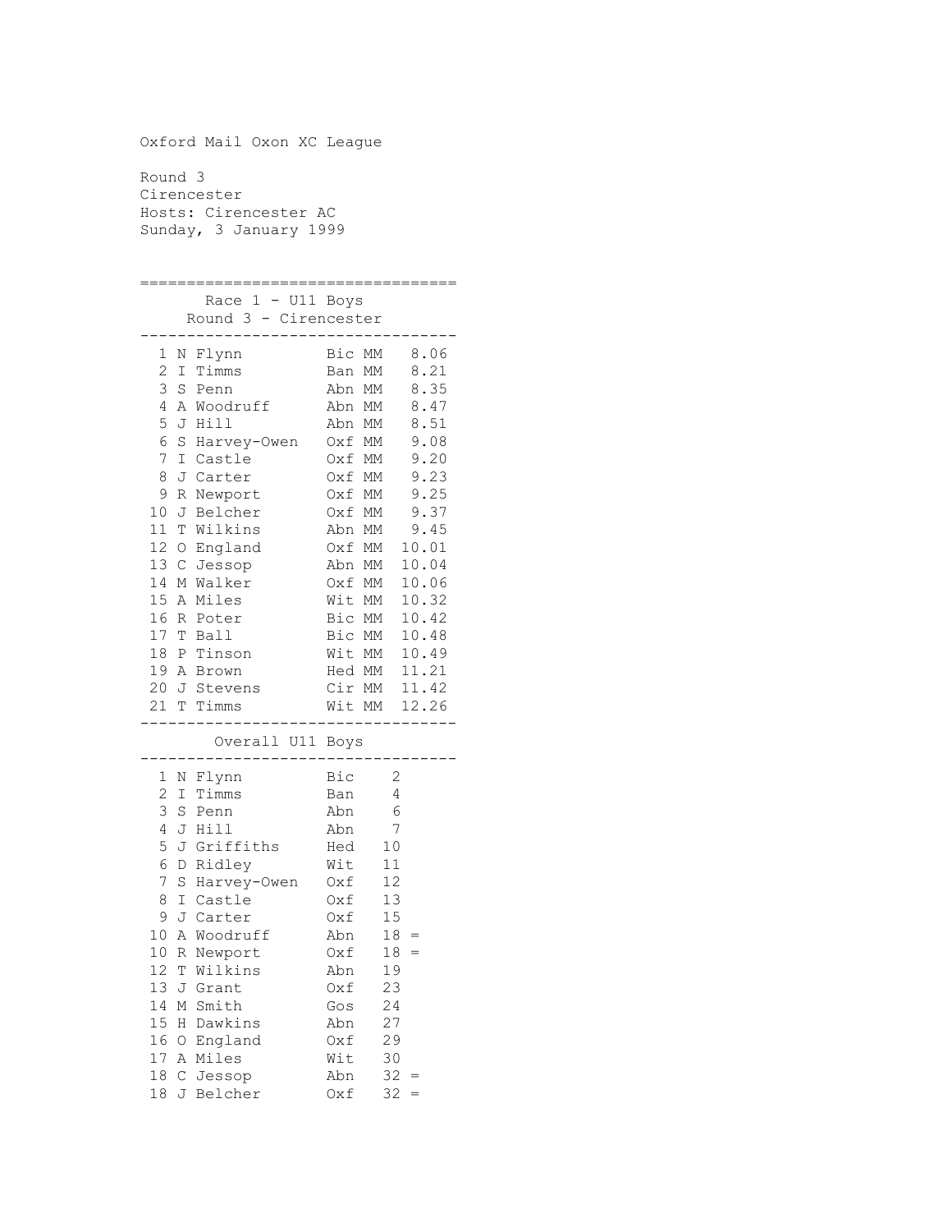Oxford Mail Oxon XC League

Round 3
Cirencester
Hosts: Cirencester AC
Sunday, 3 January 1999

## Race 1 - U11 Boys
### Round 3 - Cirencester

| Pos | Name | Club | Cat | Time |
|---|---|---|---|---|
| 1 | N Flynn | Bic | MM | 8.06 |
| 2 | I Timms | Ban | MM | 8.21 |
| 3 | S Penn | Abn | MM | 8.35 |
| 4 | A Woodruff | Abn | MM | 8.47 |
| 5 | J Hill | Abn | MM | 8.51 |
| 6 | S Harvey-Owen | Oxf | MM | 9.08 |
| 7 | I Castle | Oxf | MM | 9.20 |
| 8 | J Carter | Oxf | MM | 9.23 |
| 9 | R Newport | Oxf | MM | 9.25 |
| 10 | J Belcher | Oxf | MM | 9.37 |
| 11 | T Wilkins | Abn | MM | 9.45 |
| 12 | O England | Oxf | MM | 10.01 |
| 13 | C Jessop | Abn | MM | 10.04 |
| 14 | M Walker | Oxf | MM | 10.06 |
| 15 | A Miles | Wit | MM | 10.32 |
| 16 | R Poter | Bic | MM | 10.42 |
| 17 | T Ball | Bic | MM | 10.48 |
| 18 | P Tinson | Wit | MM | 10.49 |
| 19 | A Brown | Hed | MM | 11.21 |
| 20 | J Stevens | Cir | MM | 11.42 |
| 21 | T Timms | Wit | MM | 12.26 |

### Overall U11 Boys

| Pos | Name | Club | Points | |
|---|---|---|---|---|
| 1 | N Flynn | Bic | 2 | |
| 2 | I Timms | Ban | 4 | |
| 3 | S Penn | Abn | 6 | |
| 4 | J Hill | Abn | 7 | |
| 5 | J Griffiths | Hed | 10 | |
| 6 | D Ridley | Wit | 11 | |
| 7 | S Harvey-Owen | Oxf | 12 | |
| 8 | I Castle | Oxf | 13 | |
| 9 | J Carter | Oxf | 15 | |
| 10 | A Woodruff | Abn | 18 | = |
| 10 | R Newport | Oxf | 18 | = |
| 12 | T Wilkins | Abn | 19 | |
| 13 | J Grant | Oxf | 23 | |
| 14 | M Smith | Gos | 24 | |
| 15 | H Dawkins | Abn | 27 | |
| 16 | O England | Oxf | 29 | |
| 17 | A Miles | Wit | 30 | |
| 18 | C Jessop | Abn | 32 | = |
| 18 | J Belcher | Oxf | 32 | = |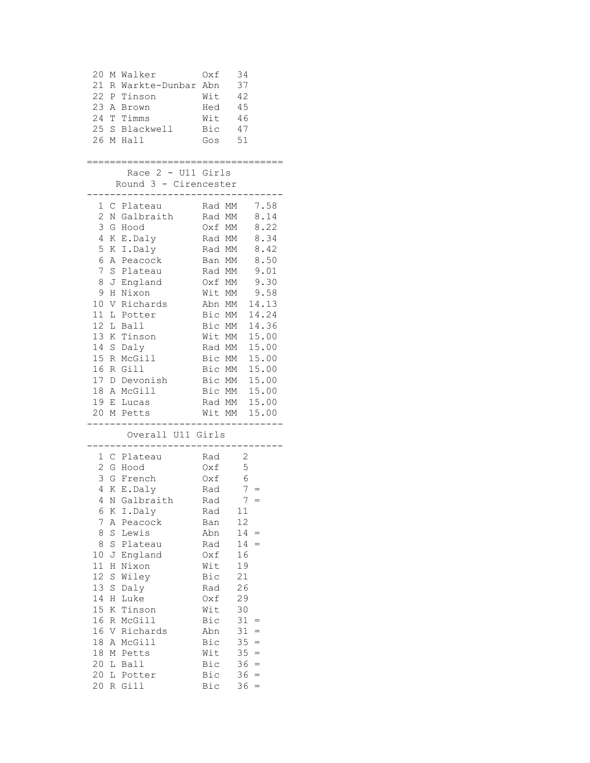| Pos | Name | Club | Points |
|---|---|---|---|
| 20 | M Walker | Oxf | 34 |
| 21 | R Warkte-Dunbar | Abn | 37 |
| 22 | P Tinson | Wit | 42 |
| 23 | A Brown | Hed | 45 |
| 24 | T Timms | Wit | 46 |
| 25 | S Blackwell | Bic | 47 |
| 26 | M Hall | Gos | 51 |

## Race 2 - U11 Girls

### Round 3 - Cirencester

| Pos | Name | Club | | Time |
|---|---|---|---|---|
| 1 | C Plateau | Rad | MM | 7.58 |
| 2 | N Galbraith | Rad | MM | 8.14 |
| 3 | G Hood | Oxf | MM | 8.22 |
| 4 | K E.Daly | Rad | MM | 8.34 |
| 5 | K I.Daly | Rad | MM | 8.42 |
| 6 | A Peacock | Ban | MM | 8.50 |
| 7 | S Plateau | Rad | MM | 9.01 |
| 8 | J England | Oxf | MM | 9.30 |
| 9 | H Nixon | Wit | MM | 9.58 |
| 10 | V Richards | Abn | MM | 14.13 |
| 11 | L Potter | Bic | MM | 14.24 |
| 12 | L Ball | Bic | MM | 14.36 |
| 13 | K Tinson | Wit | MM | 15.00 |
| 14 | S Daly | Rad | MM | 15.00 |
| 15 | R McGill | Bic | MM | 15.00 |
| 16 | R Gill | Bic | MM | 15.00 |
| 17 | D Devonish | Bic | MM | 15.00 |
| 18 | A McGill | Bic | MM | 15.00 |
| 19 | E Lucas | Rad | MM | 15.00 |
| 20 | M Petts | Wit | MM | 15.00 |

### Overall U11 Girls

| Pos | Name | Club | Points | |
|---|---|---|---|---|
| 1 | C Plateau | Rad | 2 | |
| 2 | G Hood | Oxf | 5 | |
| 3 | G French | Oxf | 6 | |
| 4 | K E.Daly | Rad | 7 | = |
| 4 | N Galbraith | Rad | 7 | = |
| 6 | K I.Daly | Rad | 11 | |
| 7 | A Peacock | Ban | 12 | |
| 8 | S Lewis | Abn | 14 | = |
| 8 | S Plateau | Rad | 14 | = |
| 10 | J England | Oxf | 16 | |
| 11 | H Nixon | Wit | 19 | |
| 12 | S Wiley | Bic | 21 | |
| 13 | S Daly | Rad | 26 | |
| 14 | H Luke | Oxf | 29 | |
| 15 | K Tinson | Wit | 30 | |
| 16 | R McGill | Bic | 31 | = |
| 16 | V Richards | Abn | 31 | = |
| 18 | A McGill | Bic | 35 | = |
| 18 | M Petts | Wit | 35 | = |
| 20 | L Ball | Bic | 36 | = |
| 20 | L Potter | Bic | 36 | = |
| 20 | R Gill | Bic | 36 | = |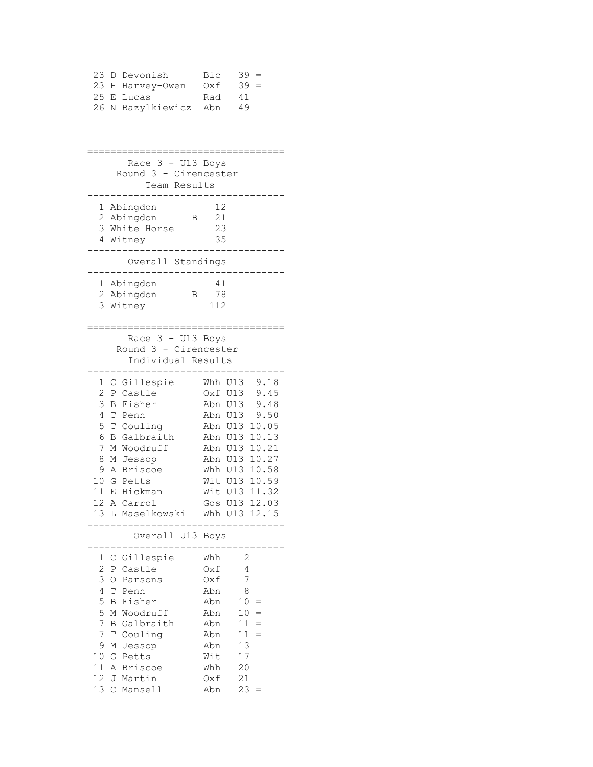| | | | |
|---|---|---|---|
| 23 | D Devonish | Bic | 39 = |
| 23 | H Harvey-Owen | Oxf | 39 = |
| 25 | E Lucas | Rad | 41 |
| 26 | N Bazylkiewicz | Abn | 49 |

## Race 3 - U13 Boys
### Round 3 - Cirencester
### Team Results

| Pos | Team | | Points |
|---|---|---|---|
| 1 | Abingdon | | 12 |
| 2 | Abingdon | B | 21 |
| 3 | White Horse | | 23 |
| 4 | Witney | | 35 |

### Overall Standings

| Pos | Team | | Points |
|---|---|---|---|
| 1 | Abingdon | | 41 |
| 2 | Abingdon | B | 78 |
| 3 | Witney | | 112 |

## Race 3 - U13 Boys
### Round 3 - Cirencester
### Individual Results

| Pos | Name | Club | Cat | Time |
|---|---|---|---|---|
| 1 | C Gillespie | Whh | U13 | 9.18 |
| 2 | P Castle | Oxf | U13 | 9.45 |
| 3 | B Fisher | Abn | U13 | 9.48 |
| 4 | T Penn | Abn | U13 | 9.50 |
| 5 | T Couling | Abn | U13 | 10.05 |
| 6 | B Galbraith | Abn | U13 | 10.13 |
| 7 | M Woodruff | Abn | U13 | 10.21 |
| 8 | M Jessop | Abn | U13 | 10.27 |
| 9 | A Briscoe | Whh | U13 | 10.58 |
| 10 | G Petts | Wit | U13 | 10.59 |
| 11 | E Hickman | Wit | U13 | 11.32 |
| 12 | A Carrol | Gos | U13 | 12.03 |
| 13 | L Maselkowski | Whh | U13 | 12.15 |

### Overall U13 Boys

| Pos | Name | Club | Points |
|---|---|---|---|
| 1 | C Gillespie | Whh | 2 |
| 2 | P Castle | Oxf | 4 |
| 3 | O Parsons | Oxf | 7 |
| 4 | T Penn | Abn | 8 |
| 5 | B Fisher | Abn | 10 = |
| 5 | M Woodruff | Abn | 10 = |
| 7 | B Galbraith | Abn | 11 = |
| 7 | T Couling | Abn | 11 = |
| 9 | M Jessop | Abn | 13 |
| 10 | G Petts | Wit | 17 |
| 11 | A Briscoe | Whh | 20 |
| 12 | J Martin | Oxf | 21 |
| 13 | C Mansell | Abn | 23 = |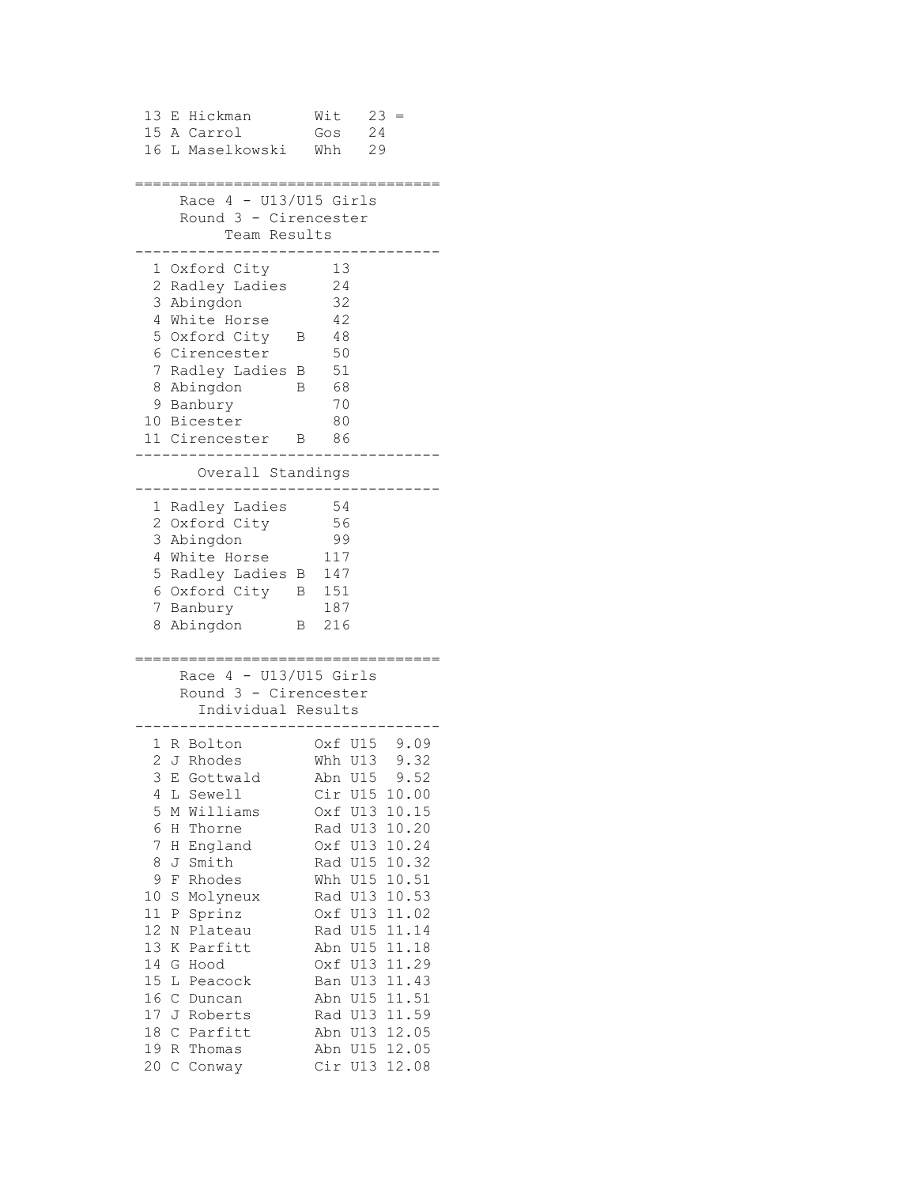| | | | |
|---|---|---|---|
| 13 | E Hickman | Wit | 23 = |
| 15 | A Carrol | Gos | 24 |
| 16 | L Maselkowski | Whh | 29 |

## Race 4 - U13/U15 Girls
### Round 3 - Cirencester
### Team Results

| | | |
|---|---|---|
| 1 | Oxford City | 13 |
| 2 | Radley Ladies | 24 |
| 3 | Abingdon | 32 |
| 4 | White Horse | 42 |
| 5 | Oxford City B | 48 |
| 6 | Cirencester | 50 |
| 7 | Radley Ladies B | 51 |
| 8 | Abingdon B | 68 |
| 9 | Banbury | 70 |
| 10 | Bicester | 80 |
| 11 | Cirencester B | 86 |

### Overall Standings

| | | |
|---|---|---|
| 1 | Radley Ladies | 54 |
| 2 | Oxford City | 56 |
| 3 | Abingdon | 99 |
| 4 | White Horse | 117 |
| 5 | Radley Ladies B | 147 |
| 6 | Oxford City B | 151 |
| 7 | Banbury | 187 |
| 8 | Abingdon B | 216 |

## Race 4 - U13/U15 Girls
### Round 3 - Cirencester
### Individual Results

| | | | | |
|---|---|---|---|---|
| 1 | R Bolton | Oxf | U15 | 9.09 |
| 2 | J Rhodes | Whh | U13 | 9.32 |
| 3 | E Gottwald | Abn | U15 | 9.52 |
| 4 | L Sewell | Cir | U15 | 10.00 |
| 5 | M Williams | Oxf | U13 | 10.15 |
| 6 | H Thorne | Rad | U13 | 10.20 |
| 7 | H England | Oxf | U13 | 10.24 |
| 8 | J Smith | Rad | U15 | 10.32 |
| 9 | F Rhodes | Whh | U15 | 10.51 |
| 10 | S Molyneux | Rad | U13 | 10.53 |
| 11 | P Sprinz | Oxf | U13 | 11.02 |
| 12 | N Plateau | Rad | U15 | 11.14 |
| 13 | K Parfitt | Abn | U15 | 11.18 |
| 14 | G Hood | Oxf | U13 | 11.29 |
| 15 | L Peacock | Ban | U13 | 11.43 |
| 16 | C Duncan | Abn | U15 | 11.51 |
| 17 | J Roberts | Rad | U13 | 11.59 |
| 18 | C Parfitt | Abn | U13 | 12.05 |
| 19 | R Thomas | Abn | U15 | 12.05 |
| 20 | C Conway | Cir | U13 | 12.08 |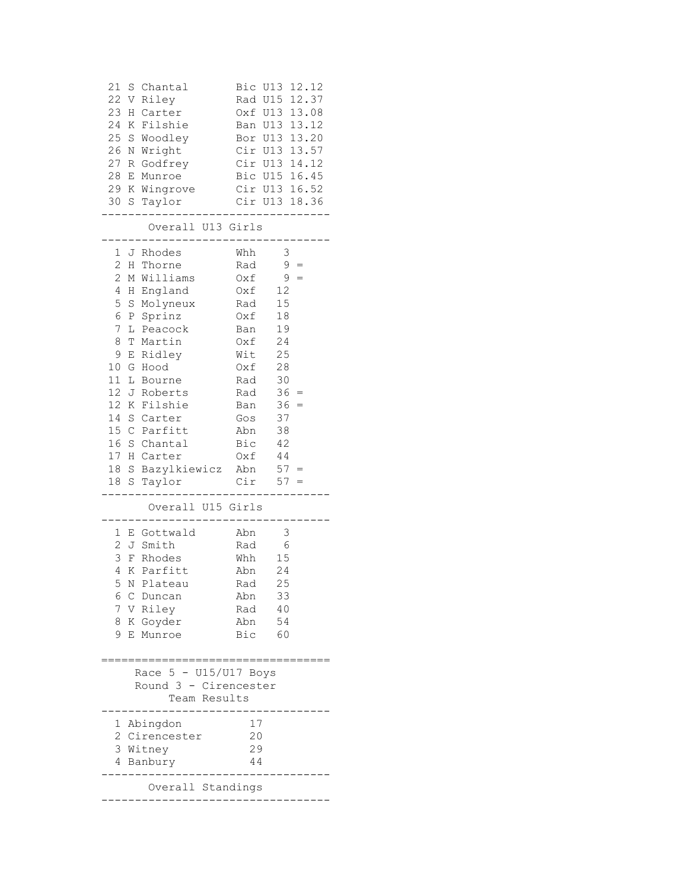| Pos | Name | Club | Cat | Time |
|---|---|---|---|---|
| 21 | S Chantal | Bic | U13 | 12.12 |
| 22 | V Riley | Rad | U15 | 12.37 |
| 23 | H Carter | Oxf | U13 | 13.08 |
| 24 | K Filshie | Ban | U13 | 13.12 |
| 25 | S Woodley | Bor | U13 | 13.20 |
| 26 | N Wright | Cir | U13 | 13.57 |
| 27 | R Godfrey | Cir | U13 | 14.12 |
| 28 | E Munroe | Bic | U15 | 16.45 |
| 29 | K Wingrove | Cir | U13 | 16.52 |
| 30 | S Taylor | Cir | U13 | 18.36 |

### Overall U13 Girls

| Pos | Name | Club | Points | |
|---|---|---|---|---|
| 1 | J Rhodes | Whh | 3 | |
| 2 | H Thorne | Rad | 9 | = |
| 2 | M Williams | Oxf | 9 | = |
| 4 | H England | Oxf | 12 | |
| 5 | S Molyneux | Rad | 15 | |
| 6 | P Sprinz | Oxf | 18 | |
| 7 | L Peacock | Ban | 19 | |
| 8 | T Martin | Oxf | 24 | |
| 9 | E Ridley | Wit | 25 | |
| 10 | G Hood | Oxf | 28 | |
| 11 | L Bourne | Rad | 30 | |
| 12 | J Roberts | Rad | 36 | = |
| 12 | K Filshie | Ban | 36 | = |
| 14 | S Carter | Gos | 37 | |
| 15 | C Parfitt | Abn | 38 | |
| 16 | S Chantal | Bic | 42 | |
| 17 | H Carter | Oxf | 44 | |
| 18 | S Bazylkiewicz | Abn | 57 | = |
| 18 | S Taylor | Cir | 57 | = |

### Overall U15 Girls

| Pos | Name | Club | Points |
|---|---|---|---|
| 1 | E Gottwald | Abn | 3 |
| 2 | J Smith | Rad | 6 |
| 3 | F Rhodes | Whh | 15 |
| 4 | K Parfitt | Abn | 24 |
| 5 | N Plateau | Rad | 25 |
| 6 | C Duncan | Abn | 33 |
| 7 | V Riley | Rad | 40 |
| 8 | K Goyder | Abn | 54 |
| 9 | E Munroe | Bic | 60 |

## Race 5 - U15/U17 Boys
### Round 3 - Cirencester
### Team Results

| Pos | Team | Points |
|---|---|---|
| 1 | Abingdon | 17 |
| 2 | Cirencester | 20 |
| 3 | Witney | 29 |
| 4 | Banbury | 44 |

### Overall Standings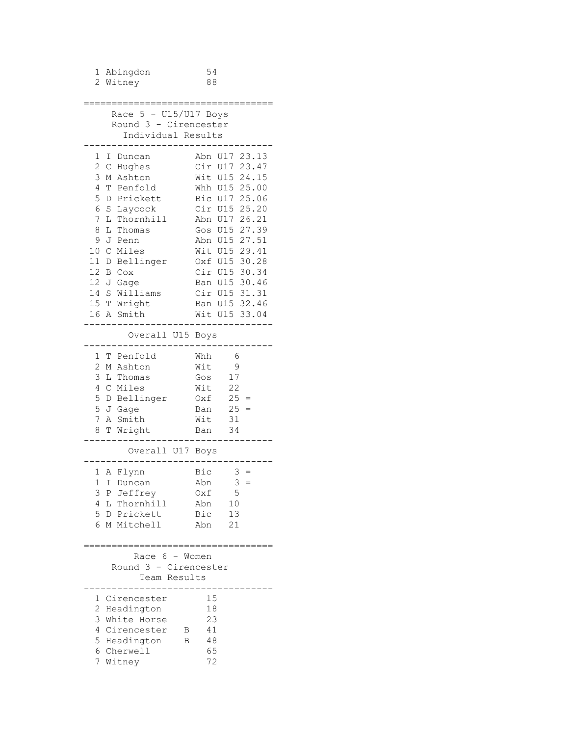| | | |
|---|---|---|
| 1 | Abingdon | 54 |
| 2 | Witney | 88 |

## Race 5 - U15/U17 Boys
### Round 3 - Cirencester
### Individual Results

| Pos | Name | Club | Cat | Time |
|---|---|---|---|---|
| 1 | I Duncan | Abn | U17 | 23.13 |
| 2 | C Hughes | Cir | U17 | 23.47 |
| 3 | M Ashton | Wit | U15 | 24.15 |
| 4 | T Penfold | Whh | U15 | 25.00 |
| 5 | D Prickett | Bic | U17 | 25.06 |
| 6 | S Laycock | Cir | U15 | 25.20 |
| 7 | L Thornhill | Abn | U17 | 26.21 |
| 8 | L Thomas | Gos | U15 | 27.39 |
| 9 | J Penn | Abn | U15 | 27.51 |
| 10 | C Miles | Wit | U15 | 29.41 |
| 11 | D Bellinger | Oxf | U15 | 30.28 |
| 12 | B Cox | Cir | U15 | 30.34 |
| 12 | J Gage | Ban | U15 | 30.46 |
| 14 | S Williams | Cir | U15 | 31.31 |
| 15 | T Wright | Ban | U15 | 32.46 |
| 16 | A Smith | Wit | U15 | 33.04 |

### Overall U15 Boys

| Pos | Name | Club | Points | |
|---|---|---|---|---|
| 1 | T Penfold | Whh | 6 | |
| 2 | M Ashton | Wit | 9 | |
| 3 | L Thomas | Gos | 17 | |
| 4 | C Miles | Wit | 22 | |
| 5 | D Bellinger | Oxf | 25 | = |
| 5 | J Gage | Ban | 25 | = |
| 7 | A Smith | Wit | 31 | |
| 8 | T Wright | Ban | 34 | |

### Overall U17 Boys

| Pos | Name | Club | Points | |
|---|---|---|---|---|
| 1 | A Flynn | Bic | 3 | = |
| 1 | I Duncan | Abn | 3 | = |
| 3 | P Jeffrey | Oxf | 5 | |
| 4 | L Thornhill | Abn | 10 | |
| 5 | D Prickett | Bic | 13 | |
| 6 | M Mitchell | Abn | 21 | |

## Race 6 - Women
### Round 3 - Cirencester
### Team Results

| Pos | Team | | Points |
|---|---|---|---|
| 1 | Cirencester | | 15 |
| 2 | Headington | | 18 |
| 3 | White Horse | | 23 |
| 4 | Cirencester | B | 41 |
| 5 | Headington | B | 48 |
| 6 | Cherwell | | 65 |
| 7 | Witney | | 72 |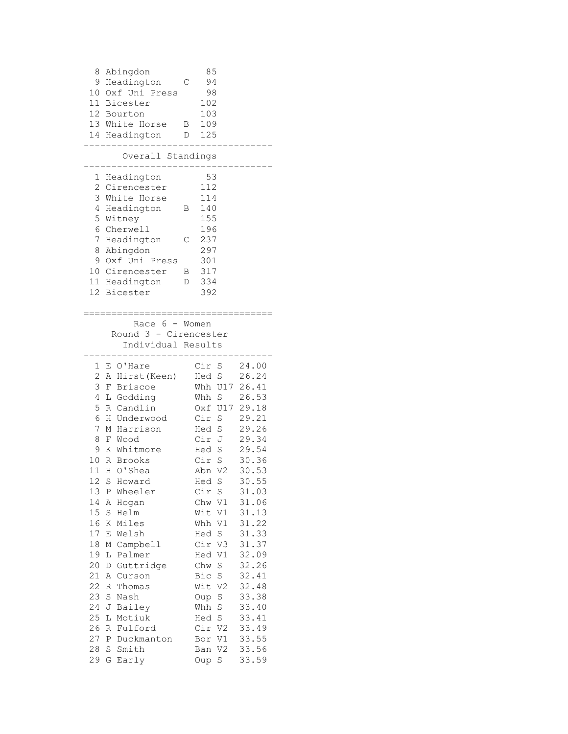| | | | |
|---|---|---|---|
| 8 | Abingdon | | 85 |
| 9 | Headington | C | 94 |
| 10 | Oxf Uni Press | | 98 |
| 11 | Bicester | | 102 |
| 12 | Bourton | | 103 |
| 13 | White Horse | B | 109 |
| 14 | Headington | D | 125 |

## Overall Standings

| | | | |
|---|---|---|---|
| 1 | Headington | | 53 |
| 2 | Cirencester | | 112 |
| 3 | White Horse | | 114 |
| 4 | Headington | B | 140 |
| 5 | Witney | | 155 |
| 6 | Cherwell | | 196 |
| 7 | Headington | C | 237 |
| 8 | Abingdon | | 297 |
| 9 | Oxf Uni Press | | 301 |
| 10 | Cirencester | B | 317 |
| 11 | Headington | D | 334 |
| 12 | Bicester | | 392 |

## Race 6 - Women
### Round 3 - Cirencester
### Individual Results

| | | | | |
|---|---|---|---|---|
| 1 | E O'Hare | Cir | S | 24.00 |
| 2 | A Hirst(Keen) | Hed | S | 26.24 |
| 3 | F Briscoe | Whh | U17 | 26.41 |
| 4 | L Godding | Whh | S | 26.53 |
| 5 | R Candlin | Oxf | U17 | 29.18 |
| 6 | H Underwood | Cir | S | 29.21 |
| 7 | M Harrison | Hed | S | 29.26 |
| 8 | F Wood | Cir | J | 29.34 |
| 9 | K Whitmore | Hed | S | 29.54 |
| 10 | R Brooks | Cir | S | 30.36 |
| 11 | H O'Shea | Abn | V2 | 30.53 |
| 12 | S Howard | Hed | S | 30.55 |
| 13 | P Wheeler | Cir | S | 31.03 |
| 14 | A Hogan | Chw | V1 | 31.06 |
| 15 | S Helm | Wit | V1 | 31.13 |
| 16 | K Miles | Whh | V1 | 31.22 |
| 17 | E Welsh | Hed | S | 31.33 |
| 18 | M Campbell | Cir | V3 | 31.37 |
| 19 | L Palmer | Hed | V1 | 32.09 |
| 20 | D Guttridge | Chw | S | 32.26 |
| 21 | A Curson | Bic | S | 32.41 |
| 22 | R Thomas | Wit | V2 | 32.48 |
| 23 | S Nash | Oup | S | 33.38 |
| 24 | J Bailey | Whh | S | 33.40 |
| 25 | L Motiuk | Hed | S | 33.41 |
| 26 | R Fulford | Cir | V2 | 33.49 |
| 27 | P Duckmanton | Bor | V1 | 33.55 |
| 28 | S Smith | Ban | V2 | 33.56 |
| 29 | G Early | Oup | S | 33.59 |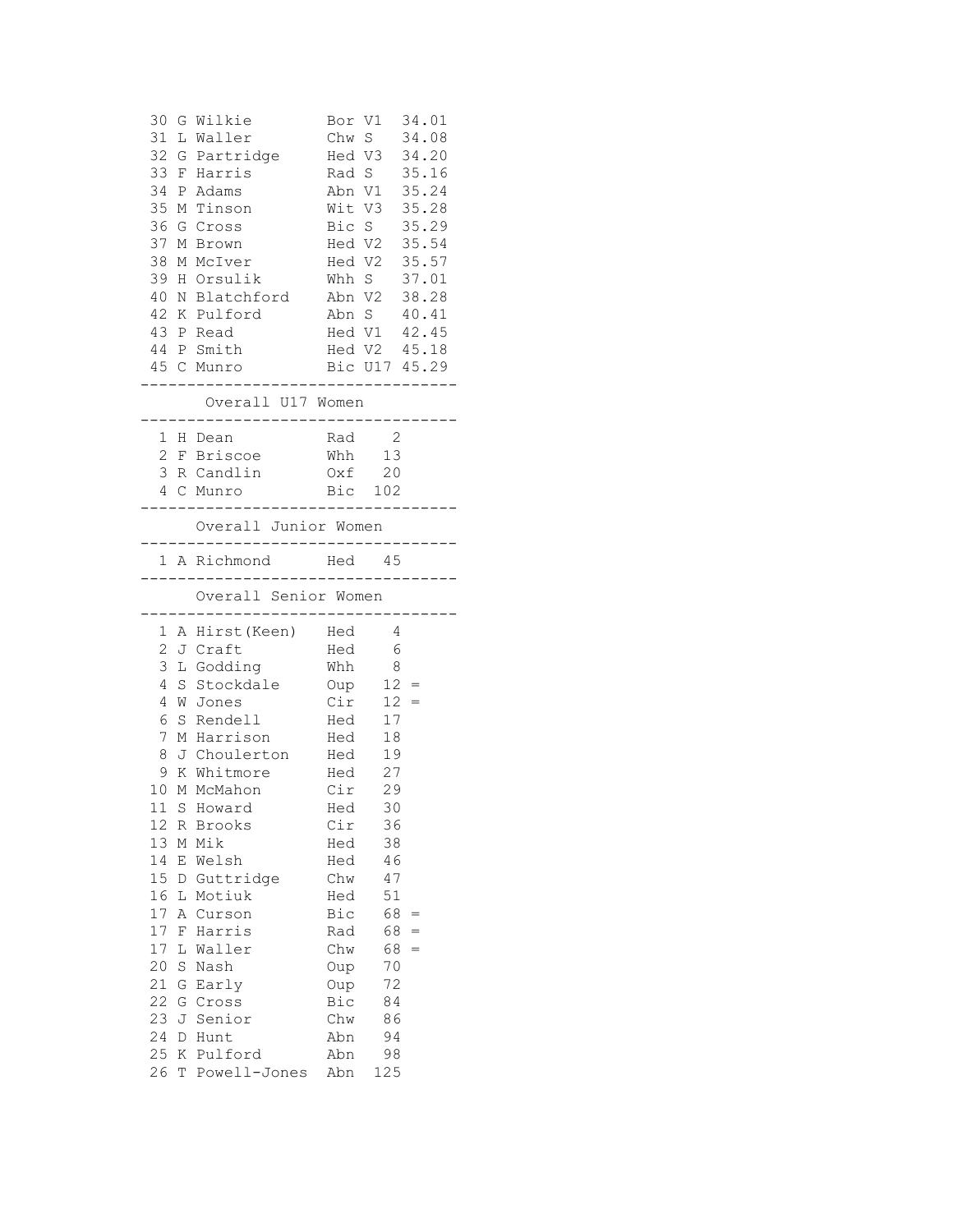| Pos | Name | Club | Cat | Time |
|---|---|---|---|---|
| 30 | G Wilkie | Bor | V1 | 34.01 |
| 31 | L Waller | Chw | S | 34.08 |
| 32 | G Partridge | Hed | V3 | 34.20 |
| 33 | F Harris | Rad | S | 35.16 |
| 34 | P Adams | Abn | V1 | 35.24 |
| 35 | M Tinson | Wit | V3 | 35.28 |
| 36 | G Cross | Bic | S | 35.29 |
| 37 | M Brown | Hed | V2 | 35.54 |
| 38 | M McIver | Hed | V2 | 35.57 |
| 39 | H Orsulik | Whh | S | 37.01 |
| 40 | N Blatchford | Abn | V2 | 38.28 |
| 42 | K Pulford | Abn | S | 40.41 |
| 43 | P Read | Hed | V1 | 42.45 |
| 44 | P Smith | Hed | V2 | 45.18 |
| 45 | C Munro | Bic | U17 | 45.29 |

## Overall U17 Women

| Pos | Name | Club | Points |
|---|---|---|---|
| 1 | H Dean | Rad | 2 |
| 2 | F Briscoe | Whh | 13 |
| 3 | R Candlin | Oxf | 20 |
| 4 | C Munro | Bic | 102 |

## Overall Junior Women

| Pos | Name | Club | Points |
|---|---|---|---|
| 1 | A Richmond | Hed | 45 |

## Overall Senior Women

| Pos | Name | Club | Points | |
|---|---|---|---|---|
| 1 | A Hirst(Keen) | Hed | 4 | |
| 2 | J Craft | Hed | 6 | |
| 3 | L Godding | Whh | 8 | |
| 4 | S Stockdale | Oup | 12 | = |
| 4 | W Jones | Cir | 12 | = |
| 6 | S Rendell | Hed | 17 | |
| 7 | M Harrison | Hed | 18 | |
| 8 | J Choulerton | Hed | 19 | |
| 9 | K Whitmore | Hed | 27 | |
| 10 | M McMahon | Cir | 29 | |
| 11 | S Howard | Hed | 30 | |
| 12 | R Brooks | Cir | 36 | |
| 13 | M Mik | Hed | 38 | |
| 14 | E Welsh | Hed | 46 | |
| 15 | D Guttridge | Chw | 47 | |
| 16 | L Motiuk | Hed | 51 | |
| 17 | A Curson | Bic | 68 | = |
| 17 | F Harris | Rad | 68 | = |
| 17 | L Waller | Chw | 68 | = |
| 20 | S Nash | Oup | 70 | |
| 21 | G Early | Oup | 72 | |
| 22 | G Cross | Bic | 84 | |
| 23 | J Senior | Chw | 86 | |
| 24 | D Hunt | Abn | 94 | |
| 25 | K Pulford | Abn | 98 | |
| 26 | T Powell-Jones | Abn | 125 | |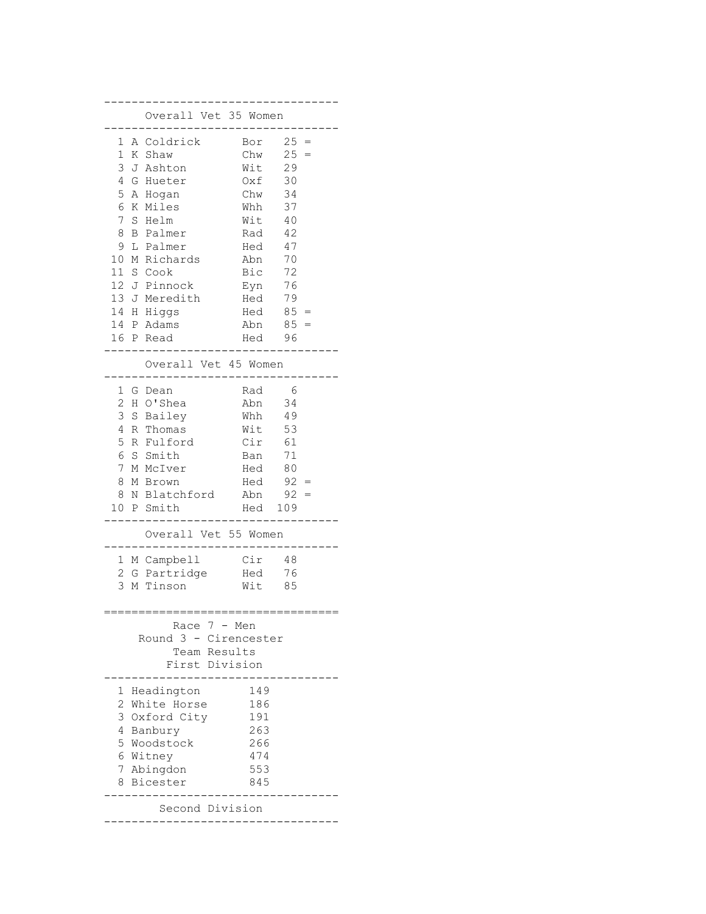## Overall Vet 35 Women

| Pos | Name | Club | Points | |
|---|---|---|---|---|
| 1 | A Coldrick | Bor | 25 | = |
| 1 | K Shaw | Chw | 25 | = |
| 3 | J Ashton | Wit | 29 | |
| 4 | G Hueter | Oxf | 30 | |
| 5 | A Hogan | Chw | 34 | |
| 6 | K Miles | Whh | 37 | |
| 7 | S Helm | Wit | 40 | |
| 8 | B Palmer | Rad | 42 | |
| 9 | L Palmer | Hed | 47 | |
| 10 | M Richards | Abn | 70 | |
| 11 | S Cook | Bic | 72 | |
| 12 | J Pinnock | Eyn | 76 | |
| 13 | J Meredith | Hed | 79 | |
| 14 | H Higgs | Hed | 85 | = |
| 14 | P Adams | Abn | 85 | = |
| 16 | P Read | Hed | 96 | |

## Overall Vet 45 Women

| Pos | Name | Club | Points | |
|---|---|---|---|---|
| 1 | G Dean | Rad | 6 | |
| 2 | H O'Shea | Abn | 34 | |
| 3 | S Bailey | Whh | 49 | |
| 4 | R Thomas | Wit | 53 | |
| 5 | R Fulford | Cir | 61 | |
| 6 | S Smith | Ban | 71 | |
| 7 | M McIver | Hed | 80 | |
| 8 | M Brown | Hed | 92 | = |
| 8 | N Blatchford | Abn | 92 | = |
| 10 | P Smith | Hed | 109 | |

## Overall Vet 55 Women

| Pos | Name | Club | Points |
|---|---|---|---|
| 1 | M Campbell | Cir | 48 |
| 2 | G Partridge | Hed | 76 |
| 3 | M Tinson | Wit | 85 |

# Race 7 - Men
## Round 3 - Cirencester
## Team Results
### First Division

| Pos | Team | Points |
|---|---|---|
| 1 | Headington | 149 |
| 2 | White Horse | 186 |
| 3 | Oxford City | 191 |
| 4 | Banbury | 263 |
| 5 | Woodstock | 266 |
| 6 | Witney | 474 |
| 7 | Abingdon | 553 |
| 8 | Bicester | 845 |

### Second Division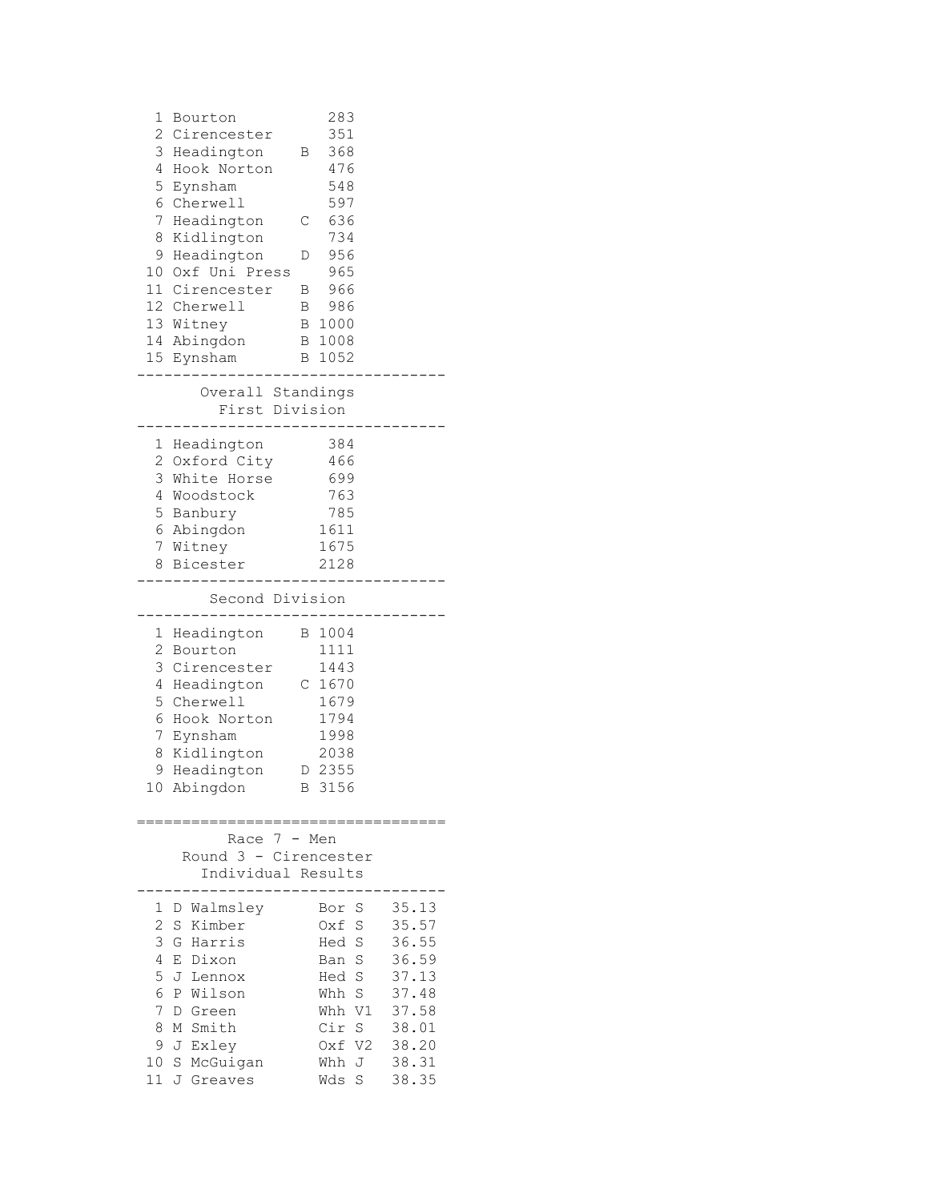| Pos | Team | | Points |
|---|---|---|---|
| 1 | Bourton | | 283 |
| 2 | Cirencester | | 351 |
| 3 | Headington | B | 368 |
| 4 | Hook Norton | | 476 |
| 5 | Eynsham | | 548 |
| 6 | Cherwell | | 597 |
| 7 | Headington | C | 636 |
| 8 | Kidlington | | 734 |
| 9 | Headington | D | 956 |
| 10 | Oxf Uni Press | | 965 |
| 11 | Cirencester | B | 966 |
| 12 | Cherwell | B | 986 |
| 13 | Witney | B | 1000 |
| 14 | Abingdon | B | 1008 |
| 15 | Eynsham | B | 1052 |

## Overall Standings

### First Division

| Pos | Team | | Points |
|---|---|---|---|
| 1 | Headington | | 384 |
| 2 | Oxford City | | 466 |
| 3 | White Horse | | 699 |
| 4 | Woodstock | | 763 |
| 5 | Banbury | | 785 |
| 6 | Abingdon | | 1611 |
| 7 | Witney | | 1675 |
| 8 | Bicester | | 2128 |

### Second Division

| Pos | Team | | Points |
|---|---|---|---|
| 1 | Headington | B | 1004 |
| 2 | Bourton | | 1111 |
| 3 | Cirencester | | 1443 |
| 4 | Headington | C | 1670 |
| 5 | Cherwell | | 1679 |
| 6 | Hook Norton | | 1794 |
| 7 | Eynsham | | 1998 |
| 8 | Kidlington | | 2038 |
| 9 | Headington | D | 2355 |
| 10 | Abingdon | B | 3156 |

## Race 7 - Men
### Round 3 - Cirencester
### Individual Results

| Pos | Name | Club | Cat | Time |
|---|---|---|---|---|
| 1 | D Walmsley | Bor | S | 35.13 |
| 2 | S Kimber | Oxf | S | 35.57 |
| 3 | G Harris | Hed | S | 36.55 |
| 4 | E Dixon | Ban | S | 36.59 |
| 5 | J Lennox | Hed | S | 37.13 |
| 6 | P Wilson | Whh | S | 37.48 |
| 7 | D Green | Whh | V1 | 37.58 |
| 8 | M Smith | Cir | S | 38.01 |
| 9 | J Exley | Oxf | V2 | 38.20 |
| 10 | S McGuigan | Whh | J | 38.31 |
| 11 | J Greaves | Wds | S | 38.35 |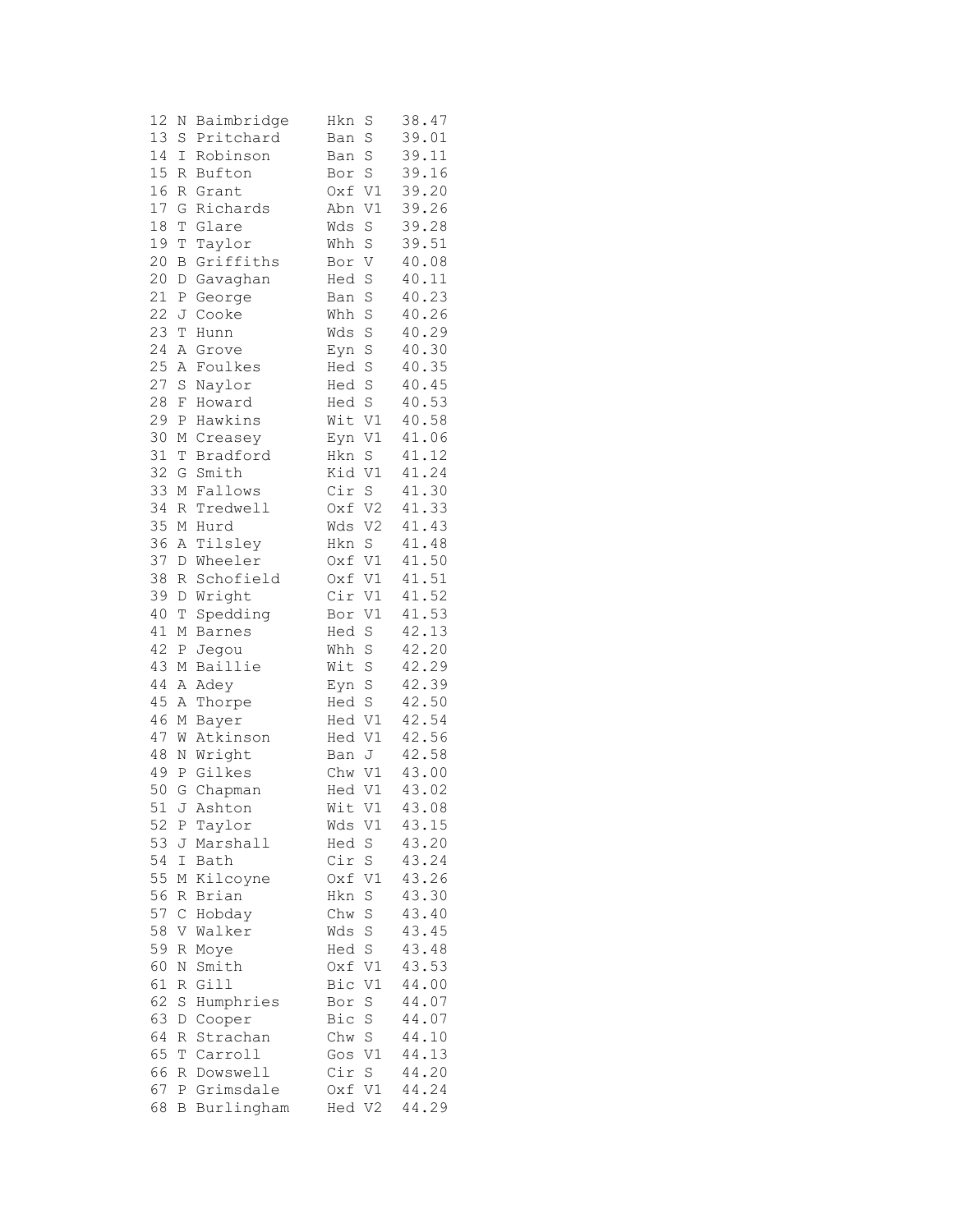```
12 N Baimbridge    Hkn S    38.47
13 S Pritchard     Ban S    39.01
14 I Robinson      Ban S    39.11
15 R Bufton        Bor S    39.16
16 R Grant         Oxf V1   39.20
17 G Richards      Abn V1   39.26
18 T Glare         Wds S    39.28
19 T Taylor        Whh S    39.51
20 B Griffiths     Bor V    40.08
20 D Gavaghan      Hed S    40.11
21 P George        Ban S    40.23
22 J Cooke         Whh S    40.26
23 T Hunn          Wds S    40.29
24 A Grove         Eyn S    40.30
25 A Foulkes       Hed S    40.35
27 S Naylor        Hed S    40.45
28 F Howard        Hed S    40.53
29 P Hawkins       Wit V1   40.58
30 M Creasey       Eyn V1   41.06
31 T Bradford      Hkn S    41.12
32 G Smith         Kid V1   41.24
33 M Fallows       Cir S    41.30
34 R Tredwell      Oxf V2   41.33
35 M Hurd          Wds V2   41.43
36 A Tilsley       Hkn S    41.48
37 D Wheeler       Oxf V1   41.50
38 R Schofield     Oxf V1   41.51
39 D Wright        Cir V1   41.52
40 T Spedding      Bor V1   41.53
41 M Barnes        Hed S    42.13
42 P Jegou         Whh S    42.20
43 M Baillie       Wit S    42.29
44 A Adey          Eyn S    42.39
45 A Thorpe        Hed S    42.50
46 M Bayer         Hed V1   42.54
47 W Atkinson      Hed V1   42.56
48 N Wright        Ban J    42.58
49 P Gilkes        Chw V1   43.00
50 G Chapman       Hed V1   43.02
51 J Ashton        Wit V1   43.08
52 P Taylor        Wds V1   43.15
53 J Marshall      Hed S    43.20
54 I Bath          Cir S    43.24
55 M Kilcoyne      Oxf V1   43.26
56 R Brian         Hkn S    43.30
57 C Hobday        Chw S    43.40
58 V Walker        Wds S    43.45
59 R Moye          Hed S    43.48
60 N Smith         Oxf V1   43.53
61 R Gill          Bic V1   44.00
62 S Humphries     Bor S    44.07
63 D Cooper        Bic S    44.07
64 R Strachan      Chw S    44.10
65 T Carroll       Gos V1   44.13
66 R Dowswell      Cir S    44.20
67 P Grimsdale     Oxf V1   44.24
68 B Burlingham    Hed V2   44.29
```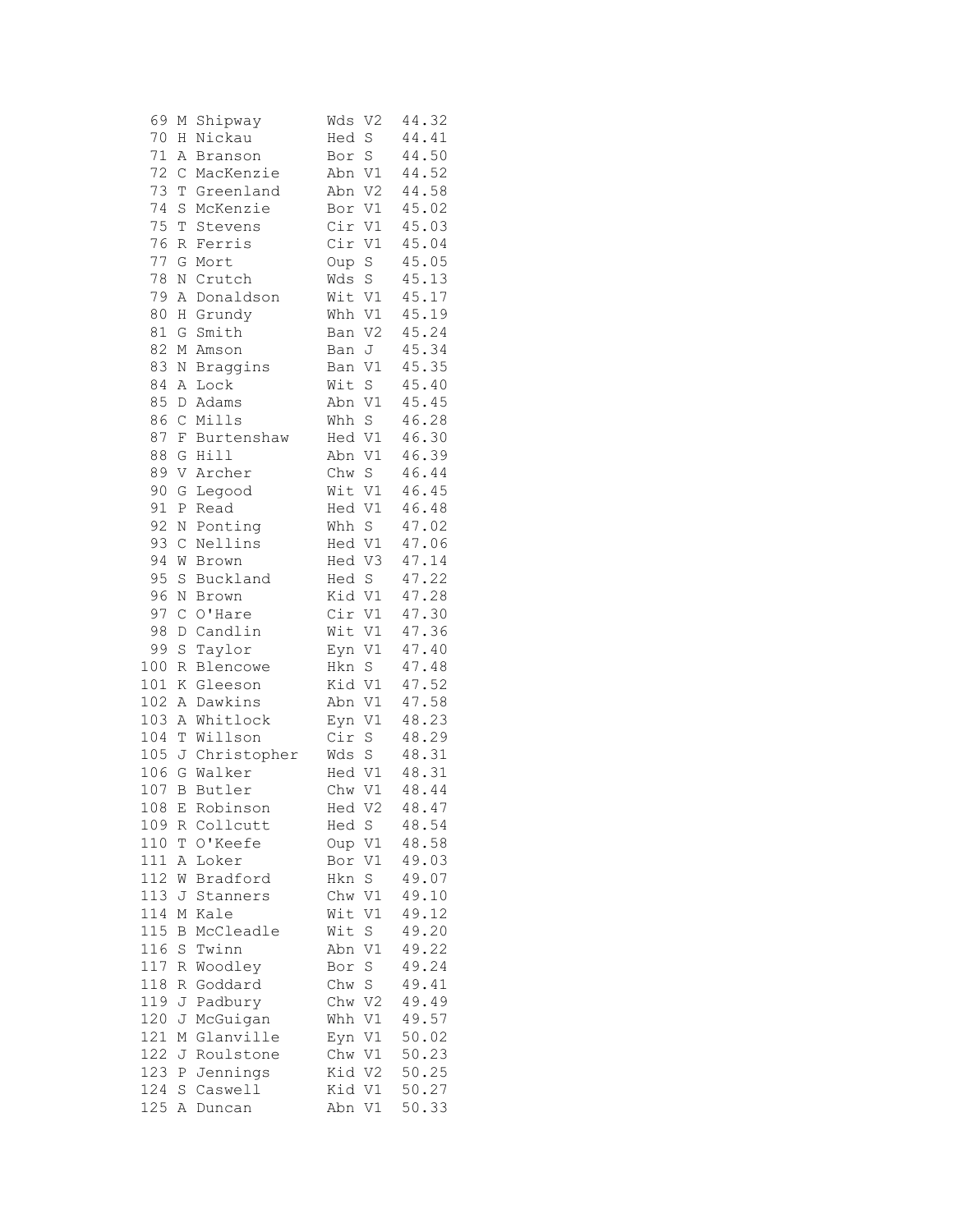```
 69 M Shipway       Wds V2  44.32
 70 H Nickau        Hed S   44.41
 71 A Branson       Bor S   44.50
 72 C MacKenzie     Abn V1  44.52
 73 T Greenland     Abn V2  44.58
 74 S McKenzie      Bor V1  45.02
 75 T Stevens       Cir V1  45.03
 76 R Ferris        Cir V1  45.04
 77 G Mort          Oup S   45.05
 78 N Crutch        Wds S   45.13
 79 A Donaldson     Wit V1  45.17
 80 H Grundy        Whh V1  45.19
 81 G Smith         Ban V2  45.24
 82 M Amson         Ban J   45.34
 83 N Braggins      Ban V1  45.35
 84 A Lock          Wit S   45.40
 85 D Adams         Abn V1  45.45
 86 C Mills         Whh S   46.28
 87 F Burtenshaw    Hed V1  46.30
 88 G Hill          Abn V1  46.39
 89 V Archer        Chw S   46.44
 90 G Legood        Wit V1  46.45
 91 P Read          Hed V1  46.48
 92 N Ponting       Whh S   47.02
 93 C Nellins       Hed V1  47.06
 94 W Brown         Hed V3  47.14
 95 S Buckland      Hed S   47.22
 96 N Brown         Kid V1  47.28
 97 C O'Hare        Cir V1  47.30
 98 D Candlin       Wit V1  47.36
 99 S Taylor        Eyn V1  47.40
100 R Blencowe      Hkn S   47.48
101 K Gleeson       Kid V1  47.52
102 A Dawkins       Abn V1  47.58
103 A Whitlock      Eyn V1  48.23
104 T Willson       Cir S   48.29
105 J Christopher   Wds S   48.31
106 G Walker        Hed V1  48.31
107 B Butler        Chw V1  48.44
108 E Robinson      Hed V2  48.47
109 R Collcutt      Hed S   48.54
110 T O'Keefe       Oup V1  48.58
111 A Loker         Bor V1  49.03
112 W Bradford      Hkn S   49.07
113 J Stanners      Chw V1  49.10
114 M Kale          Wit V1  49.12
115 B McCleadle     Wit S   49.20
116 S Twinn         Abn V1  49.22
117 R Woodley       Bor S   49.24
118 R Goddard       Chw S   49.41
119 J Padbury       Chw V2  49.49
120 J McGuigan      Whh V1  49.57
121 M Glanville     Eyn V1  50.02
122 J Roulstone     Chw V1  50.23
123 P Jennings      Kid V2  50.25
124 S Caswell       Kid V1  50.27
125 A Duncan        Abn V1  50.33
```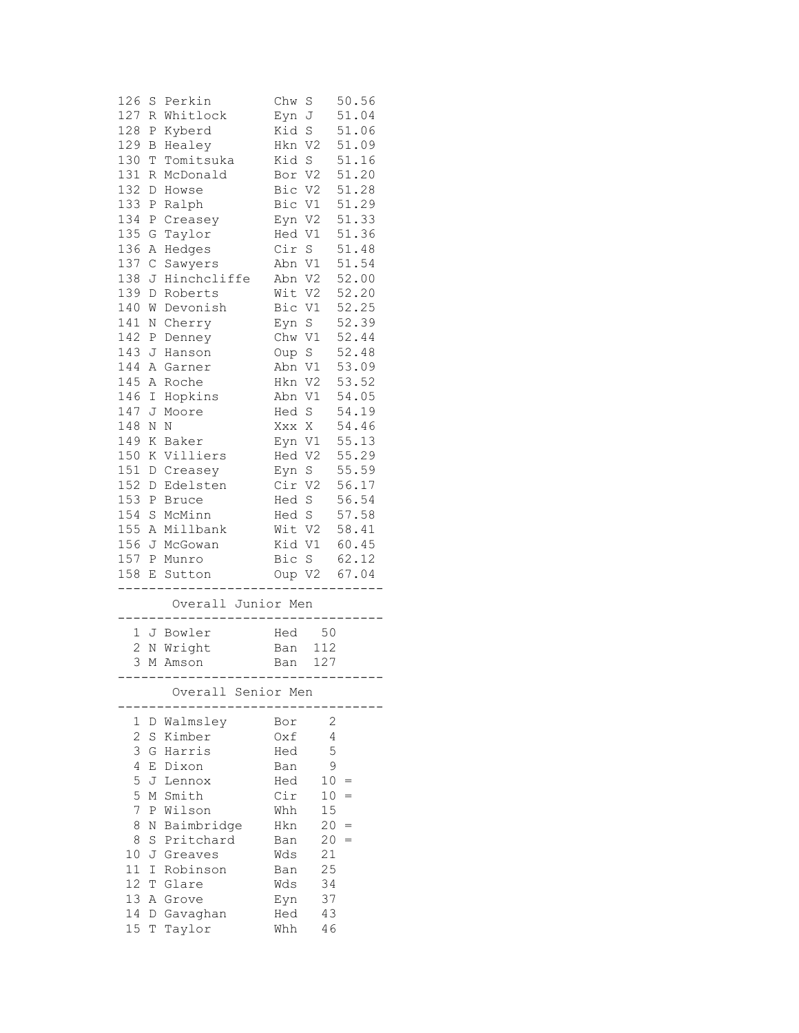| Pos | Init | Name | Club | Cat | Time |
|---|---|---|---|---|---|
| 126 | S | Perkin | Chw | S | 50.56 |
| 127 | R | Whitlock | Eyn | J | 51.04 |
| 128 | P | Kyberd | Kid | S | 51.06 |
| 129 | B | Healey | Hkn | V2 | 51.09 |
| 130 | T | Tomitsuka | Kid | S | 51.16 |
| 131 | R | McDonald | Bor | V2 | 51.20 |
| 132 | D | Howse | Bic | V2 | 51.28 |
| 133 | P | Ralph | Bic | V1 | 51.29 |
| 134 | P | Creasey | Eyn | V2 | 51.33 |
| 135 | G | Taylor | Hed | V1 | 51.36 |
| 136 | A | Hedges | Cir | S | 51.48 |
| 137 | C | Sawyers | Abn | V1 | 51.54 |
| 138 | J | Hinchcliffe | Abn | V2 | 52.00 |
| 139 | D | Roberts | Wit | V2 | 52.20 |
| 140 | W | Devonish | Bic | V1 | 52.25 |
| 141 | N | Cherry | Eyn | S | 52.39 |
| 142 | P | Denney | Chw | V1 | 52.44 |
| 143 | J | Hanson | Oup | S | 52.48 |
| 144 | A | Garner | Abn | V1 | 53.09 |
| 145 | A | Roche | Hkn | V2 | 53.52 |
| 146 | I | Hopkins | Abn | V1 | 54.05 |
| 147 | J | Moore | Hed | S | 54.19 |
| 148 | N | N | Xxx | X | 54.46 |
| 149 | K | Baker | Eyn | V1 | 55.13 |
| 150 | K | Villiers | Hed | V2 | 55.29 |
| 151 | D | Creasey | Eyn | S | 55.59 |
| 152 | D | Edelsten | Cir | V2 | 56.17 |
| 153 | P | Bruce | Hed | S | 56.54 |
| 154 | S | McMinn | Hed | S | 57.58 |
| 155 | A | Millbank | Wit | V2 | 58.41 |
| 156 | J | McGowan | Kid | V1 | 60.45 |
| 157 | P | Munro | Bic | S | 62.12 |
| 158 | E | Sutton | Oup | V2 | 67.04 |

## Overall Junior Men

| Pos | Init | Name | Club | Points |
|---|---|---|---|---|
| 1 | J | Bowler | Hed | 50 |
| 2 | N | Wright | Ban | 112 |
| 3 | M | Amson | Ban | 127 |

## Overall Senior Men

| Pos | Init | Name | Club | Points | |
|---|---|---|---|---|---|
| 1 | D | Walmsley | Bor | 2 | |
| 2 | S | Kimber | Oxf | 4 | |
| 3 | G | Harris | Hed | 5 | |
| 4 | E | Dixon | Ban | 9 | |
| 5 | J | Lennox | Hed | 10 | = |
| 5 | M | Smith | Cir | 10 | = |
| 7 | P | Wilson | Whh | 15 | |
| 8 | N | Baimbridge | Hkn | 20 | = |
| 8 | S | Pritchard | Ban | 20 | = |
| 10 | J | Greaves | Wds | 21 | |
| 11 | I | Robinson | Ban | 25 | |
| 12 | T | Glare | Wds | 34 | |
| 13 | A | Grove | Eyn | 37 | |
| 14 | D | Gavaghan | Hed | 43 | |
| 15 | T | Taylor | Whh | 46 | |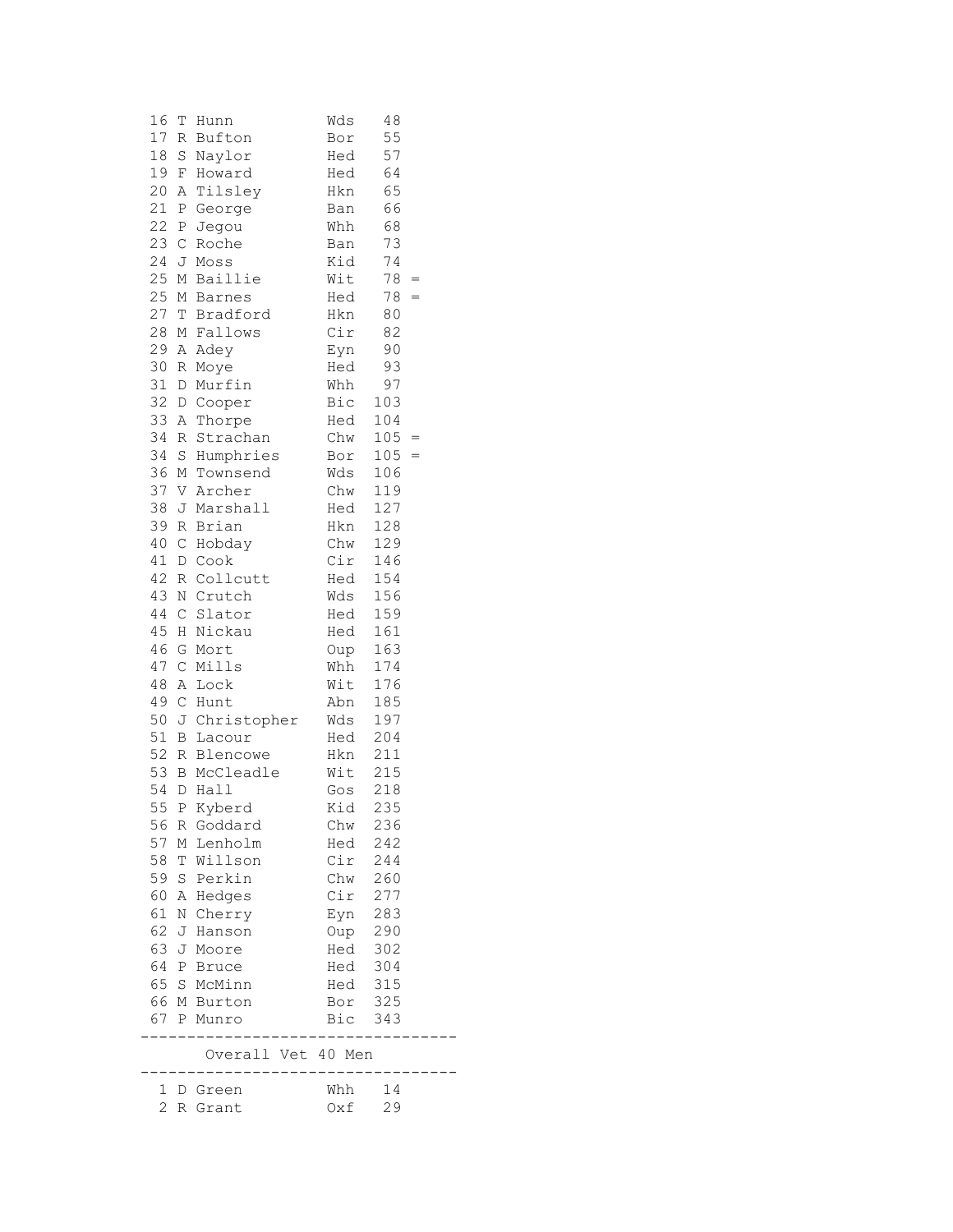| Pos | Name | Club | Points | |
|---|---|---|---|---|
| 16 | T Hunn | Wds | 48 | |
| 17 | R Bufton | Bor | 55 | |
| 18 | S Naylor | Hed | 57 | |
| 19 | F Howard | Hed | 64 | |
| 20 | A Tilsley | Hkn | 65 | |
| 21 | P George | Ban | 66 | |
| 22 | P Jegou | Whh | 68 | |
| 23 | C Roche | Ban | 73 | |
| 24 | J Moss | Kid | 74 | |
| 25 | M Baillie | Wit | 78 | = |
| 25 | M Barnes | Hed | 78 | = |
| 27 | T Bradford | Hkn | 80 | |
| 28 | M Fallows | Cir | 82 | |
| 29 | A Adey | Eyn | 90 | |
| 30 | R Moye | Hed | 93 | |
| 31 | D Murfin | Whh | 97 | |
| 32 | D Cooper | Bic | 103 | |
| 33 | A Thorpe | Hed | 104 | |
| 34 | R Strachan | Chw | 105 | = |
| 34 | S Humphries | Bor | 105 | = |
| 36 | M Townsend | Wds | 106 | |
| 37 | V Archer | Chw | 119 | |
| 38 | J Marshall | Hed | 127 | |
| 39 | R Brian | Hkn | 128 | |
| 40 | C Hobday | Chw | 129 | |
| 41 | D Cook | Cir | 146 | |
| 42 | R Collcutt | Hed | 154 | |
| 43 | N Crutch | Wds | 156 | |
| 44 | C Slator | Hed | 159 | |
| 45 | H Nickau | Hed | 161 | |
| 46 | G Mort | Oup | 163 | |
| 47 | C Mills | Whh | 174 | |
| 48 | A Lock | Wit | 176 | |
| 49 | C Hunt | Abn | 185 | |
| 50 | J Christopher | Wds | 197 | |
| 51 | B Lacour | Hed | 204 | |
| 52 | R Blencowe | Hkn | 211 | |
| 53 | B McCleadle | Wit | 215 | |
| 54 | D Hall | Gos | 218 | |
| 55 | P Kyberd | Kid | 235 | |
| 56 | R Goddard | Chw | 236 | |
| 57 | M Lenholm | Hed | 242 | |
| 58 | T Willson | Cir | 244 | |
| 59 | S Perkin | Chw | 260 | |
| 60 | A Hedges | Cir | 277 | |
| 61 | N Cherry | Eyn | 283 | |
| 62 | J Hanson | Oup | 290 | |
| 63 | J Moore | Hed | 302 | |
| 64 | P Bruce | Hed | 304 | |
| 65 | S McMinn | Hed | 315 | |
| 66 | M Burton | Bor | 325 | |
| 67 | P Munro | Bic | 343 | |

## Overall Vet 40 Men

| Pos | Name | Club | Points |
|---|---|---|---|
| 1 | D Green | Whh | 14 |
| 2 | R Grant | Oxf | 29 |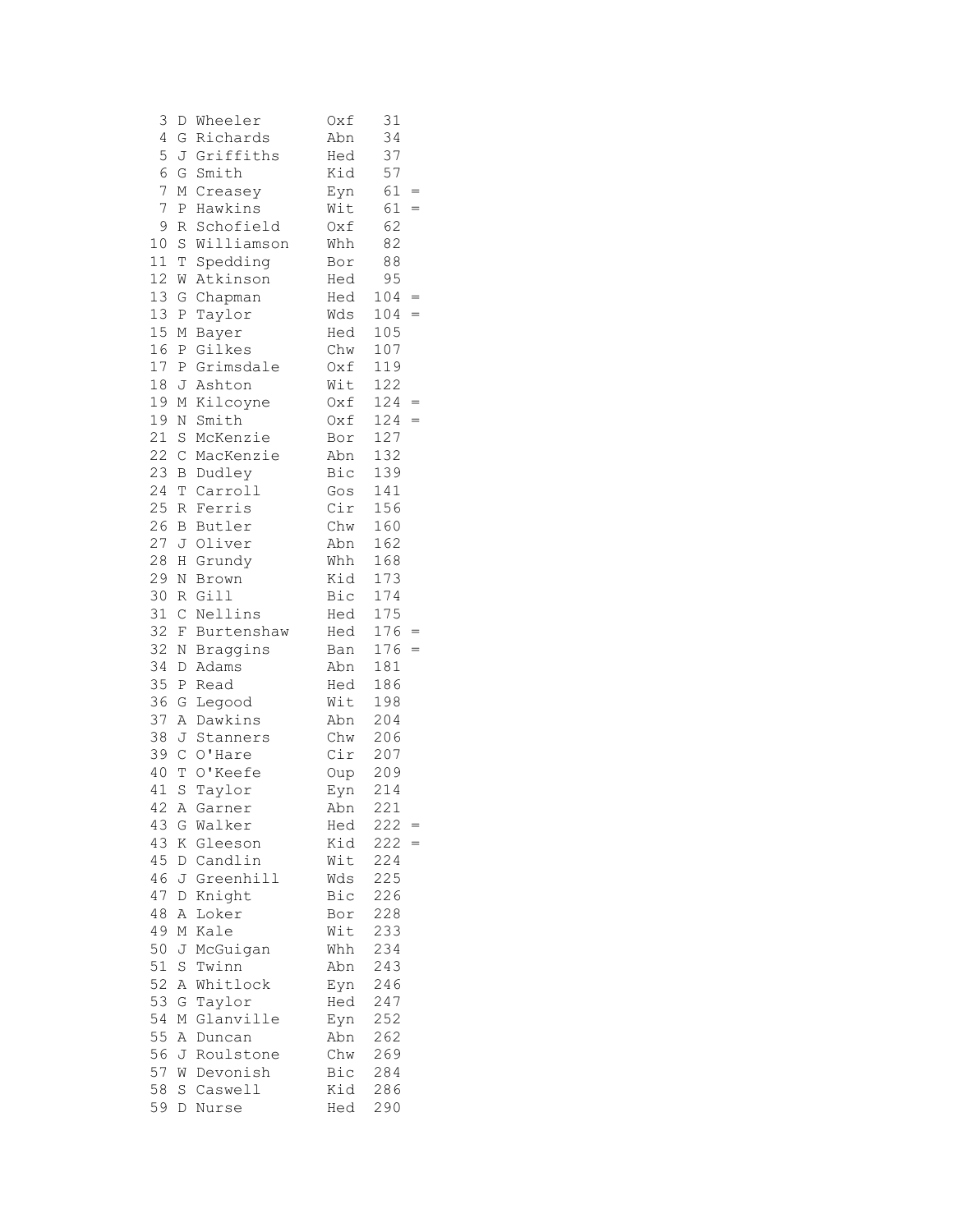```
 3 D Wheeler       Oxf   31
 4 G Richards      Abn   34
 5 J Griffiths     Hed   37
 6 G Smith         Kid   57
 7 M Creasey       Eyn   61 =
 7 P Hawkins       Wit   61 =
 9 R Schofield     Oxf   62
10 S Williamson    Whh   82
11 T Spedding      Bor   88
12 W Atkinson      Hed   95
13 G Chapman       Hed  104 =
13 P Taylor        Wds  104 =
15 M Bayer         Hed  105
16 P Gilkes        Chw  107
17 P Grimsdale     Oxf  119
18 J Ashton        Wit  122
19 M Kilcoyne      Oxf  124 =
19 N Smith         Oxf  124 =
21 S McKenzie      Bor  127
22 C MacKenzie     Abn  132
23 B Dudley        Bic  139
24 T Carroll       Gos  141
25 R Ferris        Cir  156
26 B Butler        Chw  160
27 J Oliver        Abn  162
28 H Grundy        Whh  168
29 N Brown         Kid  173
30 R Gill          Bic  174
31 C Nellins       Hed  175
32 F Burtenshaw    Hed  176 =
32 N Braggins      Ban  176 =
34 D Adams         Abn  181
35 P Read          Hed  186
36 G Legood        Wit  198
37 A Dawkins       Abn  204
38 J Stanners      Chw  206
39 C O'Hare        Cir  207
40 T O'Keefe       Oup  209
41 S Taylor        Eyn  214
42 A Garner        Abn  221
43 G Walker        Hed  222 =
43 K Gleeson       Kid  222 =
45 D Candlin       Wit  224
46 J Greenhill     Wds  225
47 D Knight        Bic  226
48 A Loker         Bor  228
49 M Kale          Wit  233
50 J McGuigan      Whh  234
51 S Twinn         Abn  243
52 A Whitlock      Eyn  246
53 G Taylor        Hed  247
54 M Glanville     Eyn  252
55 A Duncan        Abn  262
56 J Roulstone     Chw  269
57 W Devonish      Bic  284
58 S Caswell       Kid  286
59 D Nurse         Hed  290
```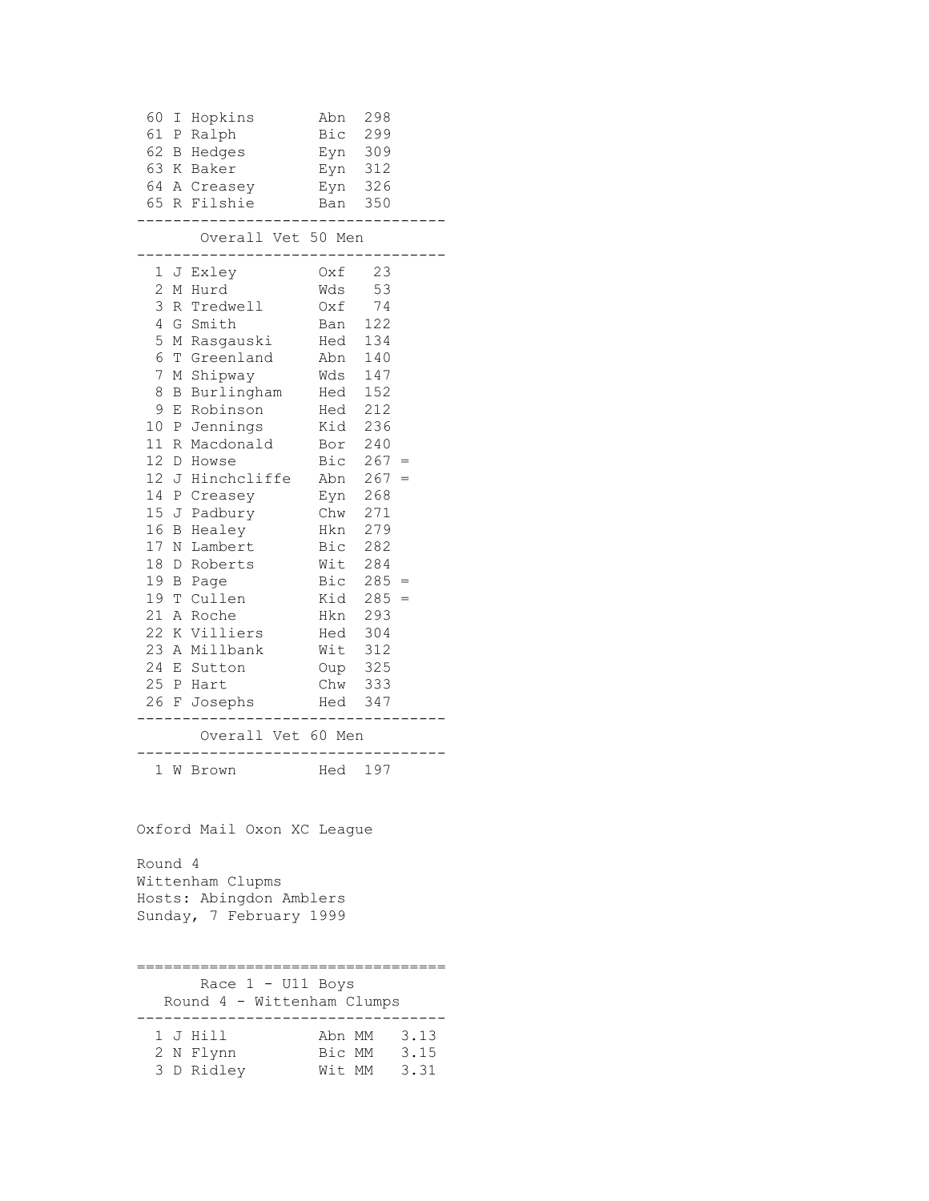| | | | |
|---|---|---|---|
| 60 | I Hopkins | Abn | 298 |
| 61 | P Ralph | Bic | 299 |
| 62 | B Hedges | Eyn | 309 |
| 63 | K Baker | Eyn | 312 |
| 64 | A Creasey | Eyn | 326 |
| 65 | R Filshie | Ban | 350 |

## Overall Vet 50 Men

| | | | | |
|---|---|---|---|---|
| 1 | J Exley | Oxf | 23 | |
| 2 | M Hurd | Wds | 53 | |
| 3 | R Tredwell | Oxf | 74 | |
| 4 | G Smith | Ban | 122 | |
| 5 | M Rasgauski | Hed | 134 | |
| 6 | T Greenland | Abn | 140 | |
| 7 | M Shipway | Wds | 147 | |
| 8 | B Burlingham | Hed | 152 | |
| 9 | E Robinson | Hed | 212 | |
| 10 | P Jennings | Kid | 236 | |
| 11 | R Macdonald | Bor | 240 | |
| 12 | D Howse | Bic | 267 | = |
| 12 | J Hinchcliffe | Abn | 267 | = |
| 14 | P Creasey | Eyn | 268 | |
| 15 | J Padbury | Chw | 271 | |
| 16 | B Healey | Hkn | 279 | |
| 17 | N Lambert | Bic | 282 | |
| 18 | D Roberts | Wit | 284 | |
| 19 | B Page | Bic | 285 | = |
| 19 | T Cullen | Kid | 285 | = |
| 21 | A Roche | Hkn | 293 | |
| 22 | K Villiers | Hed | 304 | |
| 23 | A Millbank | Wit | 312 | |
| 24 | E Sutton | Oup | 325 | |
| 25 | P Hart | Chw | 333 | |
| 26 | F Josephs | Hed | 347 | |

## Overall Vet 60 Men

| | | | |
|---|---|---|---|
| 1 | W Brown | Hed | 197 |

Oxford Mail Oxon XC League

Round 4
Wittenham Clupms
Hosts: Abingdon Amblers
Sunday, 7 February 1999

## Race 1 - U11 Boys
Round 4 - Wittenham Clumps

| | | | | |
|---|---|---|---|---|
| 1 | J Hill | Abn | MM | 3.13 |
| 2 | N Flynn | Bic | MM | 3.15 |
| 3 | D Ridley | Wit | MM | 3.31 |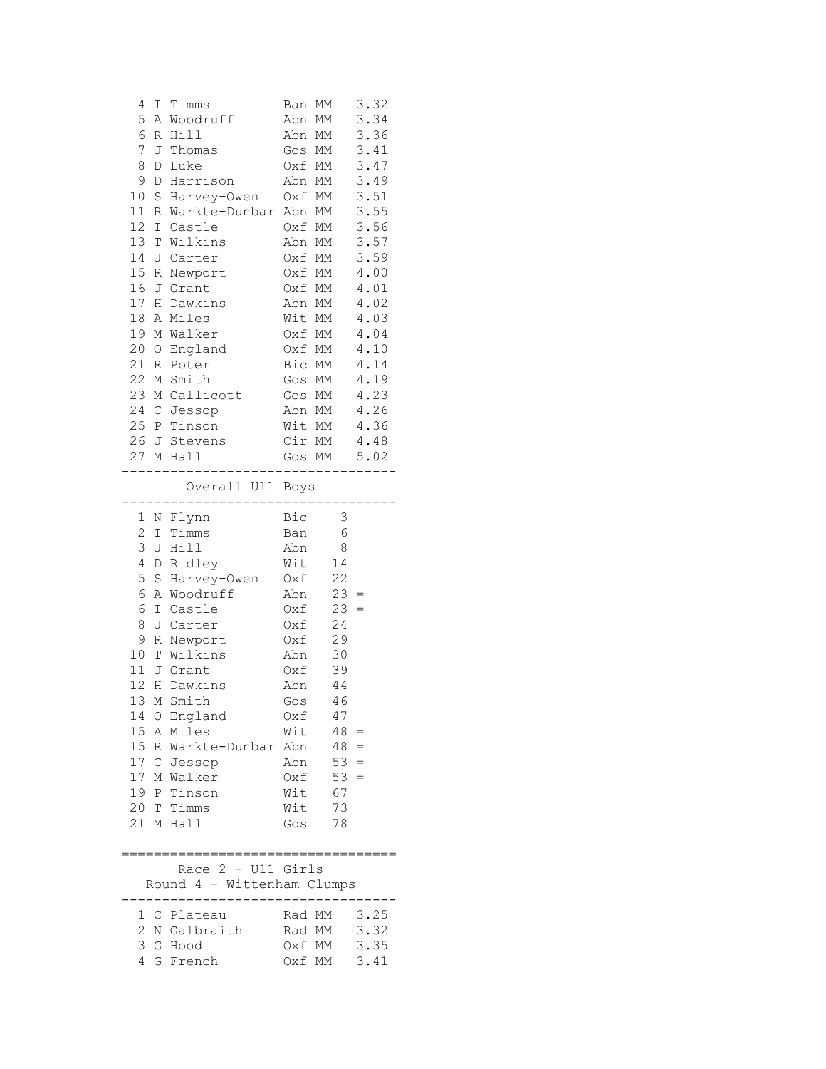| Pos | Init | Name | Club | Cat | Time |
|---|---|---|---|---|---|
| 4 | I | Timms | Ban | MM | 3.32 |
| 5 | A | Woodruff | Abn | MM | 3.34 |
| 6 | R | Hill | Abn | MM | 3.36 |
| 7 | J | Thomas | Gos | MM | 3.41 |
| 8 | D | Luke | Oxf | MM | 3.47 |
| 9 | D | Harrison | Abn | MM | 3.49 |
| 10 | S | Harvey-Owen | Oxf | MM | 3.51 |
| 11 | R | Warkte-Dunbar | Abn | MM | 3.55 |
| 12 | I | Castle | Oxf | MM | 3.56 |
| 13 | T | Wilkins | Abn | MM | 3.57 |
| 14 | J | Carter | Oxf | MM | 3.59 |
| 15 | R | Newport | Oxf | MM | 4.00 |
| 16 | J | Grant | Oxf | MM | 4.01 |
| 17 | H | Dawkins | Abn | MM | 4.02 |
| 18 | A | Miles | Wit | MM | 4.03 |
| 19 | M | Walker | Oxf | MM | 4.04 |
| 20 | O | England | Oxf | MM | 4.10 |
| 21 | R | Poter | Bic | MM | 4.14 |
| 22 | M | Smith | Gos | MM | 4.19 |
| 23 | M | Callicott | Gos | MM | 4.23 |
| 24 | C | Jessop | Abn | MM | 4.26 |
| 25 | P | Tinson | Wit | MM | 4.36 |
| 26 | J | Stevens | Cir | MM | 4.48 |
| 27 | M | Hall | Gos | MM | 5.02 |

## Overall U11 Boys

| Pos | Init | Name | Club | Points | |
|---|---|---|---|---|---|
| 1 | N | Flynn | Bic | 3 | |
| 2 | I | Timms | Ban | 6 | |
| 3 | J | Hill | Abn | 8 | |
| 4 | D | Ridley | Wit | 14 | |
| 5 | S | Harvey-Owen | Oxf | 22 | |
| 6 | A | Woodruff | Abn | 23 | = |
| 6 | I | Castle | Oxf | 23 | = |
| 8 | J | Carter | Oxf | 24 | |
| 9 | R | Newport | Oxf | 29 | |
| 10 | T | Wilkins | Abn | 30 | |
| 11 | J | Grant | Oxf | 39 | |
| 12 | H | Dawkins | Abn | 44 | |
| 13 | M | Smith | Gos | 46 | |
| 14 | O | England | Oxf | 47 | |
| 15 | A | Miles | Wit | 48 | = |
| 15 | R | Warkte-Dunbar | Abn | 48 | = |
| 17 | C | Jessop | Abn | 53 | = |
| 17 | M | Walker | Oxf | 53 | = |
| 19 | P | Tinson | Wit | 67 | |
| 20 | T | Timms | Wit | 73 | |
| 21 | M | Hall | Gos | 78 | |

## Race 2 - U11 Girls
### Round 4 - Wittenham Clumps

| Pos | Init | Name | Club | Cat | Time |
|---|---|---|---|---|---|
| 1 | C | Plateau | Rad | MM | 3.25 |
| 2 | N | Galbraith | Rad | MM | 3.32 |
| 3 | G | Hood | Oxf | MM | 3.35 |
| 4 | G | French | Oxf | MM | 3.41 |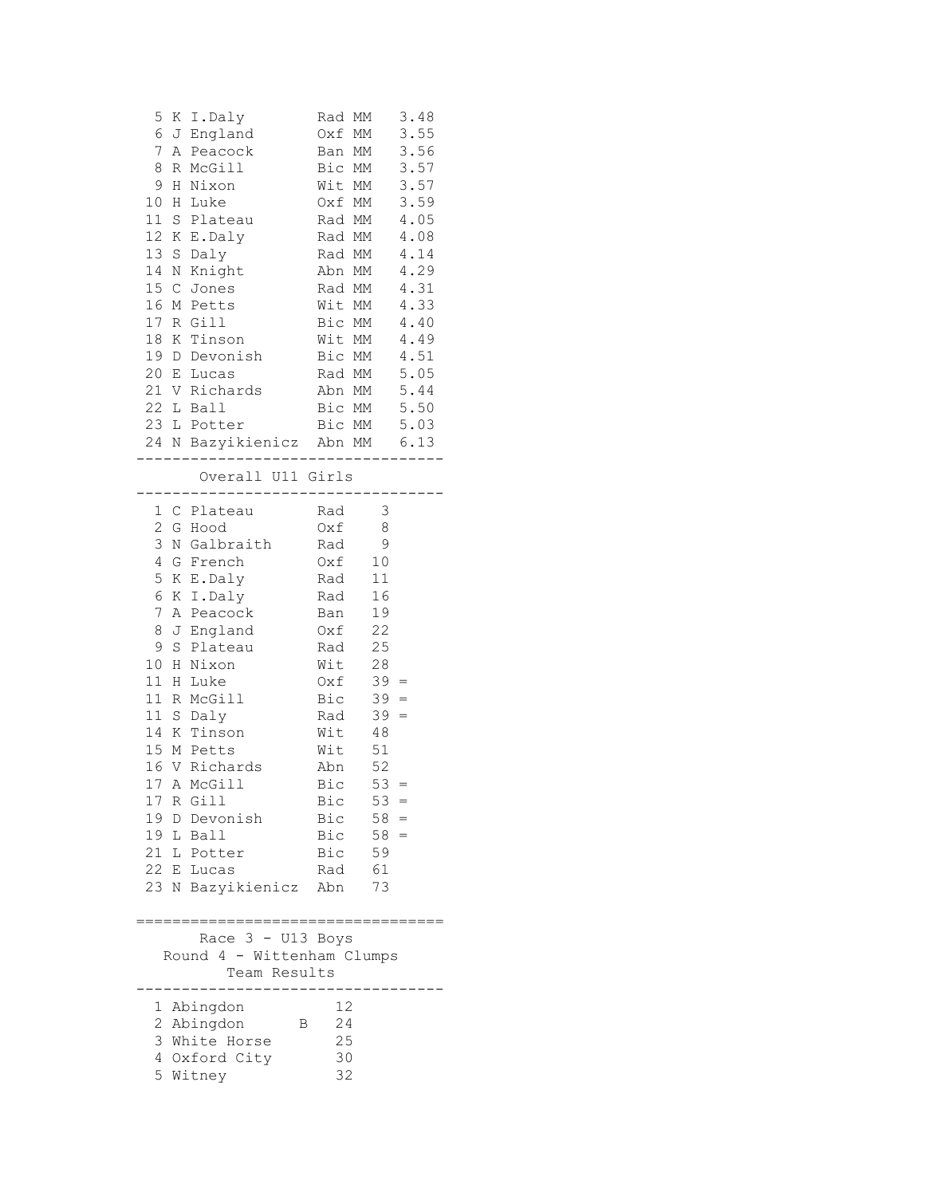| Pos | Init | Name | Club | Cat | Time |
|---|---|---|---|---|---|
| 5 | K | I.Daly | Rad | MM | 3.48 |
| 6 | J | England | Oxf | MM | 3.55 |
| 7 | A | Peacock | Ban | MM | 3.56 |
| 8 | R | McGill | Bic | MM | 3.57 |
| 9 | H | Nixon | Wit | MM | 3.57 |
| 10 | H | Luke | Oxf | MM | 3.59 |
| 11 | S | Plateau | Rad | MM | 4.05 |
| 12 | K | E.Daly | Rad | MM | 4.08 |
| 13 | S | Daly | Rad | MM | 4.14 |
| 14 | N | Knight | Abn | MM | 4.29 |
| 15 | C | Jones | Rad | MM | 4.31 |
| 16 | M | Petts | Wit | MM | 4.33 |
| 17 | R | Gill | Bic | MM | 4.40 |
| 18 | K | Tinson | Wit | MM | 4.49 |
| 19 | D | Devonish | Bic | MM | 4.51 |
| 20 | E | Lucas | Rad | MM | 5.05 |
| 21 | V | Richards | Abn | MM | 5.44 |
| 22 | L | Ball | Bic | MM | 5.50 |
| 23 | L | Potter | Bic | MM | 5.03 |
| 24 | N | Bazyikienicz | Abn | MM | 6.13 |

## Overall U11 Girls

| Pos | Init | Name | Club | Points | |
|---|---|---|---|---|---|
| 1 | C | Plateau | Rad | 3 | |
| 2 | G | Hood | Oxf | 8 | |
| 3 | N | Galbraith | Rad | 9 | |
| 4 | G | French | Oxf | 10 | |
| 5 | K | E.Daly | Rad | 11 | |
| 6 | K | I.Daly | Rad | 16 | |
| 7 | A | Peacock | Ban | 19 | |
| 8 | J | England | Oxf | 22 | |
| 9 | S | Plateau | Rad | 25 | |
| 10 | H | Nixon | Wit | 28 | |
| 11 | H | Luke | Oxf | 39 | = |
| 11 | R | McGill | Bic | 39 | = |
| 11 | S | Daly | Rad | 39 | = |
| 14 | K | Tinson | Wit | 48 | |
| 15 | M | Petts | Wit | 51 | |
| 16 | V | Richards | Abn | 52 | |
| 17 | A | McGill | Bic | 53 | = |
| 17 | R | Gill | Bic | 53 | = |
| 19 | D | Devonish | Bic | 58 | = |
| 19 | L | Ball | Bic | 58 | = |
| 21 | L | Potter | Bic | 59 | |
| 22 | E | Lucas | Rad | 61 | |
| 23 | N | Bazyikienicz | Abn | 73 | |

## Race 3 - U13 Boys
### Round 4 - Wittenham Clumps
### Team Results

| Pos | Team | | Points |
|---|---|---|---|
| 1 | Abingdon | | 12 |
| 2 | Abingdon | B | 24 |
| 3 | White Horse | | 25 |
| 4 | Oxford City | | 30 |
| 5 | Witney | | 32 |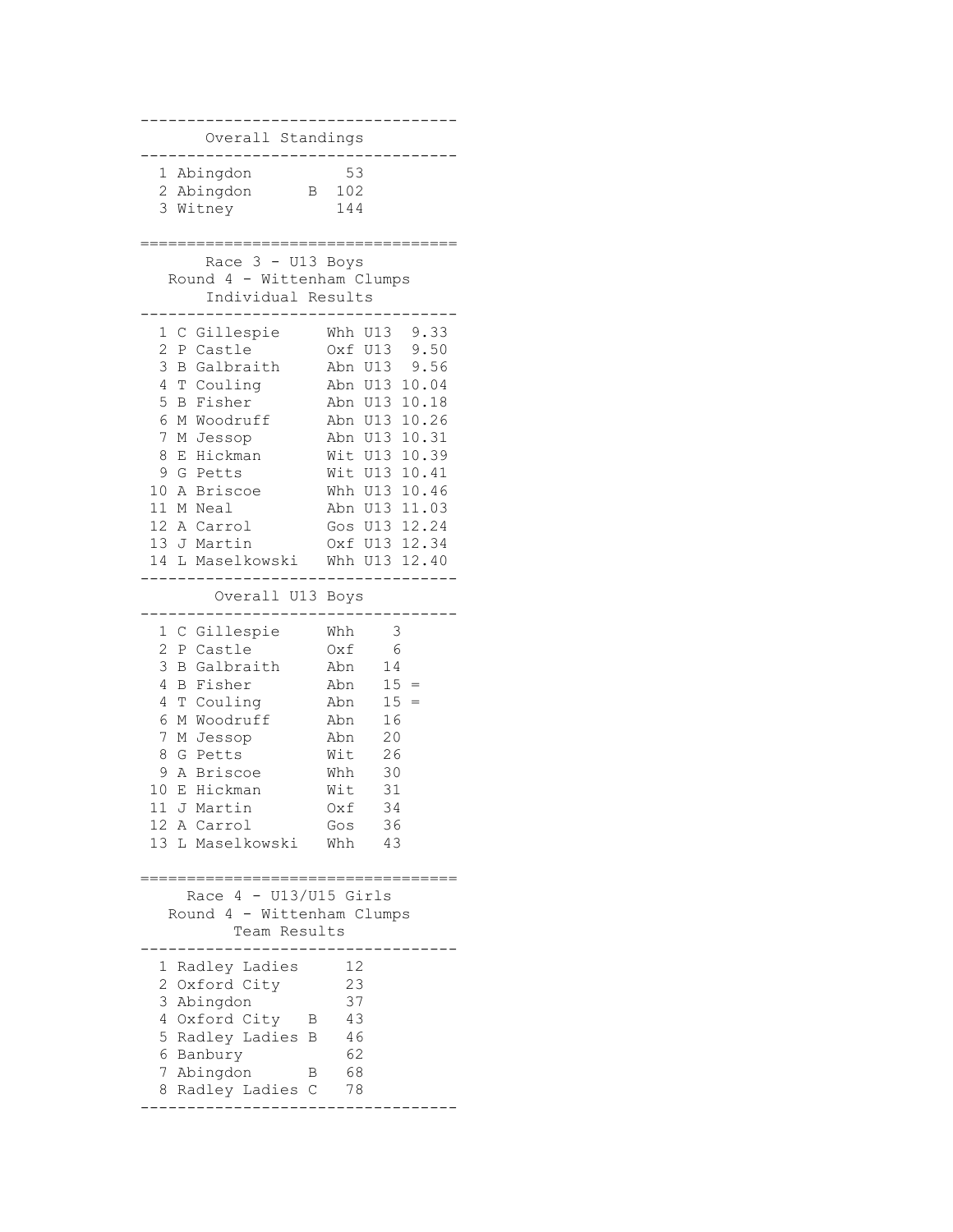## Overall Standings

| Pos | Team | | Points |
|---|---|---|---|
| 1 | Abingdon | | 53 |
| 2 | Abingdon | B | 102 |
| 3 | Witney | | 144 |

## Race 3 - U13 Boys
### Round 4 - Wittenham Clumps
### Individual Results

| Pos | Name | Club | Cat | Time |
|---|---|---|---|---|
| 1 | C Gillespie | Whh | U13 | 9.33 |
| 2 | P Castle | Oxf | U13 | 9.50 |
| 3 | B Galbraith | Abn | U13 | 9.56 |
| 4 | T Couling | Abn | U13 | 10.04 |
| 5 | B Fisher | Abn | U13 | 10.18 |
| 6 | M Woodruff | Abn | U13 | 10.26 |
| 7 | M Jessop | Abn | U13 | 10.31 |
| 8 | E Hickman | Wit | U13 | 10.39 |
| 9 | G Petts | Wit | U13 | 10.41 |
| 10 | A Briscoe | Whh | U13 | 10.46 |
| 11 | M Neal | Abn | U13 | 11.03 |
| 12 | A Carrol | Gos | U13 | 12.24 |
| 13 | J Martin | Oxf | U13 | 12.34 |
| 14 | L Maselkowski | Whh | U13 | 12.40 |

### Overall U13 Boys

| Pos | Name | Club | Points | |
|---|---|---|---|---|
| 1 | C Gillespie | Whh | 3 | |
| 2 | P Castle | Oxf | 6 | |
| 3 | B Galbraith | Abn | 14 | |
| 4 | B Fisher | Abn | 15 | = |
| 4 | T Couling | Abn | 15 | = |
| 6 | M Woodruff | Abn | 16 | |
| 7 | M Jessop | Abn | 20 | |
| 8 | G Petts | Wit | 26 | |
| 9 | A Briscoe | Whh | 30 | |
| 10 | E Hickman | Wit | 31 | |
| 11 | J Martin | Oxf | 34 | |
| 12 | A Carrol | Gos | 36 | |
| 13 | L Maselkowski | Whh | 43 | |

## Race 4 - U13/U15 Girls
### Round 4 - Wittenham Clumps
### Team Results

| Pos | Team | | Points |
|---|---|---|---|
| 1 | Radley Ladies | | 12 |
| 2 | Oxford City | | 23 |
| 3 | Abingdon | | 37 |
| 4 | Oxford City | B | 43 |
| 5 | Radley Ladies | B | 46 |
| 6 | Banbury | | 62 |
| 7 | Abingdon | B | 68 |
| 8 | Radley Ladies | C | 78 |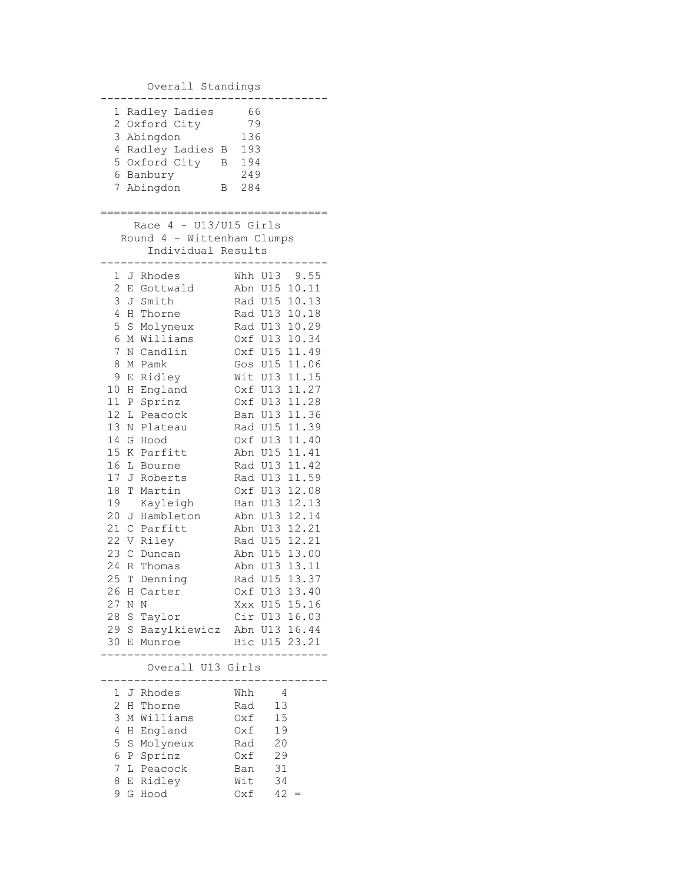### Overall Standings

| Pos | Team | Points |
|---|---|---|
| 1 | Radley Ladies | 66 |
| 2 | Oxford City | 79 |
| 3 | Abingdon | 136 |
| 4 | Radley Ladies B | 193 |
| 5 | Oxford City B | 194 |
| 6 | Banbury | 249 |
| 7 | Abingdon B | 284 |

## Race 4 - U13/U15 Girls

### Round 4 - Wittenham Clumps

### Individual Results

| Pos | Name | Club | Cat | Time |
|---|---|---|---|---|
| 1 | J Rhodes | Whh | U13 | 9.55 |
| 2 | E Gottwald | Abn | U15 | 10.11 |
| 3 | J Smith | Rad | U15 | 10.13 |
| 4 | H Thorne | Rad | U13 | 10.18 |
| 5 | S Molyneux | Rad | U13 | 10.29 |
| 6 | M Williams | Oxf | U13 | 10.34 |
| 7 | N Candlin | Oxf | U15 | 11.49 |
| 8 | M Pamk | Gos | U15 | 11.06 |
| 9 | E Ridley | Wit | U13 | 11.15 |
| 10 | H England | Oxf | U13 | 11.27 |
| 11 | P Sprinz | Oxf | U13 | 11.28 |
| 12 | L Peacock | Ban | U13 | 11.36 |
| 13 | N Plateau | Rad | U15 | 11.39 |
| 14 | G Hood | Oxf | U13 | 11.40 |
| 15 | K Parfitt | Abn | U15 | 11.41 |
| 16 | L Bourne | Rad | U13 | 11.42 |
| 17 | J Roberts | Rad | U13 | 11.59 |
| 18 | T Martin | Oxf | U13 | 12.08 |
| 19 | Kayleigh | Ban | U13 | 12.13 |
| 20 | J Hambleton | Abn | U13 | 12.14 |
| 21 | C Parfitt | Abn | U13 | 12.21 |
| 22 | V Riley | Rad | U15 | 12.21 |
| 23 | C Duncan | Abn | U15 | 13.00 |
| 24 | R Thomas | Abn | U13 | 13.11 |
| 25 | T Denning | Rad | U15 | 13.37 |
| 26 | H Carter | Oxf | U13 | 13.40 |
| 27 | N N | Xxx | U15 | 15.16 |
| 28 | S Taylor | Cir | U13 | 16.03 |
| 29 | S Bazylkiewicz | Abn | U13 | 16.44 |
| 30 | E Munroe | Bic | U15 | 23.21 |

### Overall U13 Girls

| Pos | Name | Club | Points |
|---|---|---|---|
| 1 | J Rhodes | Whh | 4 |
| 2 | H Thorne | Rad | 13 |
| 3 | M Williams | Oxf | 15 |
| 4 | H England | Oxf | 19 |
| 5 | S Molyneux | Rad | 20 |
| 6 | P Sprinz | Oxf | 29 |
| 7 | L Peacock | Ban | 31 |
| 8 | E Ridley | Wit | 34 |
| 9 | G Hood | Oxf | 42 = |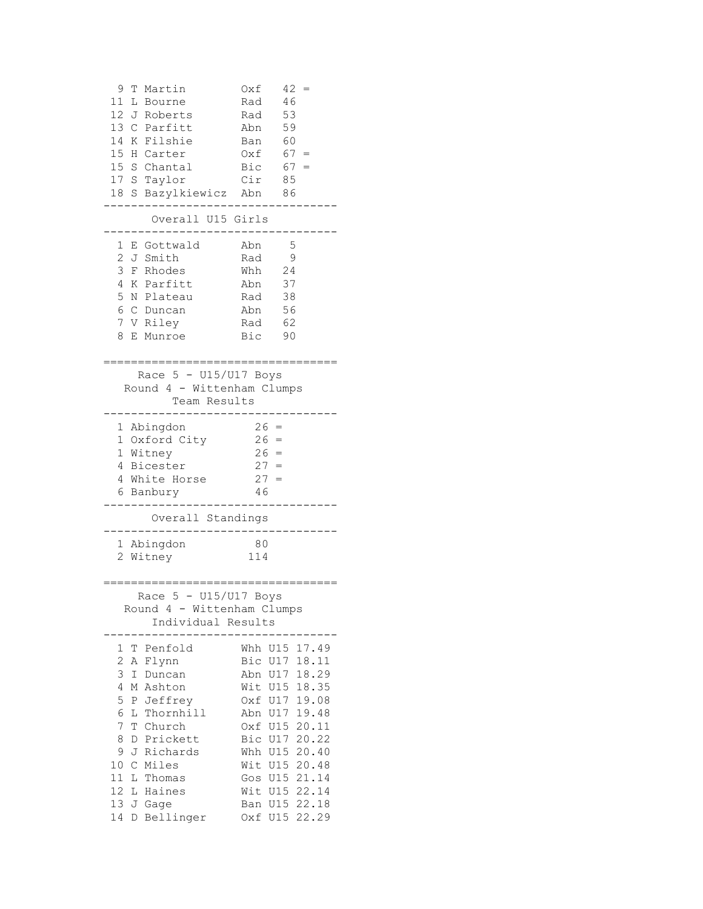| Pos | Name | Club | Points | |
|---|---|---|---|---|
| 9 | T Martin | Oxf | 42 | = |
| 11 | L Bourne | Rad | 46 | |
| 12 | J Roberts | Rad | 53 | |
| 13 | C Parfitt | Abn | 59 | |
| 14 | K Filshie | Ban | 60 | |
| 15 | H Carter | Oxf | 67 | = |
| 15 | S Chantal | Bic | 67 | = |
| 17 | S Taylor | Cir | 85 | |
| 18 | S Bazylkiewicz | Abn | 86 | |

### Overall U15 Girls

| Pos | Name | Club | Points |
|---|---|---|---|
| 1 | E Gottwald | Abn | 5 |
| 2 | J Smith | Rad | 9 |
| 3 | F Rhodes | Whh | 24 |
| 4 | K Parfitt | Abn | 37 |
| 5 | N Plateau | Rad | 38 |
| 6 | C Duncan | Abn | 56 |
| 7 | V Riley | Rad | 62 |
| 8 | E Munroe | Bic | 90 |

## Race 5 - U15/U17 Boys
## Round 4 - Wittenham Clumps
### Team Results

| Pos | Team | Points | |
|---|---|---|---|
| 1 | Abingdon | 26 | = |
| 1 | Oxford City | 26 | = |
| 1 | Witney | 26 | = |
| 4 | Bicester | 27 | = |
| 4 | White Horse | 27 | = |
| 6 | Banbury | 46 | |

### Overall Standings

| Pos | Team | Points |
|---|---|---|
| 1 | Abingdon | 80 |
| 2 | Witney | 114 |

## Race 5 - U15/U17 Boys
## Round 4 - Wittenham Clumps
### Individual Results

| Pos | Name | Club | Category | Time |
|---|---|---|---|---|
| 1 | T Penfold | Whh | U15 | 17.49 |
| 2 | A Flynn | Bic | U17 | 18.11 |
| 3 | I Duncan | Abn | U17 | 18.29 |
| 4 | M Ashton | Wit | U15 | 18.35 |
| 5 | P Jeffrey | Oxf | U17 | 19.08 |
| 6 | L Thornhill | Abn | U17 | 19.48 |
| 7 | T Church | Oxf | U15 | 20.11 |
| 8 | D Prickett | Bic | U17 | 20.22 |
| 9 | J Richards | Whh | U15 | 20.40 |
| 10 | C Miles | Wit | U15 | 20.48 |
| 11 | L Thomas | Gos | U15 | 21.14 |
| 12 | L Haines | Wit | U15 | 22.14 |
| 13 | J Gage | Ban | U15 | 22.18 |
| 14 | D Bellinger | Oxf | U15 | 22.29 |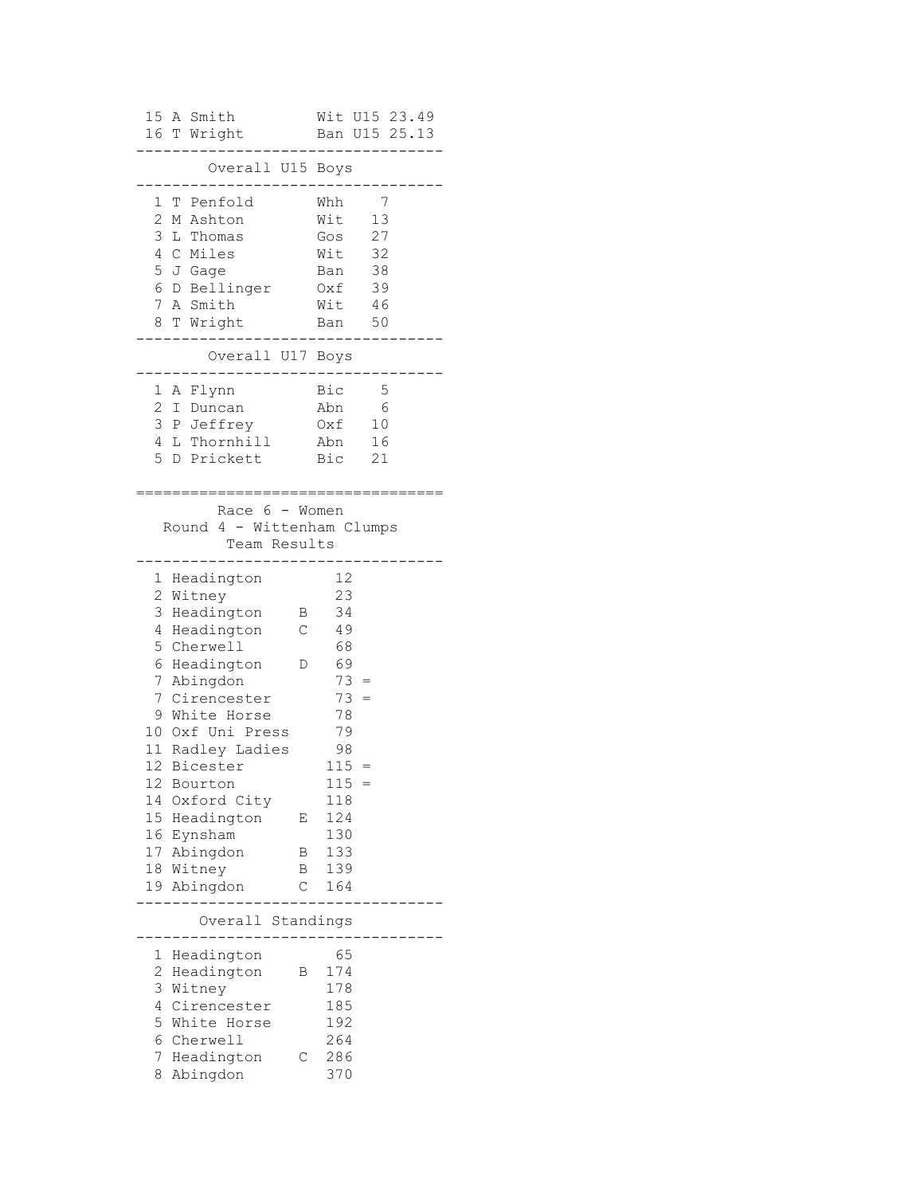| Pos | Name | Club | Cat | Time |
|---|---|---|---|---|
| 15 | A Smith | Wit | U15 | 23.49 |
| 16 | T Wright | Ban | U15 | 25.13 |

### Overall U15 Boys

| Pos | Name | Club | Points |
|---|---|---|---|
| 1 | T Penfold | Whh | 7 |
| 2 | M Ashton | Wit | 13 |
| 3 | L Thomas | Gos | 27 |
| 4 | C Miles | Wit | 32 |
| 5 | J Gage | Ban | 38 |
| 6 | D Bellinger | Oxf | 39 |
| 7 | A Smith | Wit | 46 |
| 8 | T Wright | Ban | 50 |

### Overall U17 Boys

| Pos | Name | Club | Points |
|---|---|---|---|
| 1 | A Flynn | Bic | 5 |
| 2 | I Duncan | Abn | 6 |
| 3 | P Jeffrey | Oxf | 10 |
| 4 | L Thornhill | Abn | 16 |
| 5 | D Prickett | Bic | 21 |

## Race 6 - Women
## Round 4 - Wittenham Clumps
### Team Results

| Pos | Team | | Points | |
|---|---|---|---|---|
| 1 | Headington | | 12 | |
| 2 | Witney | | 23 | |
| 3 | Headington | B | 34 | |
| 4 | Headington | C | 49 | |
| 5 | Cherwell | | 68 | |
| 6 | Headington | D | 69 | |
| 7 | Abingdon | | 73 | = |
| 7 | Cirencester | | 73 | = |
| 9 | White Horse | | 78 | |
| 10 | Oxf Uni Press | | 79 | |
| 11 | Radley Ladies | | 98 | |
| 12 | Bicester | | 115 | = |
| 12 | Bourton | | 115 | = |
| 14 | Oxford City | | 118 | |
| 15 | Headington | E | 124 | |
| 16 | Eynsham | | 130 | |
| 17 | Abingdon | B | 133 | |
| 18 | Witney | B | 139 | |
| 19 | Abingdon | C | 164 | |

### Overall Standings

| Pos | Team | | Points |
|---|---|---|---|
| 1 | Headington | | 65 |
| 2 | Headington | B | 174 |
| 3 | Witney | | 178 |
| 4 | Cirencester | | 185 |
| 5 | White Horse | | 192 |
| 6 | Cherwell | | 264 |
| 7 | Headington | C | 286 |
| 8 | Abingdon | | 370 |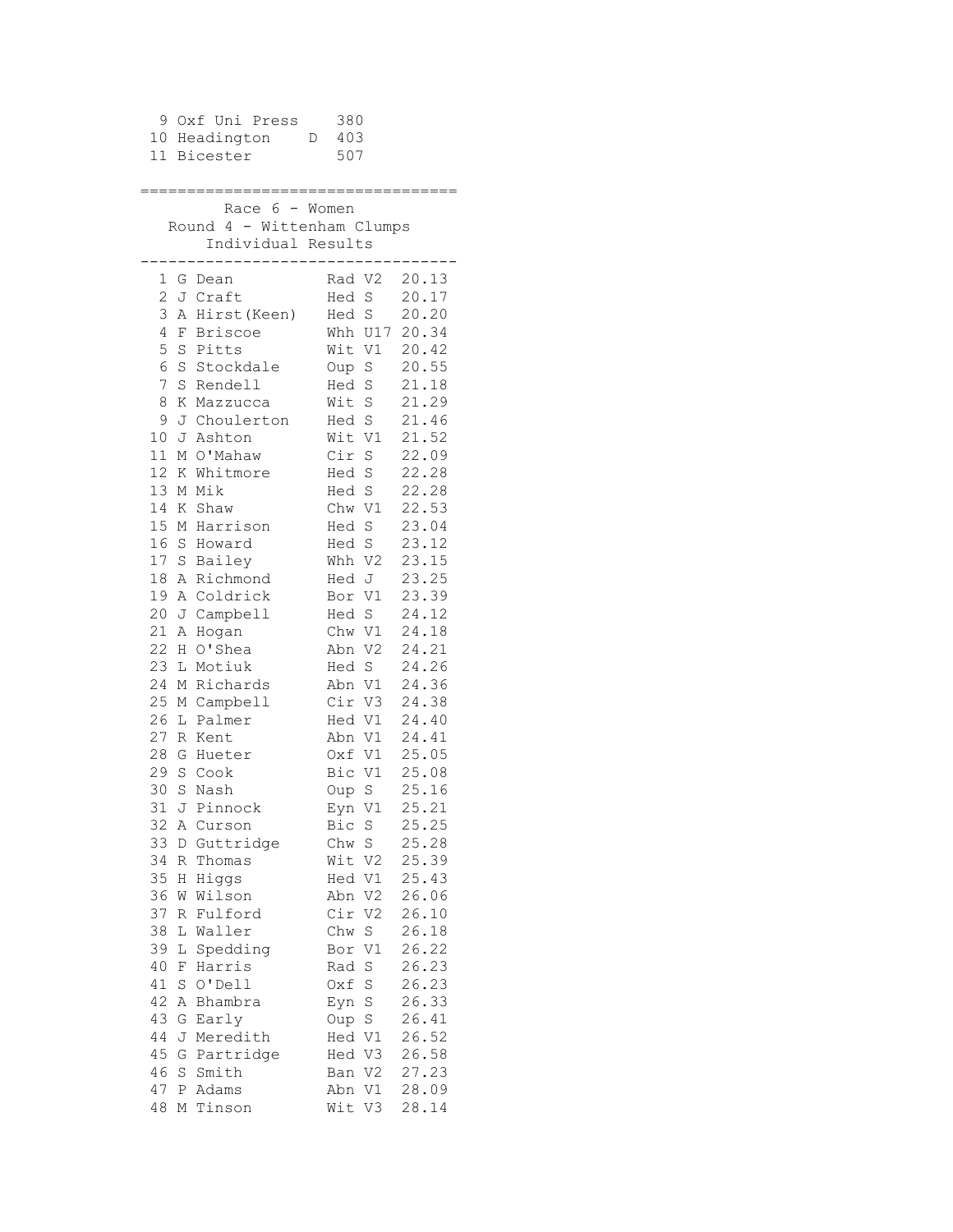| | | | |
|---|---|---|---|
| 9 | Oxf Uni Press | | 380 |
| 10 | Headington | D | 403 |
| 11 | Bicester | | 507 |

===================================

## Race 6 - Women
### Round 4 - Wittenham Clumps
### Individual Results

| Pos | Name | Club | Cat | Time |
|---|---|---|---|---|
| 1 | G Dean | Rad | V2 | 20.13 |
| 2 | J Craft | Hed | S | 20.17 |
| 3 | A Hirst(Keen) | Hed | S | 20.20 |
| 4 | F Briscoe | Whh | U17 | 20.34 |
| 5 | S Pitts | Wit | V1 | 20.42 |
| 6 | S Stockdale | Oup | S | 20.55 |
| 7 | S Rendell | Hed | S | 21.18 |
| 8 | K Mazzucca | Wit | S | 21.29 |
| 9 | J Choulerton | Hed | S | 21.46 |
| 10 | J Ashton | Wit | V1 | 21.52 |
| 11 | M O'Mahaw | Cir | S | 22.09 |
| 12 | K Whitmore | Hed | S | 22.28 |
| 13 | M Mik | Hed | S | 22.28 |
| 14 | K Shaw | Chw | V1 | 22.53 |
| 15 | M Harrison | Hed | S | 23.04 |
| 16 | S Howard | Hed | S | 23.12 |
| 17 | S Bailey | Whh | V2 | 23.15 |
| 18 | A Richmond | Hed | J | 23.25 |
| 19 | A Coldrick | Bor | V1 | 23.39 |
| 20 | J Campbell | Hed | S | 24.12 |
| 21 | A Hogan | Chw | V1 | 24.18 |
| 22 | H O'Shea | Abn | V2 | 24.21 |
| 23 | L Motiuk | Hed | S | 24.26 |
| 24 | M Richards | Abn | V1 | 24.36 |
| 25 | M Campbell | Cir | V3 | 24.38 |
| 26 | L Palmer | Hed | V1 | 24.40 |
| 27 | R Kent | Abn | V1 | 24.41 |
| 28 | G Hueter | Oxf | V1 | 25.05 |
| 29 | S Cook | Bic | V1 | 25.08 |
| 30 | S Nash | Oup | S | 25.16 |
| 31 | J Pinnock | Eyn | V1 | 25.21 |
| 32 | A Curson | Bic | S | 25.25 |
| 33 | D Guttridge | Chw | S | 25.28 |
| 34 | R Thomas | Wit | V2 | 25.39 |
| 35 | H Higgs | Hed | V1 | 25.43 |
| 36 | W Wilson | Abn | V2 | 26.06 |
| 37 | R Fulford | Cir | V2 | 26.10 |
| 38 | L Waller | Chw | S | 26.18 |
| 39 | L Spedding | Bor | V1 | 26.22 |
| 40 | F Harris | Rad | S | 26.23 |
| 41 | S O'Dell | Oxf | S | 26.23 |
| 42 | A Bhambra | Eyn | S | 26.33 |
| 43 | G Early | Oup | S | 26.41 |
| 44 | J Meredith | Hed | V1 | 26.52 |
| 45 | G Partridge | Hed | V3 | 26.58 |
| 46 | S Smith | Ban | V2 | 27.23 |
| 47 | P Adams | Abn | V1 | 28.09 |
| 48 | M Tinson | Wit | V3 | 28.14 |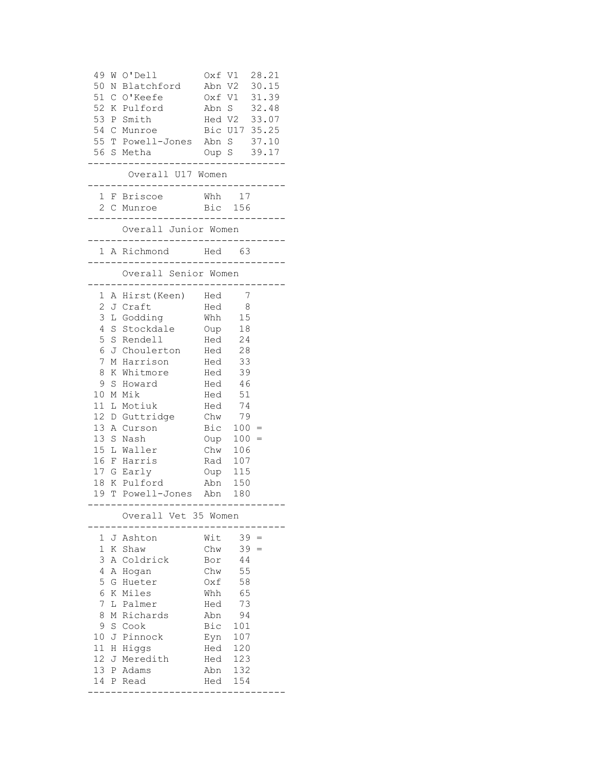| Pos | Init | Name | Club | Cat | Time |
|---|---|---|---|---|---|
| 49 | W | O'Dell | Oxf | V1 | 28.21 |
| 50 | N | Blatchford | Abn | V2 | 30.15 |
| 51 | C | O'Keefe | Oxf | V1 | 31.39 |
| 52 | K | Pulford | Abn | S | 32.48 |
| 53 | P | Smith | Hed | V2 | 33.07 |
| 54 | C | Munroe | Bic | U17 | 35.25 |
| 55 | T | Powell-Jones | Abn | S | 37.10 |
| 56 | S | Metha | Oup | S | 39.17 |

## Overall U17 Women

| Pos | Init | Name | Club | Points |
|---|---|---|---|---|
| 1 | F | Briscoe | Whh | 17 |
| 2 | C | Munroe | Bic | 156 |

## Overall Junior Women

| Pos | Init | Name | Club | Points |
|---|---|---|---|---|
| 1 | A | Richmond | Hed | 63 |

## Overall Senior Women

| Pos | Init | Name | Club | Points | |
|---|---|---|---|---|---|
| 1 | A | Hirst(Keen) | Hed | 7 | |
| 2 | J | Craft | Hed | 8 | |
| 3 | L | Godding | Whh | 15 | |
| 4 | S | Stockdale | Oup | 18 | |
| 5 | S | Rendell | Hed | 24 | |
| 6 | J | Choulerton | Hed | 28 | |
| 7 | M | Harrison | Hed | 33 | |
| 8 | K | Whitmore | Hed | 39 | |
| 9 | S | Howard | Hed | 46 | |
| 10 | M | Mik | Hed | 51 | |
| 11 | L | Motiuk | Hed | 74 | |
| 12 | D | Guttridge | Chw | 79 | |
| 13 | A | Curson | Bic | 100 | = |
| 13 | S | Nash | Oup | 100 | = |
| 15 | L | Waller | Chw | 106 | |
| 16 | F | Harris | Rad | 107 | |
| 17 | G | Early | Oup | 115 | |
| 18 | K | Pulford | Abn | 150 | |
| 19 | T | Powell-Jones | Abn | 180 | |

## Overall Vet 35 Women

| Pos | Init | Name | Club | Points | |
|---|---|---|---|---|---|
| 1 | J | Ashton | Wit | 39 | = |
| 1 | K | Shaw | Chw | 39 | = |
| 3 | A | Coldrick | Bor | 44 | |
| 4 | A | Hogan | Chw | 55 | |
| 5 | G | Hueter | Oxf | 58 | |
| 6 | K | Miles | Whh | 65 | |
| 7 | L | Palmer | Hed | 73 | |
| 8 | M | Richards | Abn | 94 | |
| 9 | S | Cook | Bic | 101 | |
| 10 | J | Pinnock | Eyn | 107 | |
| 11 | H | Higgs | Hed | 120 | |
| 12 | J | Meredith | Hed | 123 | |
| 13 | P | Adams | Abn | 132 | |
| 14 | P | Read | Hed | 154 | |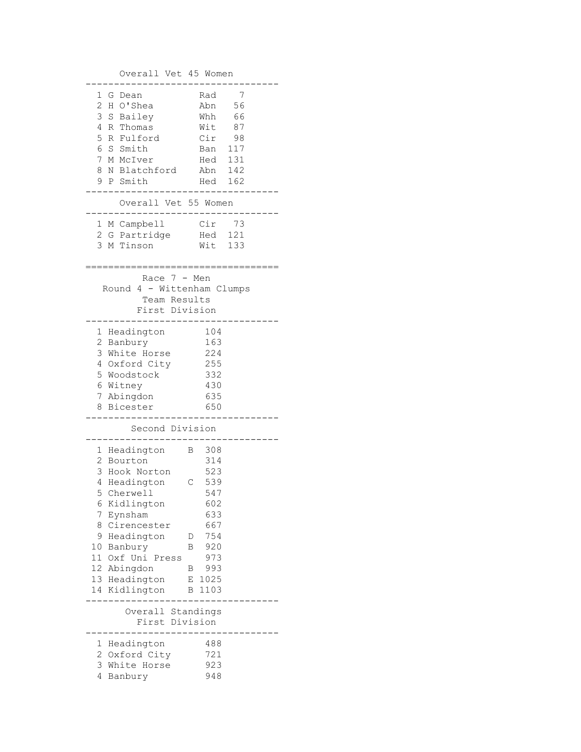## Overall Vet 45 Women

| Pos | Name | Club | Points |
|---|---|---|---|
| 1 | G Dean | Rad | 7 |
| 2 | H O'Shea | Abn | 56 |
| 3 | S Bailey | Whh | 66 |
| 4 | R Thomas | Wit | 87 |
| 5 | R Fulford | Cir | 98 |
| 6 | S Smith | Ban | 117 |
| 7 | M McIver | Hed | 131 |
| 8 | N Blatchford | Abn | 142 |
| 9 | P Smith | Hed | 162 |

## Overall Vet 55 Women

| Pos | Name | Club | Points |
|---|---|---|---|
| 1 | M Campbell | Cir | 73 |
| 2 | G Partridge | Hed | 121 |
| 3 | M Tinson | Wit | 133 |

---

# Race 7 - Men

## Round 4 - Wittenham Clumps

## Team Results

### First Division

| Pos | Team | | Points |
|---|---|---|---|
| 1 | Headington | | 104 |
| 2 | Banbury | | 163 |
| 3 | White Horse | | 224 |
| 4 | Oxford City | | 255 |
| 5 | Woodstock | | 332 |
| 6 | Witney | | 430 |
| 7 | Abingdon | | 635 |
| 8 | Bicester | | 650 |

### Second Division

| Pos | Team | | Points |
|---|---|---|---|
| 1 | Headington | B | 308 |
| 2 | Bourton | | 314 |
| 3 | Hook Norton | | 523 |
| 4 | Headington | C | 539 |
| 5 | Cherwell | | 547 |
| 6 | Kidlington | | 602 |
| 7 | Eynsham | | 633 |
| 8 | Cirencester | | 667 |
| 9 | Headington | D | 754 |
| 10 | Banbury | B | 920 |
| 11 | Oxf Uni Press | | 973 |
| 12 | Abingdon | B | 993 |
| 13 | Headington | E | 1025 |
| 14 | Kidlington | B | 1103 |

## Overall Standings

### First Division

| Pos | Team | | Points |
|---|---|---|---|
| 1 | Headington | | 488 |
| 2 | Oxford City | | 721 |
| 3 | White Horse | | 923 |
| 4 | Banbury | | 948 |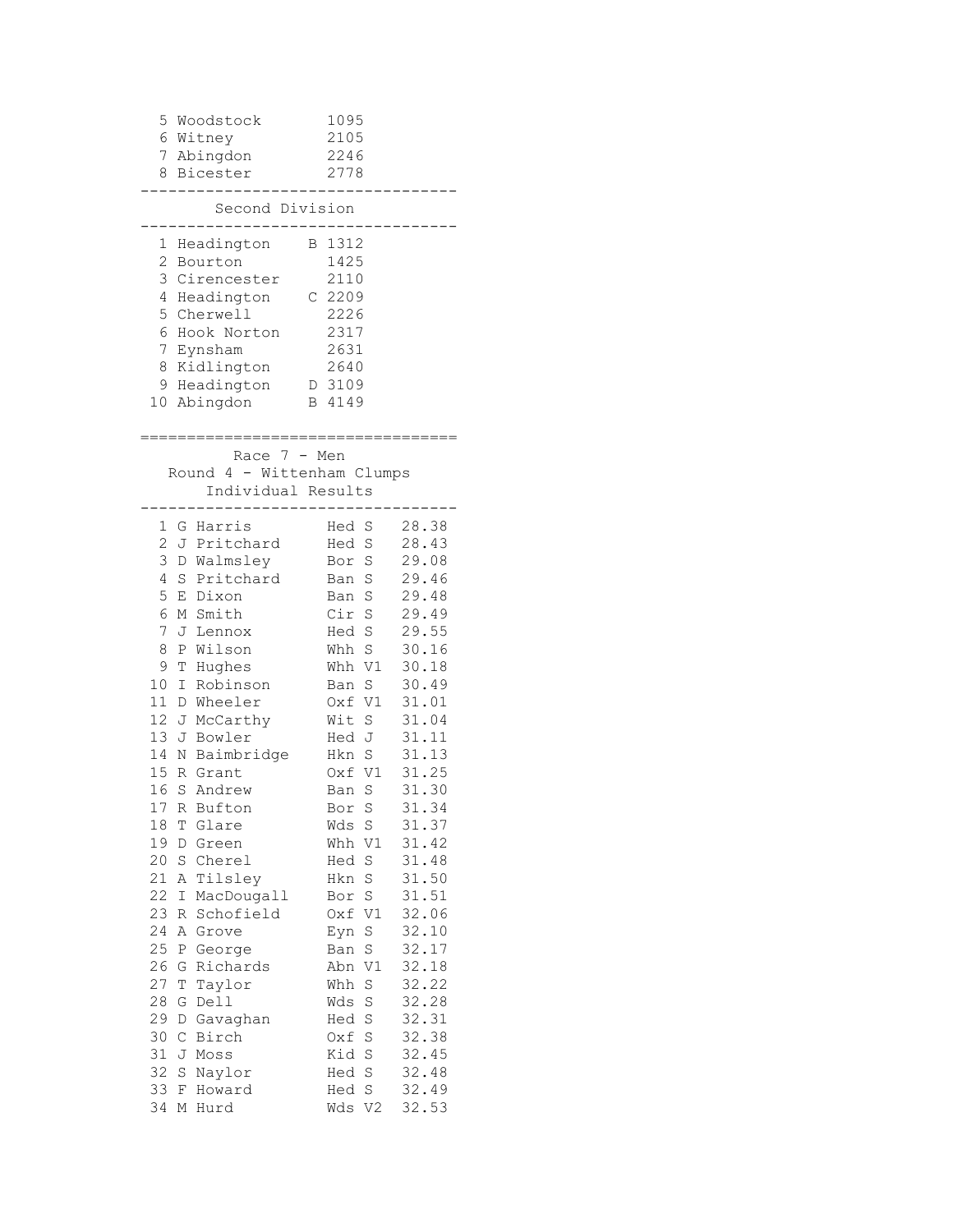| | | |
|---|---|---|
| 5 | Woodstock | 1095 |
| 6 | Witney | 2105 |
| 7 | Abingdon | 2246 |
| 8 | Bicester | 2778 |

## Second Division

| | | | |
|---|---|---|---|
| 1 | Headington | B | 1312 |
| 2 | Bourton | | 1425 |
| 3 | Cirencester | | 2110 |
| 4 | Headington | C | 2209 |
| 5 | Cherwell | | 2226 |
| 6 | Hook Norton | | 2317 |
| 7 | Eynsham | | 2631 |
| 8 | Kidlington | | 2640 |
| 9 | Headington | D | 3109 |
| 10 | Abingdon | B | 4149 |

## Race 7 - Men

### Round 4 - Wittenham Clumps

### Individual Results

| | | | | |
|---|---|---|---|---|
| 1 | G Harris | Hed | S | 28.38 |
| 2 | J Pritchard | Hed | S | 28.43 |
| 3 | D Walmsley | Bor | S | 29.08 |
| 4 | S Pritchard | Ban | S | 29.46 |
| 5 | E Dixon | Ban | S | 29.48 |
| 6 | M Smith | Cir | S | 29.49 |
| 7 | J Lennox | Hed | S | 29.55 |
| 8 | P Wilson | Whh | S | 30.16 |
| 9 | T Hughes | Whh | V1 | 30.18 |
| 10 | I Robinson | Ban | S | 30.49 |
| 11 | D Wheeler | Oxf | V1 | 31.01 |
| 12 | J McCarthy | Wit | S | 31.04 |
| 13 | J Bowler | Hed | J | 31.11 |
| 14 | N Baimbridge | Hkn | S | 31.13 |
| 15 | R Grant | Oxf | V1 | 31.25 |
| 16 | S Andrew | Ban | S | 31.30 |
| 17 | R Bufton | Bor | S | 31.34 |
| 18 | T Glare | Wds | S | 31.37 |
| 19 | D Green | Whh | V1 | 31.42 |
| 20 | S Cherel | Hed | S | 31.48 |
| 21 | A Tilsley | Hkn | S | 31.50 |
| 22 | I MacDougall | Bor | S | 31.51 |
| 23 | R Schofield | Oxf | V1 | 32.06 |
| 24 | A Grove | Eyn | S | 32.10 |
| 25 | P George | Ban | S | 32.17 |
| 26 | G Richards | Abn | V1 | 32.18 |
| 27 | T Taylor | Whh | S | 32.22 |
| 28 | G Dell | Wds | S | 32.28 |
| 29 | D Gavaghan | Hed | S | 32.31 |
| 30 | C Birch | Oxf | S | 32.38 |
| 31 | J Moss | Kid | S | 32.45 |
| 32 | S Naylor | Hed | S | 32.48 |
| 33 | F Howard | Hed | S | 32.49 |
| 34 | M Hurd | Wds | V2 | 32.53 |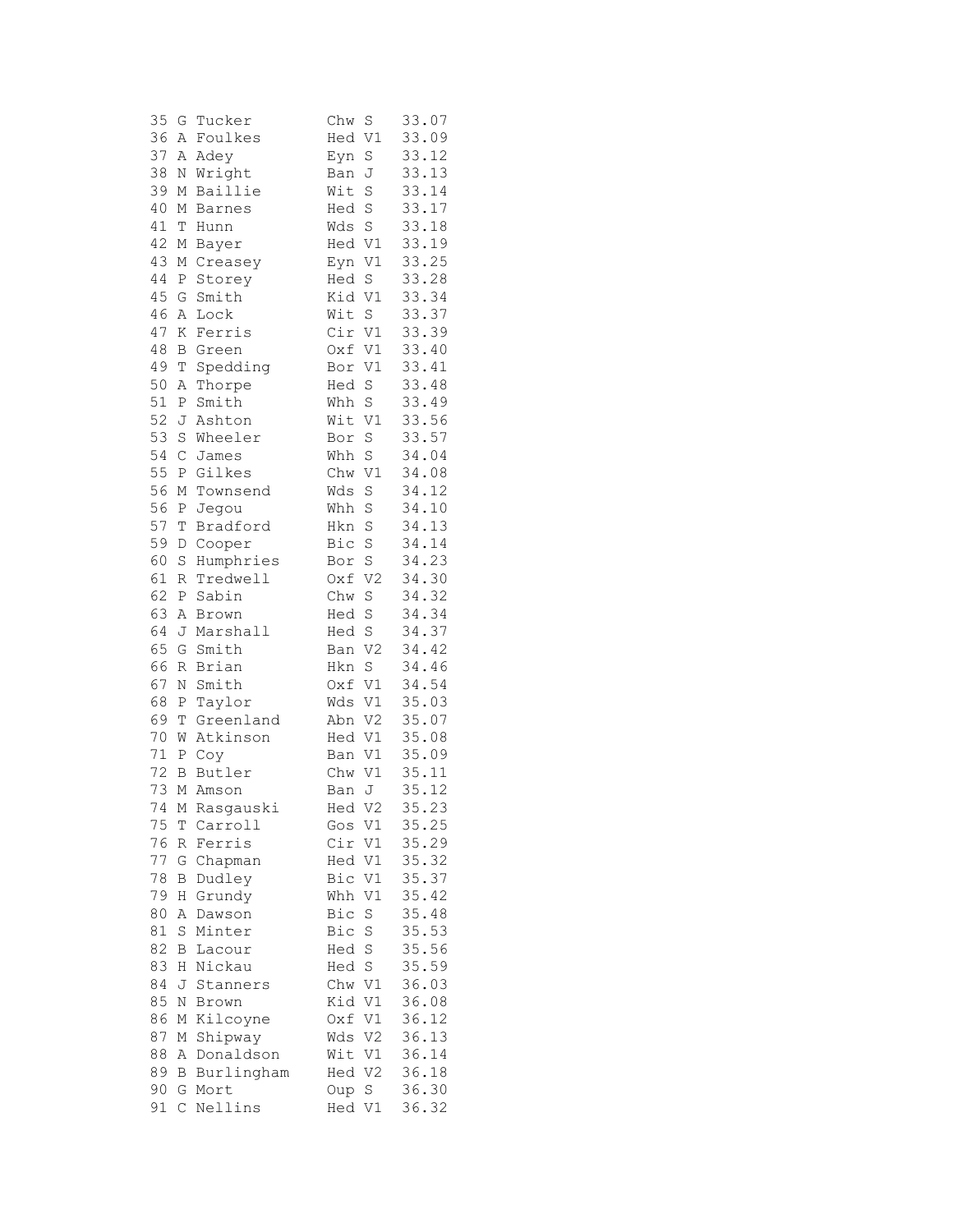```
35 G Tucker        Chw S    33.07
36 A Foulkes       Hed V1   33.09
37 A Adey          Eyn S    33.12
38 N Wright        Ban J    33.13
39 M Baillie       Wit S    33.14
40 M Barnes        Hed S    33.17
41 T Hunn          Wds S    33.18
42 M Bayer         Hed V1   33.19
43 M Creasey       Eyn V1   33.25
44 P Storey        Hed S    33.28
45 G Smith         Kid V1   33.34
46 A Lock          Wit S    33.37
47 K Ferris        Cir V1   33.39
48 B Green         Oxf V1   33.40
49 T Spedding      Bor V1   33.41
50 A Thorpe        Hed S    33.48
51 P Smith         Whh S    33.49
52 J Ashton        Wit V1   33.56
53 S Wheeler       Bor S    33.57
54 C James         Whh S    34.04
55 P Gilkes        Chw V1   34.08
56 M Townsend      Wds S    34.12
56 P Jegou         Whh S    34.10
57 T Bradford      Hkn S    34.13
59 D Cooper        Bic S    34.14
60 S Humphries     Bor S    34.23
61 R Tredwell      Oxf V2   34.30
62 P Sabin         Chw S    34.32
63 A Brown         Hed S    34.34
64 J Marshall      Hed S    34.37
65 G Smith         Ban V2   34.42
66 R Brian         Hkn S    34.46
67 N Smith         Oxf V1   34.54
68 P Taylor        Wds V1   35.03
69 T Greenland     Abn V2   35.07
70 W Atkinson      Hed V1   35.08
71 P Coy           Ban V1   35.09
72 B Butler        Chw V1   35.11
73 M Amson         Ban J    35.12
74 M Rasgauski     Hed V2   35.23
75 T Carroll       Gos V1   35.25
76 R Ferris        Cir V1   35.29
77 G Chapman       Hed V1   35.32
78 B Dudley        Bic V1   35.37
79 H Grundy        Whh V1   35.42
80 A Dawson        Bic S    35.48
81 S Minter        Bic S    35.53
82 B Lacour        Hed S    35.56
83 H Nickau        Hed S    35.59
84 J Stanners      Chw V1   36.03
85 N Brown         Kid V1   36.08
86 M Kilcoyne      Oxf V1   36.12
87 M Shipway       Wds V2   36.13
88 A Donaldson     Wit V1   36.14
89 B Burlingham    Hed V2   36.18
90 G Mort          Oup S    36.30
91 C Nellins       Hed V1   36.32
```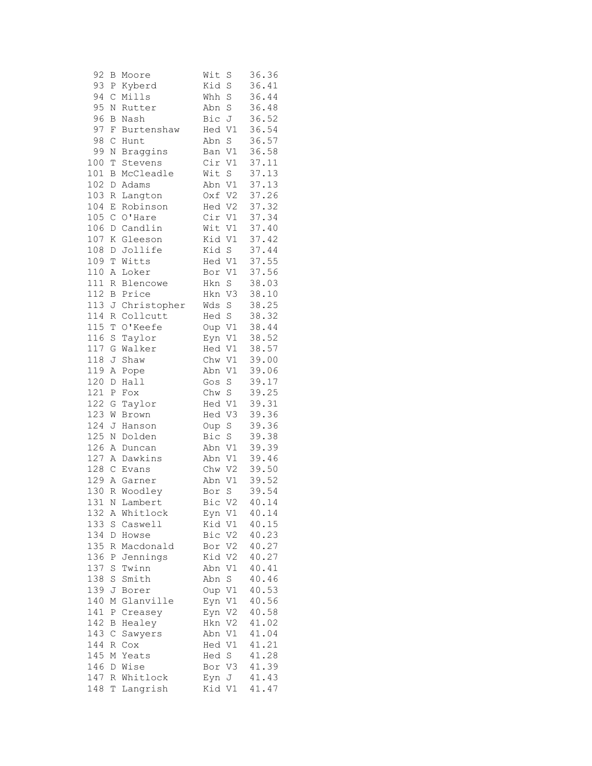```
 92 B Moore          Wit S    36.36
 93 P Kyberd         Kid S    36.41
 94 C Mills          Whh S    36.44
 95 N Rutter         Abn S    36.48
 96 B Nash           Bic J    36.52
 97 F Burtenshaw     Hed V1   36.54
 98 C Hunt           Abn S    36.57
 99 N Braggins       Ban V1   36.58
100 T Stevens        Cir V1   37.11
101 B McCleadle      Wit S    37.13
102 D Adams          Abn V1   37.13
103 R Langton        Oxf V2   37.26
104 E Robinson       Hed V2   37.32
105 C O'Hare         Cir V1   37.34
106 D Candlin        Wit V1   37.40
107 K Gleeson        Kid V1   37.42
108 D Jollife        Kid S    37.44
109 T Witts          Hed V1   37.55
110 A Loker          Bor V1   37.56
111 R Blencowe       Hkn S    38.03
112 B Price          Hkn V3   38.10
113 J Christopher    Wds S    38.25
114 R Collcutt       Hed S    38.32
115 T O'Keefe        Oup V1   38.44
116 S Taylor         Eyn V1   38.52
117 G Walker         Hed V1   38.57
118 J Shaw           Chw V1   39.00
119 A Pope           Abn V1   39.06
120 D Hall           Gos S    39.17
121 P Fox            Chw S    39.25
122 G Taylor         Hed V1   39.31
123 W Brown          Hed V3   39.36
124 J Hanson         Oup S    39.36
125 N Dolden         Bic S    39.38
126 A Duncan         Abn V1   39.39
127 A Dawkins        Abn V1   39.46
128 C Evans          Chw V2   39.50
129 A Garner         Abn V1   39.52
130 R Woodley        Bor S    39.54
131 N Lambert        Bic V2   40.14
132 A Whitlock       Eyn V1   40.14
133 S Caswell        Kid V1   40.15
134 D Howse          Bic V2   40.23
135 R Macdonald      Bor V2   40.27
136 P Jennings       Kid V2   40.27
137 S Twinn          Abn V1   40.41
138 S Smith          Abn S    40.46
139 J Borer          Oup V1   40.53
140 M Glanville      Eyn V1   40.56
141 P Creasey        Eyn V2   40.58
142 B Healey         Hkn V2   41.02
143 C Sawyers        Abn V1   41.04
144 R Cox            Hed V1   41.21
145 M Yeats          Hed S    41.28
146 D Wise           Bor V3   41.39
147 R Whitlock       Eyn J    41.43
148 T Langrish       Kid V1   41.47
```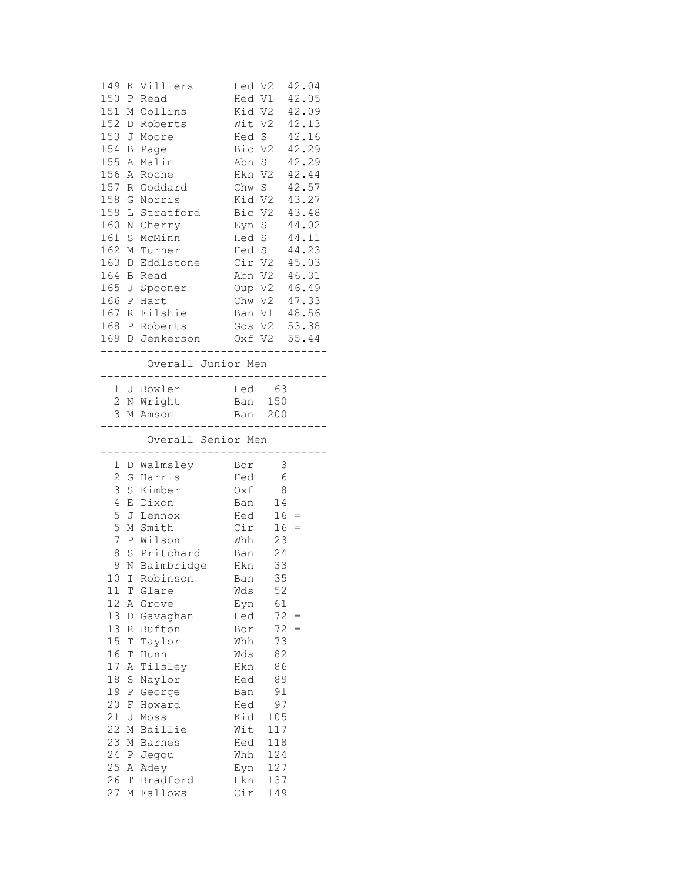| Pos | Name | Club | Cat | Time |
|---|---|---|---|---|
| 149 | K Villiers | Hed | V2 | 42.04 |
| 150 | P Read | Hed | V1 | 42.05 |
| 151 | M Collins | Kid | V2 | 42.09 |
| 152 | D Roberts | Wit | V2 | 42.13 |
| 153 | J Moore | Hed | S | 42.16 |
| 154 | B Page | Bic | V2 | 42.29 |
| 155 | A Malin | Abn | S | 42.29 |
| 156 | A Roche | Hkn | V2 | 42.44 |
| 157 | R Goddard | Chw | S | 42.57 |
| 158 | G Norris | Kid | V2 | 43.27 |
| 159 | L Stratford | Bic | V2 | 43.48 |
| 160 | N Cherry | Eyn | S | 44.02 |
| 161 | S McMinn | Hed | S | 44.11 |
| 162 | M Turner | Hed | S | 44.23 |
| 163 | D Eddlstone | Cir | V2 | 45.03 |
| 164 | B Read | Abn | V2 | 46.31 |
| 165 | J Spooner | Oup | V2 | 46.49 |
| 166 | P Hart | Chw | V2 | 47.33 |
| 167 | R Filshie | Ban | V1 | 48.56 |
| 168 | P Roberts | Gos | V2 | 53.38 |
| 169 | D Jenkerson | Oxf | V2 | 55.44 |

## Overall Junior Men

| Pos | Name | Club | Points |
|---|---|---|---|
| 1 | J Bowler | Hed | 63 |
| 2 | N Wright | Ban | 150 |
| 3 | M Amson | Ban | 200 |

## Overall Senior Men

| Pos | Name | Club | Points | |
|---|---|---|---|---|
| 1 | D Walmsley | Bor | 3 | |
| 2 | G Harris | Hed | 6 | |
| 3 | S Kimber | Oxf | 8 | |
| 4 | E Dixon | Ban | 14 | |
| 5 | J Lennox | Hed | 16 | = |
| 5 | M Smith | Cir | 16 | = |
| 7 | P Wilson | Whh | 23 | |
| 8 | S Pritchard | Ban | 24 | |
| 9 | N Baimbridge | Hkn | 33 | |
| 10 | I Robinson | Ban | 35 | |
| 11 | T Glare | Wds | 52 | |
| 12 | A Grove | Eyn | 61 | |
| 13 | D Gavaghan | Hed | 72 | = |
| 13 | R Bufton | Bor | 72 | = |
| 15 | T Taylor | Whh | 73 | |
| 16 | T Hunn | Wds | 82 | |
| 17 | A Tilsley | Hkn | 86 | |
| 18 | S Naylor | Hed | 89 | |
| 19 | P George | Ban | 91 | |
| 20 | F Howard | Hed | 97 | |
| 21 | J Moss | Kid | 105 | |
| 22 | M Baillie | Wit | 117 | |
| 23 | M Barnes | Hed | 118 | |
| 24 | P Jegou | Whh | 124 | |
| 25 | A Adey | Eyn | 127 | |
| 26 | T Bradford | Hkn | 137 | |
| 27 | M Fallows | Cir | 149 | |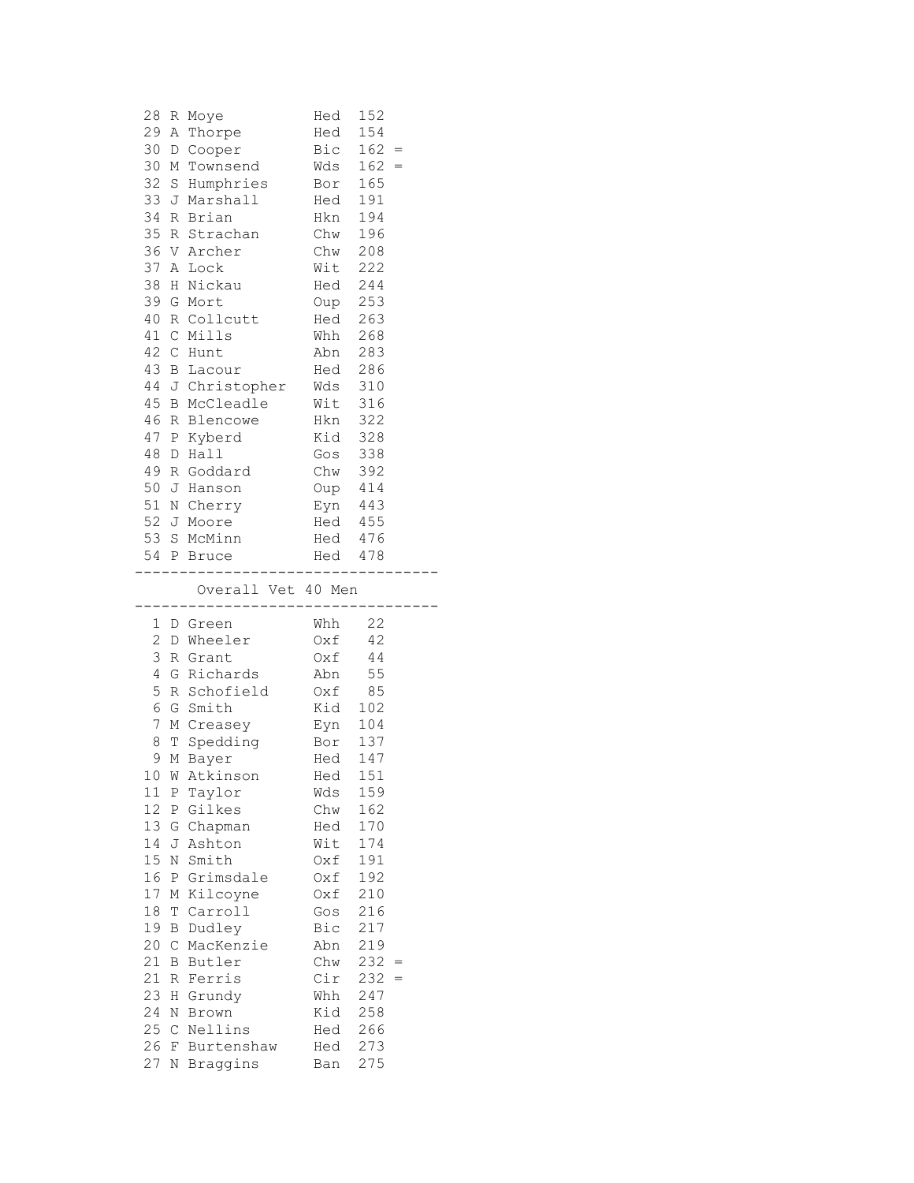```
 28 R Moye           Hed  152
 29 A Thorpe         Hed  154
 30 D Cooper         Bic  162 =
 30 M Townsend       Wds  162 =
 32 S Humphries      Bor  165
 33 J Marshall       Hed  191
 34 R Brian          Hkn  194
 35 R Strachan       Chw  196
 36 V Archer         Chw  208
 37 A Lock           Wit  222
 38 H Nickau         Hed  244
 39 G Mort           Oup  253
 40 R Collcutt       Hed  263
 41 C Mills          Whh  268
 42 C Hunt           Abn  283
 43 B Lacour         Hed  286
 44 J Christopher    Wds  310
 45 B McCleadle      Wit  316
 46 R Blencowe       Hkn  322
 47 P Kyberd         Kid  328
 48 D Hall           Gos  338
 49 R Goddard        Chw  392
 50 J Hanson         Oup  414
 51 N Cherry         Eyn  443
 52 J Moore          Hed  455
 53 S McMinn         Hed  476
 54 P Bruce          Hed  478
-----------------------------------
       Overall Vet 40 Men
-----------------------------------
  1 D Green          Whh   22
  2 D Wheeler        Oxf   42
  3 R Grant          Oxf   44
  4 G Richards       Abn   55
  5 R Schofield      Oxf   85
  6 G Smith          Kid  102
  7 M Creasey        Eyn  104
  8 T Spedding       Bor  137
  9 M Bayer          Hed  147
 10 W Atkinson       Hed  151
 11 P Taylor         Wds  159
 12 P Gilkes         Chw  162
 13 G Chapman        Hed  170
 14 J Ashton         Wit  174
 15 N Smith          Oxf  191
 16 P Grimsdale      Oxf  192
 17 M Kilcoyne       Oxf  210
 18 T Carroll        Gos  216
 19 B Dudley         Bic  217
 20 C MacKenzie      Abn  219
 21 B Butler         Chw  232 =
 21 R Ferris         Cir  232 =
 23 H Grundy         Whh  247
 24 N Brown          Kid  258
 25 C Nellins        Hed  266
 26 F Burtenshaw     Hed  273
 27 N Braggins       Ban  275
```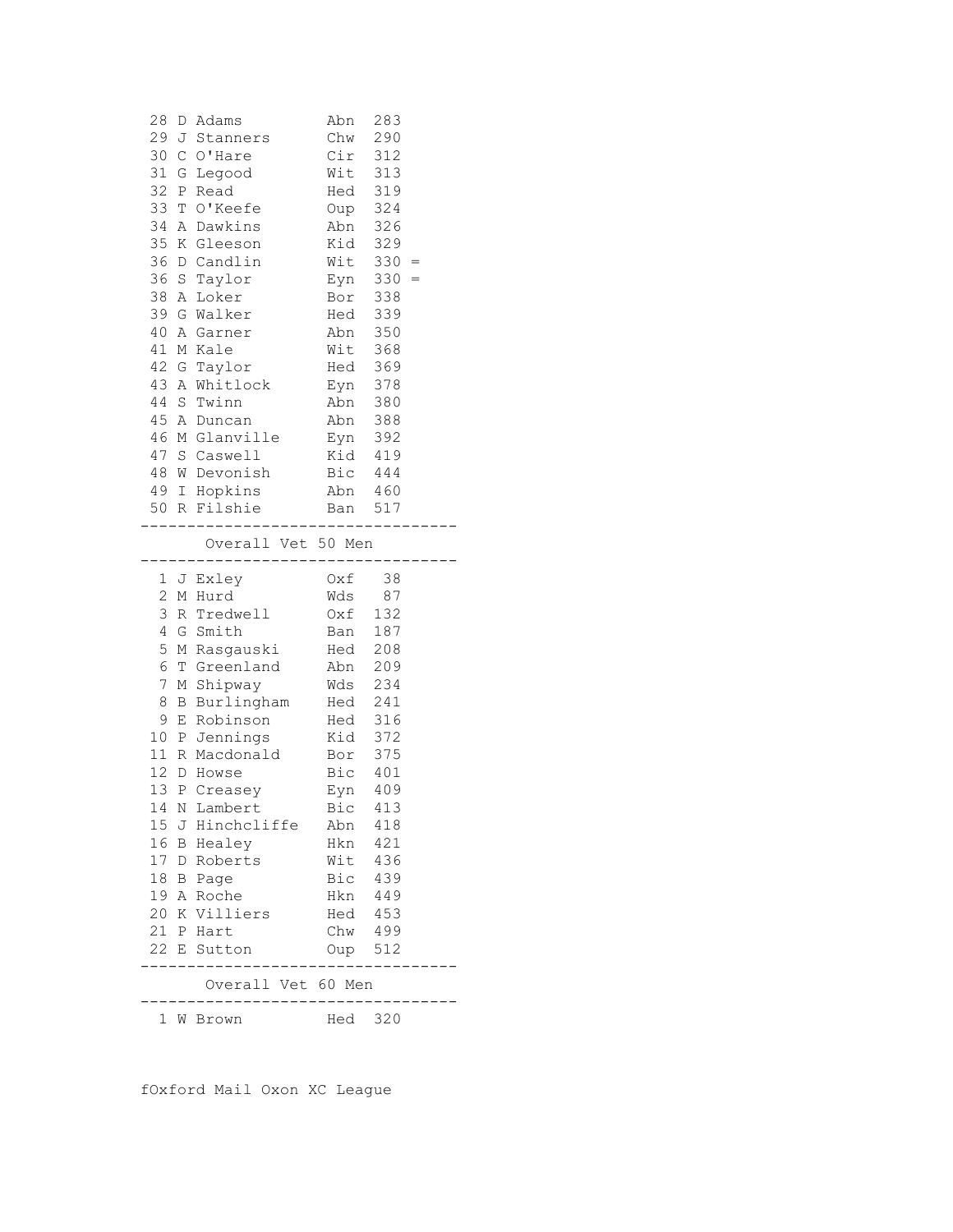| Pos | Name | Club | Points | |
|---|---|---|---|---|
| 28 | D Adams | Abn | 283 | |
| 29 | J Stanners | Chw | 290 | |
| 30 | C O'Hare | Cir | 312 | |
| 31 | G Legood | Wit | 313 | |
| 32 | P Read | Hed | 319 | |
| 33 | T O'Keefe | Oup | 324 | |
| 34 | A Dawkins | Abn | 326 | |
| 35 | K Gleeson | Kid | 329 | |
| 36 | D Candlin | Wit | 330 | = |
| 36 | S Taylor | Eyn | 330 | = |
| 38 | A Loker | Bor | 338 | |
| 39 | G Walker | Hed | 339 | |
| 40 | A Garner | Abn | 350 | |
| 41 | M Kale | Wit | 368 | |
| 42 | G Taylor | Hed | 369 | |
| 43 | A Whitlock | Eyn | 378 | |
| 44 | S Twinn | Abn | 380 | |
| 45 | A Duncan | Abn | 388 | |
| 46 | M Glanville | Eyn | 392 | |
| 47 | S Caswell | Kid | 419 | |
| 48 | W Devonish | Bic | 444 | |
| 49 | I Hopkins | Abn | 460 | |
| 50 | R Filshie | Ban | 517 | |

## Overall Vet 50 Men

| Pos | Name | Club | Points |
|---|---|---|---|
| 1 | J Exley | Oxf | 38 |
| 2 | M Hurd | Wds | 87 |
| 3 | R Tredwell | Oxf | 132 |
| 4 | G Smith | Ban | 187 |
| 5 | M Rasgauski | Hed | 208 |
| 6 | T Greenland | Abn | 209 |
| 7 | M Shipway | Wds | 234 |
| 8 | B Burlingham | Hed | 241 |
| 9 | E Robinson | Hed | 316 |
| 10 | P Jennings | Kid | 372 |
| 11 | R Macdonald | Bor | 375 |
| 12 | D Howse | Bic | 401 |
| 13 | P Creasey | Eyn | 409 |
| 14 | N Lambert | Bic | 413 |
| 15 | J Hinchcliffe | Abn | 418 |
| 16 | B Healey | Hkn | 421 |
| 17 | D Roberts | Wit | 436 |
| 18 | B Page | Bic | 439 |
| 19 | A Roche | Hkn | 449 |
| 20 | K Villiers | Hed | 453 |
| 21 | P Hart | Chw | 499 |
| 22 | E Sutton | Oup | 512 |

## Overall Vet 60 Men

| Pos | Name | Club | Points |
|---|---|---|---|
| 1 | W Brown | Hed | 320 |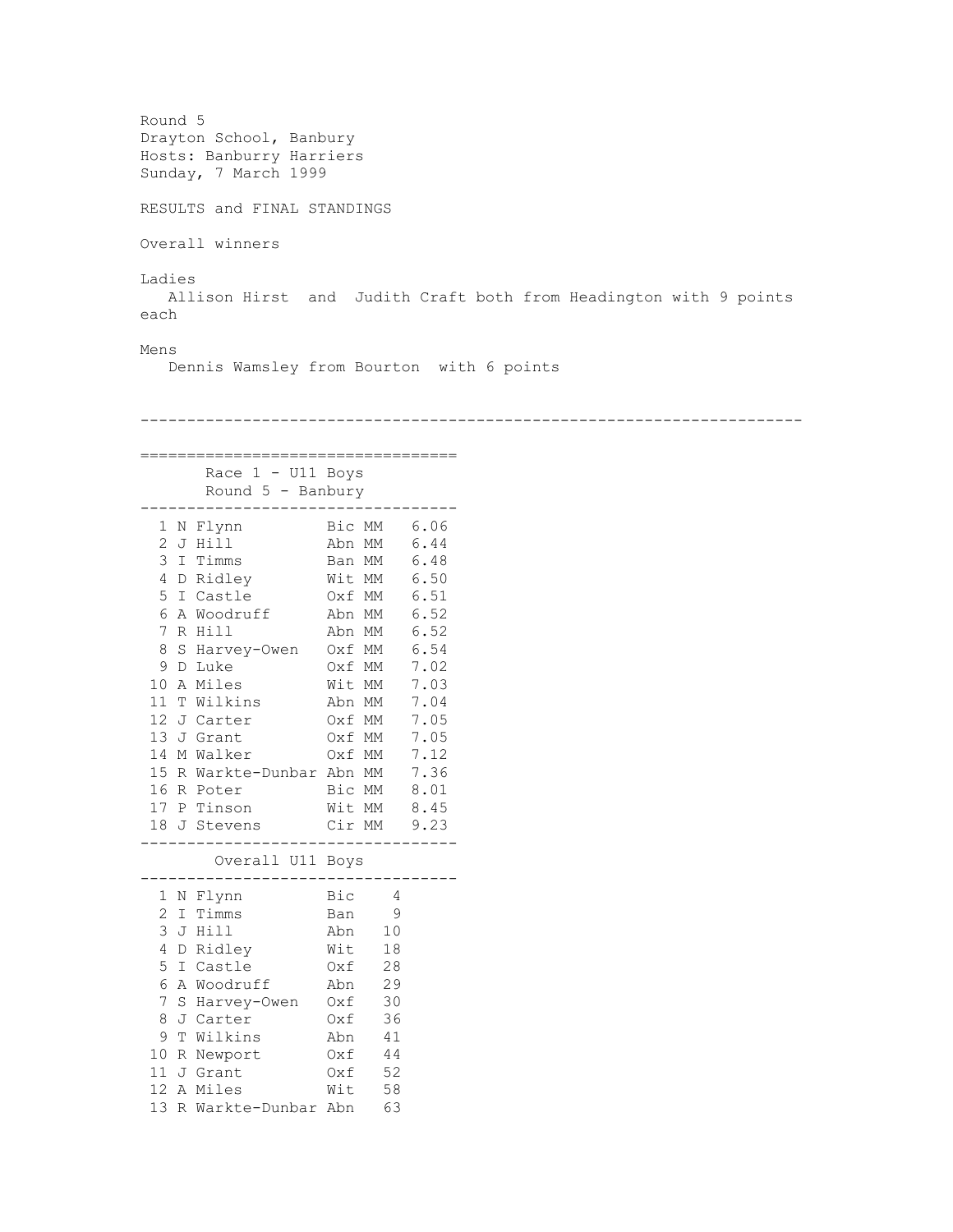Round 5
Drayton School, Banbury
Hosts: Banburry Harriers
Sunday, 7 March 1999

RESULTS and FINAL STANDINGS

Overall winners

Ladies
Allison Hirst and Judith Craft both from Headington with 9 points each

Mens
Dennis Wamsley from Bourton with 6 points

---

### Race 1 - U11 Boys
### Round 5 - Banbury

| Pos | Name | Club | Cat | Time |
|---|---|---|---|---|
| 1 | N Flynn | Bic | MM | 6.06 |
| 2 | J Hill | Abn | MM | 6.44 |
| 3 | I Timms | Ban | MM | 6.48 |
| 4 | D Ridley | Wit | MM | 6.50 |
| 5 | I Castle | Oxf | MM | 6.51 |
| 6 | A Woodruff | Abn | MM | 6.52 |
| 7 | R Hill | Abn | MM | 6.52 |
| 8 | S Harvey-Owen | Oxf | MM | 6.54 |
| 9 | D Luke | Oxf | MM | 7.02 |
| 10 | A Miles | Wit | MM | 7.03 |
| 11 | T Wilkins | Abn | MM | 7.04 |
| 12 | J Carter | Oxf | MM | 7.05 |
| 13 | J Grant | Oxf | MM | 7.05 |
| 14 | M Walker | Oxf | MM | 7.12 |
| 15 | R Warkte-Dunbar | Abn | MM | 7.36 |
| 16 | R Poter | Bic | MM | 8.01 |
| 17 | P Tinson | Wit | MM | 8.45 |
| 18 | J Stevens | Cir | MM | 9.23 |

### Overall U11 Boys

| Pos | Name | Club | Points |
|---|---|---|---|
| 1 | N Flynn | Bic | 4 |
| 2 | I Timms | Ban | 9 |
| 3 | J Hill | Abn | 10 |
| 4 | D Ridley | Wit | 18 |
| 5 | I Castle | Oxf | 28 |
| 6 | A Woodruff | Abn | 29 |
| 7 | S Harvey-Owen | Oxf | 30 |
| 8 | J Carter | Oxf | 36 |
| 9 | T Wilkins | Abn | 41 |
| 10 | R Newport | Oxf | 44 |
| 11 | J Grant | Oxf | 52 |
| 12 | A Miles | Wit | 58 |
| 13 | R Warkte-Dunbar | Abn | 63 |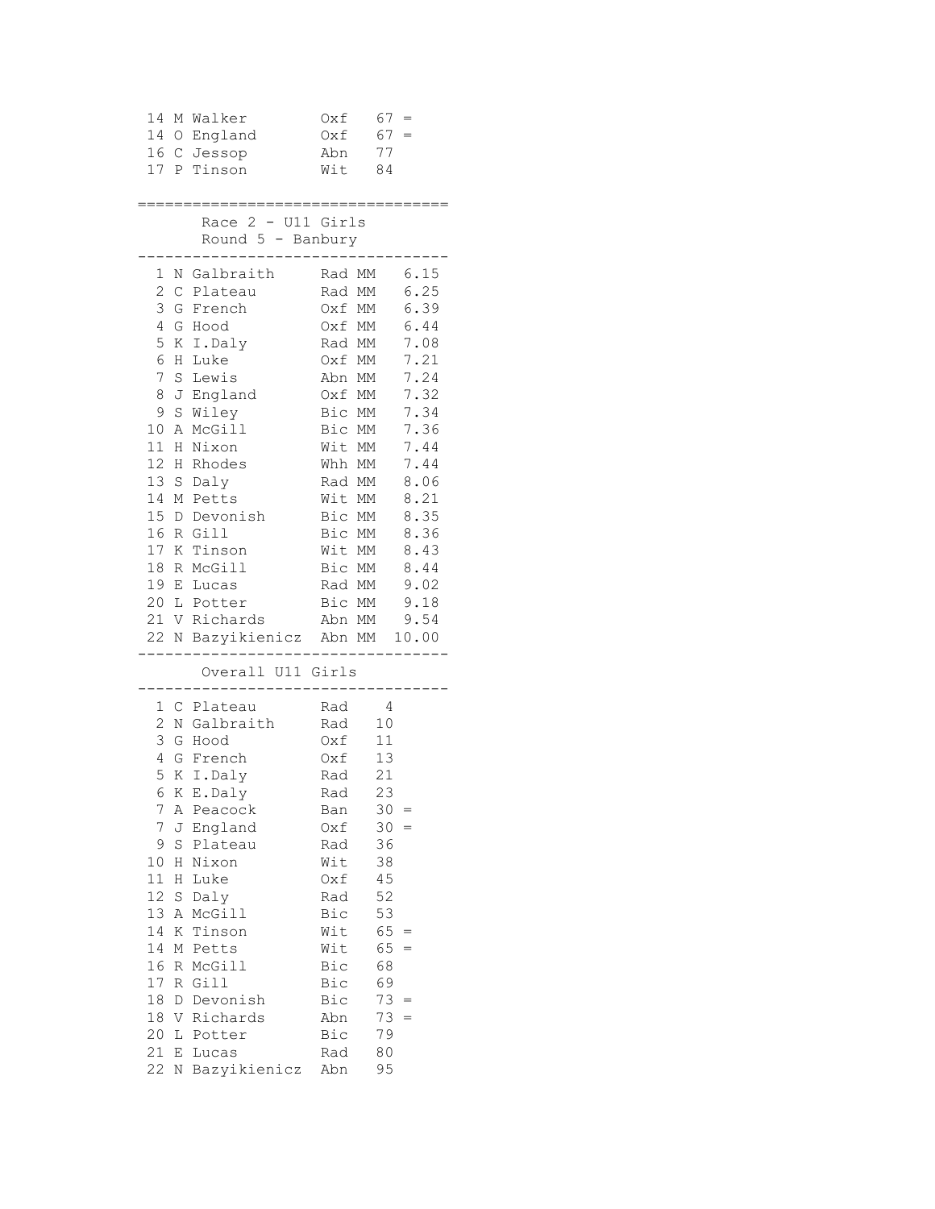| Pos | Name | Club | Points | |
|---|---|---|---|---|
| 14 | M Walker | Oxf | 67 | = |
| 14 | O England | Oxf | 67 | = |
| 16 | C Jessop | Abn | 77 | |
| 17 | P Tinson | Wit | 84 | |

## Race 2 - U11 Girls
### Round 5 - Banbury

| Pos | Name | Club | | Time |
|---|---|---|---|---|
| 1 | N Galbraith | Rad | MM | 6.15 |
| 2 | C Plateau | Rad | MM | 6.25 |
| 3 | G French | Oxf | MM | 6.39 |
| 4 | G Hood | Oxf | MM | 6.44 |
| 5 | K I.Daly | Rad | MM | 7.08 |
| 6 | H Luke | Oxf | MM | 7.21 |
| 7 | S Lewis | Abn | MM | 7.24 |
| 8 | J England | Oxf | MM | 7.32 |
| 9 | S Wiley | Bic | MM | 7.34 |
| 10 | A McGill | Bic | MM | 7.36 |
| 11 | H Nixon | Wit | MM | 7.44 |
| 12 | H Rhodes | Whh | MM | 7.44 |
| 13 | S Daly | Rad | MM | 8.06 |
| 14 | M Petts | Wit | MM | 8.21 |
| 15 | D Devonish | Bic | MM | 8.35 |
| 16 | R Gill | Bic | MM | 8.36 |
| 17 | K Tinson | Wit | MM | 8.43 |
| 18 | R McGill | Bic | MM | 8.44 |
| 19 | E Lucas | Rad | MM | 9.02 |
| 20 | L Potter | Bic | MM | 9.18 |
| 21 | V Richards | Abn | MM | 9.54 |
| 22 | N Bazyikienicz | Abn | MM | 10.00 |

### Overall U11 Girls

| Pos | Name | Club | Points | |
|---|---|---|---|---|
| 1 | C Plateau | Rad | 4 | |
| 2 | N Galbraith | Rad | 10 | |
| 3 | G Hood | Oxf | 11 | |
| 4 | G French | Oxf | 13 | |
| 5 | K I.Daly | Rad | 21 | |
| 6 | K E.Daly | Rad | 23 | |
| 7 | A Peacock | Ban | 30 | = |
| 7 | J England | Oxf | 30 | = |
| 9 | S Plateau | Rad | 36 | |
| 10 | H Nixon | Wit | 38 | |
| 11 | H Luke | Oxf | 45 | |
| 12 | S Daly | Rad | 52 | |
| 13 | A McGill | Bic | 53 | |
| 14 | K Tinson | Wit | 65 | = |
| 14 | M Petts | Wit | 65 | = |
| 16 | R McGill | Bic | 68 | |
| 17 | R Gill | Bic | 69 | |
| 18 | D Devonish | Bic | 73 | = |
| 18 | V Richards | Abn | 73 | = |
| 20 | L Potter | Bic | 79 | |
| 21 | E Lucas | Rad | 80 | |
| 22 | N Bazyikienicz | Abn | 95 | |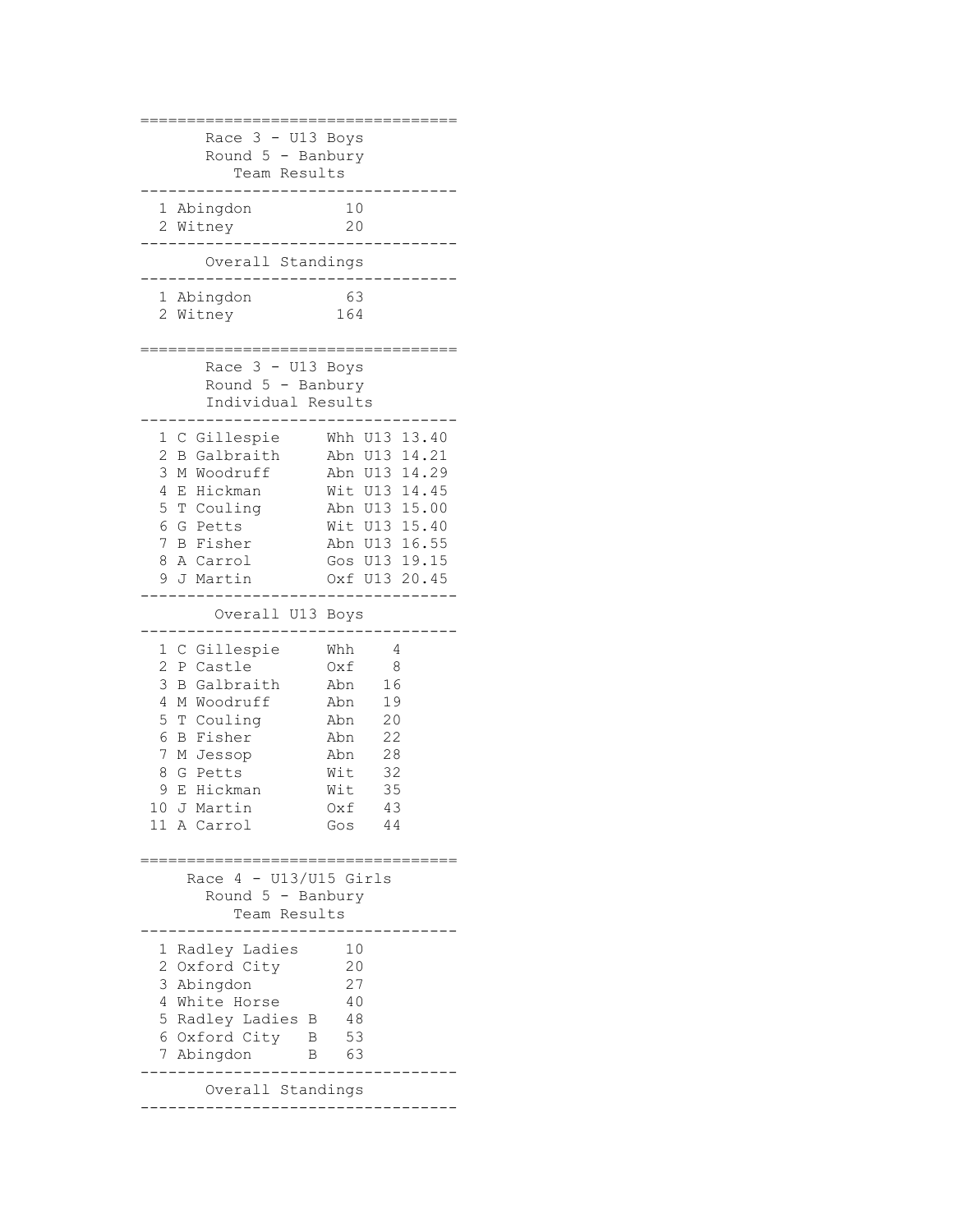## Race 3 - U13 Boys
### Round 5 - Banbury
#### Team Results

| Pos | Team | Points |
|---|---|---|
| 1 | Abingdon | 10 |
| 2 | Witney | 20 |

#### Overall Standings

| Pos | Team | Points |
|---|---|---|
| 1 | Abingdon | 63 |
| 2 | Witney | 164 |

## Race 3 - U13 Boys
### Round 5 - Banbury
#### Individual Results

| Pos | Name | Club | Cat | Time |
|---|---|---|---|---|
| 1 | C Gillespie | Whh | U13 | 13.40 |
| 2 | B Galbraith | Abn | U13 | 14.21 |
| 3 | M Woodruff | Abn | U13 | 14.29 |
| 4 | E Hickman | Wit | U13 | 14.45 |
| 5 | T Couling | Abn | U13 | 15.00 |
| 6 | G Petts | Wit | U13 | 15.40 |
| 7 | B Fisher | Abn | U13 | 16.55 |
| 8 | A Carrol | Gos | U13 | 19.15 |
| 9 | J Martin | Oxf | U13 | 20.45 |

#### Overall U13 Boys

| Pos | Name | Club | Points |
|---|---|---|---|
| 1 | C Gillespie | Whh | 4 |
| 2 | P Castle | Oxf | 8 |
| 3 | B Galbraith | Abn | 16 |
| 4 | M Woodruff | Abn | 19 |
| 5 | T Couling | Abn | 20 |
| 6 | B Fisher | Abn | 22 |
| 7 | M Jessop | Abn | 28 |
| 8 | G Petts | Wit | 32 |
| 9 | E Hickman | Wit | 35 |
| 10 | J Martin | Oxf | 43 |
| 11 | A Carrol | Gos | 44 |

## Race 4 - U13/U15 Girls
### Round 5 - Banbury
#### Team Results

| Pos | Team | Points |
|---|---|---|
| 1 | Radley Ladies | 10 |
| 2 | Oxford City | 20 |
| 3 | Abingdon | 27 |
| 4 | White Horse | 40 |
| 5 | Radley Ladies B | 48 |
| 6 | Oxford City B | 53 |
| 7 | Abingdon B | 63 |

#### Overall Standings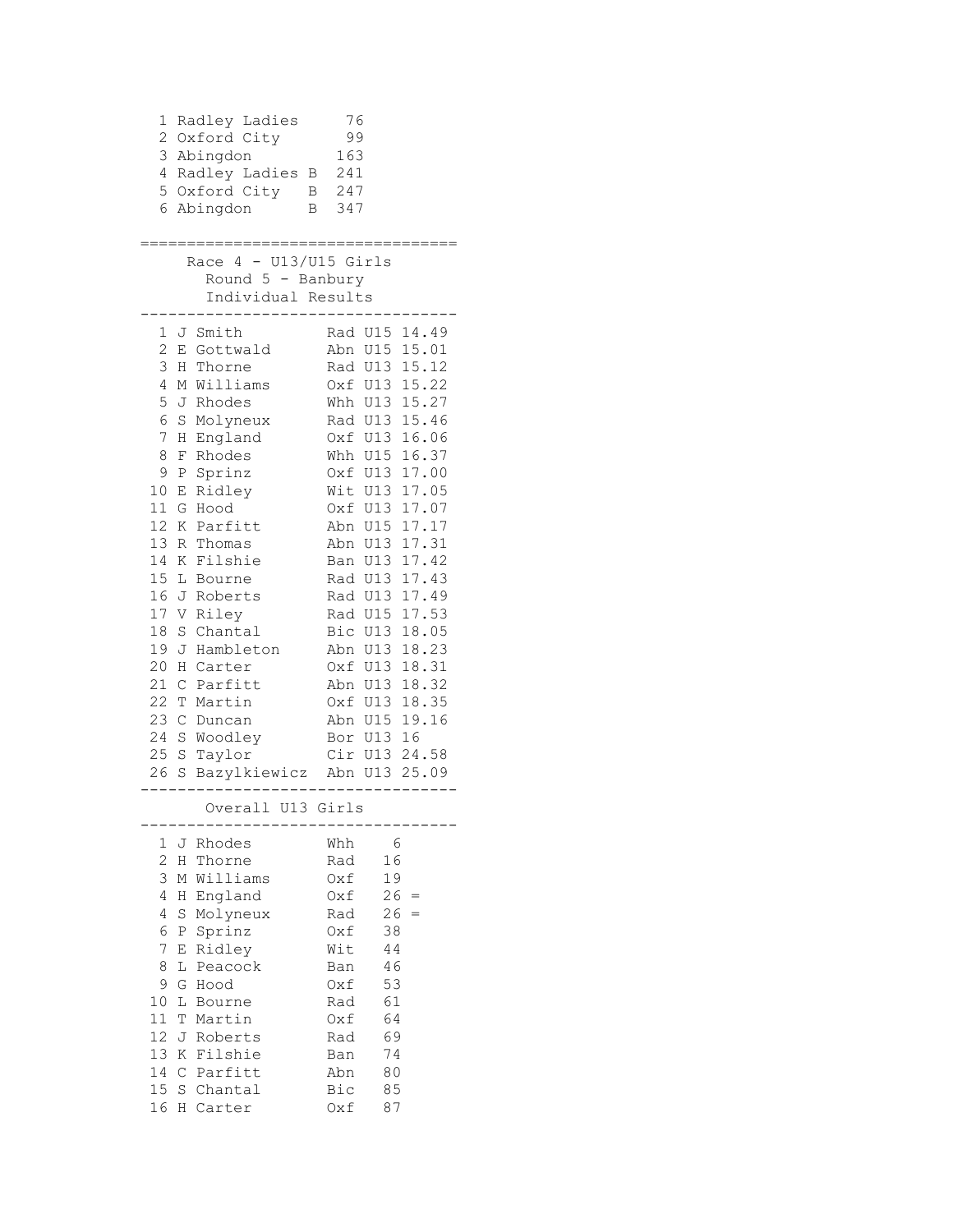| | | |
|---|---|---|
| 1 | Radley Ladies | 76 |
| 2 | Oxford City | 99 |
| 3 | Abingdon | 163 |
| 4 | Radley Ladies B | 241 |
| 5 | Oxford City B | 247 |
| 6 | Abingdon B | 347 |

## Race 4 - U13/U15 Girls
### Round 5 - Banbury
### Individual Results

| | | | | |
|---|---|---|---|---|
| 1 | J Smith | Rad | U15 | 14.49 |
| 2 | E Gottwald | Abn | U15 | 15.01 |
| 3 | H Thorne | Rad | U13 | 15.12 |
| 4 | M Williams | Oxf | U13 | 15.22 |
| 5 | J Rhodes | Whh | U13 | 15.27 |
| 6 | S Molyneux | Rad | U13 | 15.46 |
| 7 | H England | Oxf | U13 | 16.06 |
| 8 | F Rhodes | Whh | U15 | 16.37 |
| 9 | P Sprinz | Oxf | U13 | 17.00 |
| 10 | E Ridley | Wit | U13 | 17.05 |
| 11 | G Hood | Oxf | U13 | 17.07 |
| 12 | K Parfitt | Abn | U15 | 17.17 |
| 13 | R Thomas | Abn | U13 | 17.31 |
| 14 | K Filshie | Ban | U13 | 17.42 |
| 15 | L Bourne | Rad | U13 | 17.43 |
| 16 | J Roberts | Rad | U13 | 17.49 |
| 17 | V Riley | Rad | U15 | 17.53 |
| 18 | S Chantal | Bic | U13 | 18.05 |
| 19 | J Hambleton | Abn | U13 | 18.23 |
| 20 | H Carter | Oxf | U13 | 18.31 |
| 21 | C Parfitt | Abn | U13 | 18.32 |
| 22 | T Martin | Oxf | U13 | 18.35 |
| 23 | C Duncan | Abn | U15 | 19.16 |
| 24 | S Woodley | Bor | U13 | 16 |
| 25 | S Taylor | Cir | U13 | 24.58 |
| 26 | S Bazylkiewicz | Abn | U13 | 25.09 |

### Overall U13 Girls

| | | | |
|---|---|---|---|
| 1 | J Rhodes | Whh | 6 |
| 2 | H Thorne | Rad | 16 |
| 3 | M Williams | Oxf | 19 |
| 4 | H England | Oxf | 26 = |
| 4 | S Molyneux | Rad | 26 = |
| 6 | P Sprinz | Oxf | 38 |
| 7 | E Ridley | Wit | 44 |
| 8 | L Peacock | Ban | 46 |
| 9 | G Hood | Oxf | 53 |
| 10 | L Bourne | Rad | 61 |
| 11 | T Martin | Oxf | 64 |
| 12 | J Roberts | Rad | 69 |
| 13 | K Filshie | Ban | 74 |
| 14 | C Parfitt | Abn | 80 |
| 15 | S Chantal | Bic | 85 |
| 16 | H Carter | Oxf | 87 |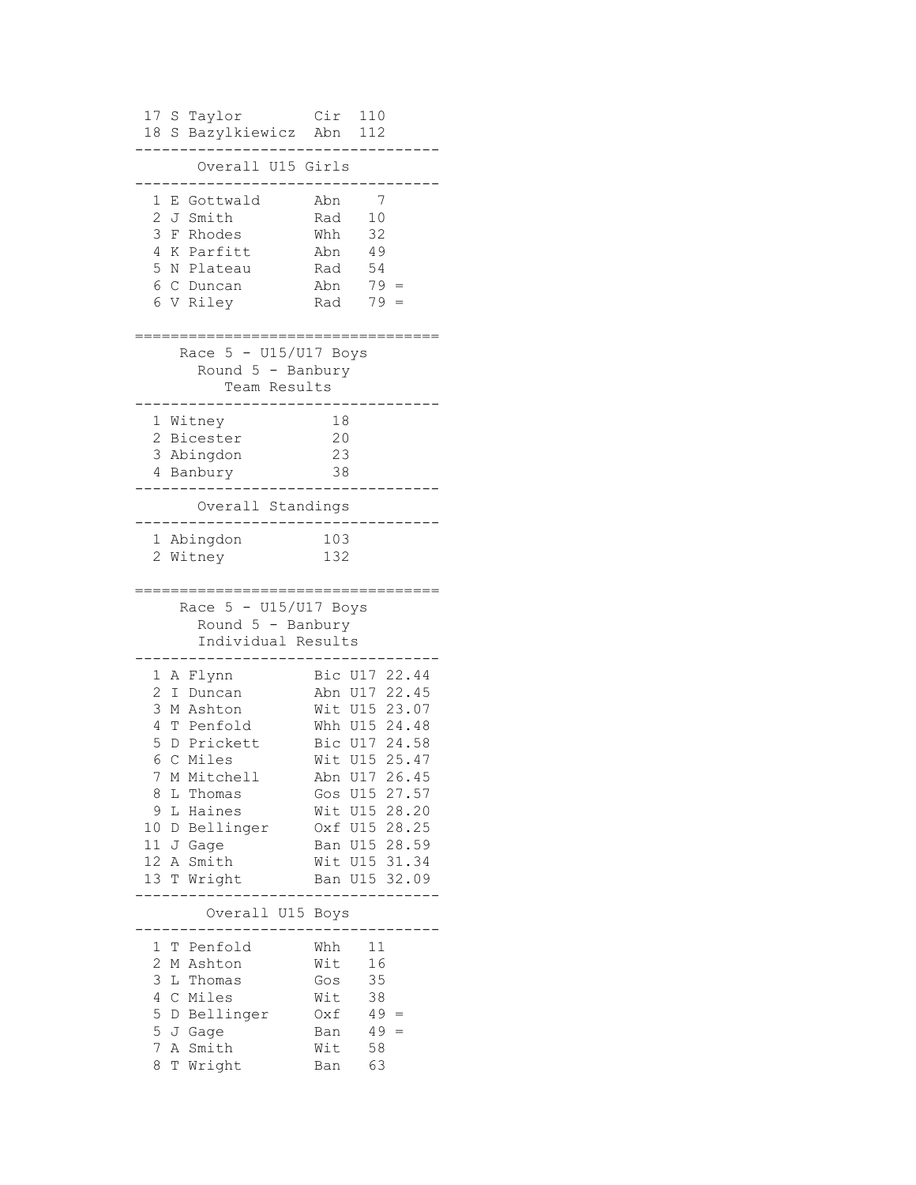| | | | |
|---|---|---|---|
| 17 | S Taylor | Cir | 110 |
| 18 | S Bazylkiewicz | Abn | 112 |

### Overall U15 Girls

| | | | |
|---|---|---|---|
| 1 | E Gottwald | Abn | 7 |
| 2 | J Smith | Rad | 10 |
| 3 | F Rhodes | Whh | 32 |
| 4 | K Parfitt | Abn | 49 |
| 5 | N Plateau | Rad | 54 |
| 6 | C Duncan | Abn | 79 = |
| 6 | V Riley | Rad | 79 = |

## Race 5 - U15/U17 Boys
### Round 5 - Banbury
### Team Results

| | | |
|---|---|---|
| 1 | Witney | 18 |
| 2 | Bicester | 20 |
| 3 | Abingdon | 23 |
| 4 | Banbury | 38 |

### Overall Standings

| | | |
|---|---|---|
| 1 | Abingdon | 103 |
| 2 | Witney | 132 |

## Race 5 - U15/U17 Boys
### Round 5 - Banbury
### Individual Results

| | | | | |
|---|---|---|---|---|
| 1 | A Flynn | Bic | U17 | 22.44 |
| 2 | I Duncan | Abn | U17 | 22.45 |
| 3 | M Ashton | Wit | U15 | 23.07 |
| 4 | T Penfold | Whh | U15 | 24.48 |
| 5 | D Prickett | Bic | U17 | 24.58 |
| 6 | C Miles | Wit | U15 | 25.47 |
| 7 | M Mitchell | Abn | U17 | 26.45 |
| 8 | L Thomas | Gos | U15 | 27.57 |
| 9 | L Haines | Wit | U15 | 28.20 |
| 10 | D Bellinger | Oxf | U15 | 28.25 |
| 11 | J Gage | Ban | U15 | 28.59 |
| 12 | A Smith | Wit | U15 | 31.34 |
| 13 | T Wright | Ban | U15 | 32.09 |

### Overall U15 Boys

| | | | |
|---|---|---|---|
| 1 | T Penfold | Whh | 11 |
| 2 | M Ashton | Wit | 16 |
| 3 | L Thomas | Gos | 35 |
| 4 | C Miles | Wit | 38 |
| 5 | D Bellinger | Oxf | 49 = |
| 5 | J Gage | Ban | 49 = |
| 7 | A Smith | Wit | 58 |
| 8 | T Wright | Ban | 63 |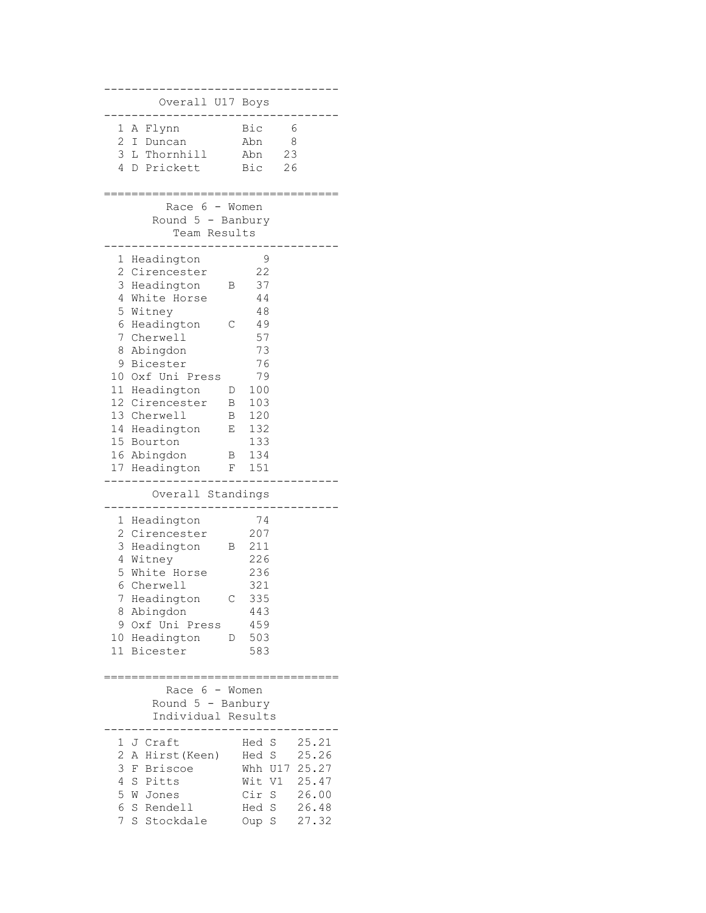## Overall U17 Boys

| Pos | Name | Club | Points |
|---|---|---|---|
| 1 | A Flynn | Bic | 6 |
| 2 | I Duncan | Abn | 8 |
| 3 | L Thornhill | Abn | 23 |
| 4 | D Prickett | Bic | 26 |

## Race 6 - Women
### Round 5 - Banbury
### Team Results

| Pos | Team | | Points |
|---|---|---|---|
| 1 | Headington | | 9 |
| 2 | Cirencester | | 22 |
| 3 | Headington | B | 37 |
| 4 | White Horse | | 44 |
| 5 | Witney | | 48 |
| 6 | Headington | C | 49 |
| 7 | Cherwell | | 57 |
| 8 | Abingdon | | 73 |
| 9 | Bicester | | 76 |
| 10 | Oxf Uni Press | | 79 |
| 11 | Headington | D | 100 |
| 12 | Cirencester | B | 103 |
| 13 | Cherwell | B | 120 |
| 14 | Headington | E | 132 |
| 15 | Bourton | | 133 |
| 16 | Abingdon | B | 134 |
| 17 | Headington | F | 151 |

### Overall Standings

| Pos | Team | | Points |
|---|---|---|---|
| 1 | Headington | | 74 |
| 2 | Cirencester | | 207 |
| 3 | Headington | B | 211 |
| 4 | Witney | | 226 |
| 5 | White Horse | | 236 |
| 6 | Cherwell | | 321 |
| 7 | Headington | C | 335 |
| 8 | Abingdon | | 443 |
| 9 | Oxf Uni Press | | 459 |
| 10 | Headington | D | 503 |
| 11 | Bicester | | 583 |

## Race 6 - Women
### Round 5 - Banbury
### Individual Results

| Pos | Name | Club | Cat | Time |
|---|---|---|---|---|
| 1 | J Craft | Hed | S | 25.21 |
| 2 | A Hirst(Keen) | Hed | S | 25.26 |
| 3 | F Briscoe | Whh | U17 | 25.27 |
| 4 | S Pitts | Wit | V1 | 25.47 |
| 5 | W Jones | Cir | S | 26.00 |
| 6 | S Rendell | Hed | S | 26.48 |
| 7 | S Stockdale | Oup | S | 27.32 |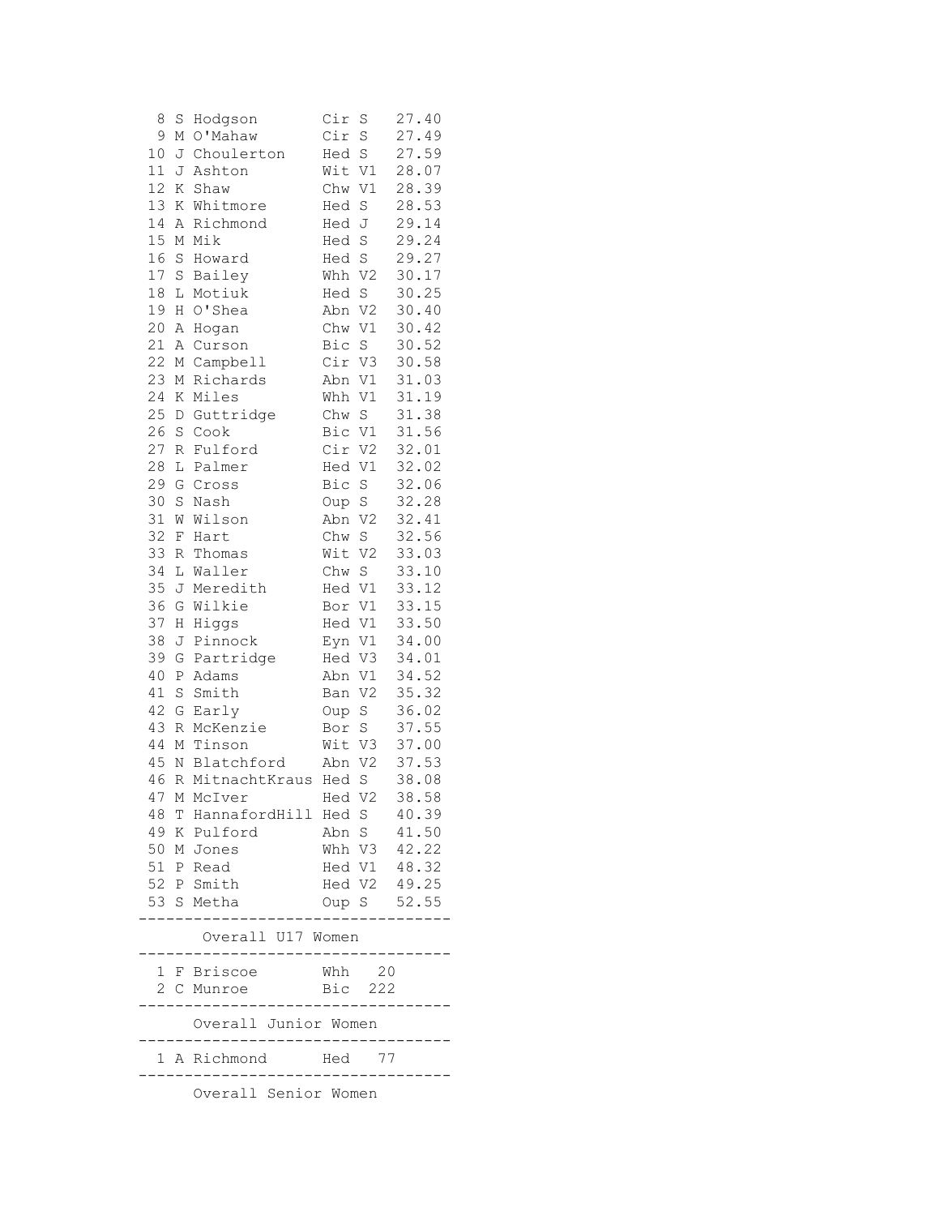| Pos | Init | Name | Club | Cat | Time |
|---|---|---|---|---|---|
| 8 | S | Hodgson | Cir | S | 27.40 |
| 9 | M | O'Mahaw | Cir | S | 27.49 |
| 10 | J | Choulerton | Hed | S | 27.59 |
| 11 | J | Ashton | Wit | V1 | 28.07 |
| 12 | K | Shaw | Chw | V1 | 28.39 |
| 13 | K | Whitmore | Hed | S | 28.53 |
| 14 | A | Richmond | Hed | J | 29.14 |
| 15 | M | Mik | Hed | S | 29.24 |
| 16 | S | Howard | Hed | S | 29.27 |
| 17 | S | Bailey | Whh | V2 | 30.17 |
| 18 | L | Motiuk | Hed | S | 30.25 |
| 19 | H | O'Shea | Abn | V2 | 30.40 |
| 20 | A | Hogan | Chw | V1 | 30.42 |
| 21 | A | Curson | Bic | S | 30.52 |
| 22 | M | Campbell | Cir | V3 | 30.58 |
| 23 | M | Richards | Abn | V1 | 31.03 |
| 24 | K | Miles | Whh | V1 | 31.19 |
| 25 | D | Guttridge | Chw | S | 31.38 |
| 26 | S | Cook | Bic | V1 | 31.56 |
| 27 | R | Fulford | Cir | V2 | 32.01 |
| 28 | L | Palmer | Hed | V1 | 32.02 |
| 29 | G | Cross | Bic | S | 32.06 |
| 30 | S | Nash | Oup | S | 32.28 |
| 31 | W | Wilson | Abn | V2 | 32.41 |
| 32 | F | Hart | Chw | S | 32.56 |
| 33 | R | Thomas | Wit | V2 | 33.03 |
| 34 | L | Waller | Chw | S | 33.10 |
| 35 | J | Meredith | Hed | V1 | 33.12 |
| 36 | G | Wilkie | Bor | V1 | 33.15 |
| 37 | H | Higgs | Hed | V1 | 33.50 |
| 38 | J | Pinnock | Eyn | V1 | 34.00 |
| 39 | G | Partridge | Hed | V3 | 34.01 |
| 40 | P | Adams | Abn | V1 | 34.52 |
| 41 | S | Smith | Ban | V2 | 35.32 |
| 42 | G | Early | Oup | S | 36.02 |
| 43 | R | McKenzie | Bor | S | 37.55 |
| 44 | M | Tinson | Wit | V3 | 37.00 |
| 45 | N | Blatchford | Abn | V2 | 37.53 |
| 46 | R | MitnachtKraus | Hed | S | 38.08 |
| 47 | M | McIver | Hed | V2 | 38.58 |
| 48 | T | HannafordHill | Hed | S | 40.39 |
| 49 | K | Pulford | Abn | S | 41.50 |
| 50 | M | Jones | Whh | V3 | 42.22 |
| 51 | P | Read | Hed | V1 | 48.32 |
| 52 | P | Smith | Hed | V2 | 49.25 |
| 53 | S | Metha | Oup | S | 52.55 |

## Overall U17 Women

| Pos | Init | Name | Club | Points |
|---|---|---|---|---|
| 1 | F | Briscoe | Whh | 20 |
| 2 | C | Munroe | Bic | 222 |

## Overall Junior Women

| Pos | Init | Name | Club | Points |
|---|---|---|---|---|
| 1 | A | Richmond | Hed | 77 |

## Overall Senior Women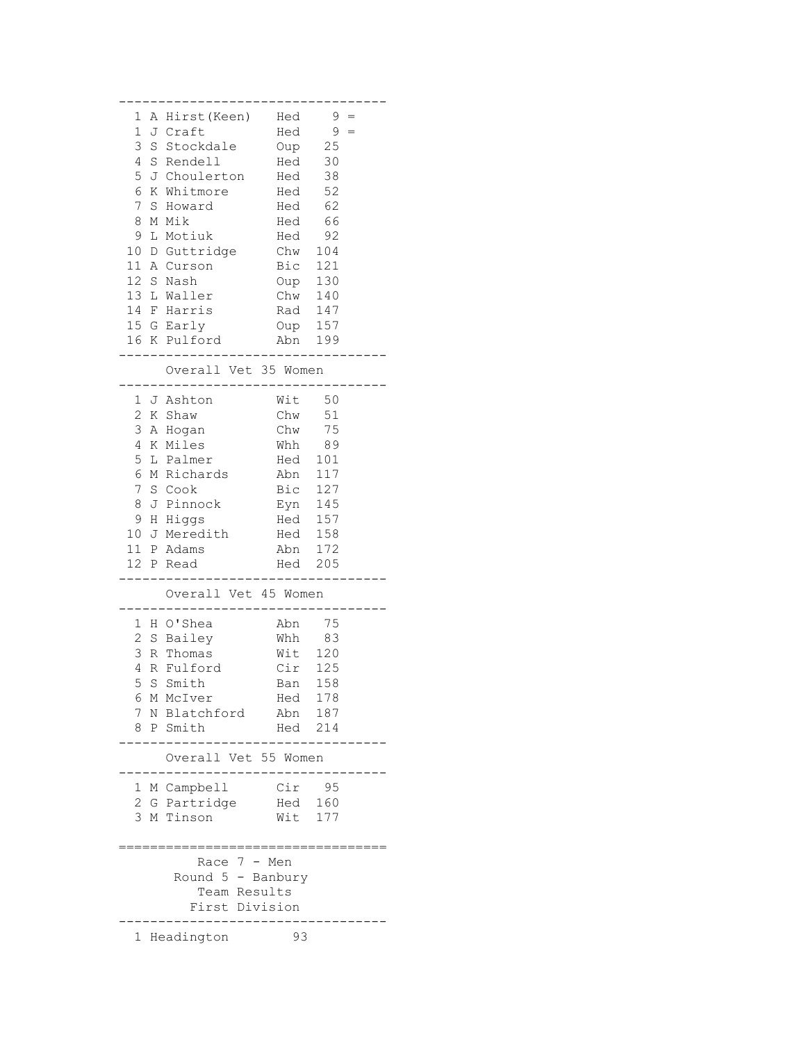| Pos | | Name | Club | Points | |
|---|---|---|---|---|---|
| 1 | A | Hirst(Keen) | Hed | 9 | = |
| 1 | J | Craft | Hed | 9 | = |
| 3 | S | Stockdale | Oup | 25 | |
| 4 | S | Rendell | Hed | 30 | |
| 5 | J | Choulerton | Hed | 38 | |
| 6 | K | Whitmore | Hed | 52 | |
| 7 | S | Howard | Hed | 62 | |
| 8 | M | Mik | Hed | 66 | |
| 9 | L | Motiuk | Hed | 92 | |
| 10 | D | Guttridge | Chw | 104 | |
| 11 | A | Curson | Bic | 121 | |
| 12 | S | Nash | Oup | 130 | |
| 13 | L | Waller | Chw | 140 | |
| 14 | F | Harris | Rad | 147 | |
| 15 | G | Early | Oup | 157 | |
| 16 | K | Pulford | Abn | 199 | |

## Overall Vet 35 Women

| Pos | | Name | Club | Points |
|---|---|---|---|---|
| 1 | J | Ashton | Wit | 50 |
| 2 | K | Shaw | Chw | 51 |
| 3 | A | Hogan | Chw | 75 |
| 4 | K | Miles | Whh | 89 |
| 5 | L | Palmer | Hed | 101 |
| 6 | M | Richards | Abn | 117 |
| 7 | S | Cook | Bic | 127 |
| 8 | J | Pinnock | Eyn | 145 |
| 9 | H | Higgs | Hed | 157 |
| 10 | J | Meredith | Hed | 158 |
| 11 | P | Adams | Abn | 172 |
| 12 | P | Read | Hed | 205 |

## Overall Vet 45 Women

| Pos | | Name | Club | Points |
|---|---|---|---|---|
| 1 | H | O'Shea | Abn | 75 |
| 2 | S | Bailey | Whh | 83 |
| 3 | R | Thomas | Wit | 120 |
| 4 | R | Fulford | Cir | 125 |
| 5 | S | Smith | Ban | 158 |
| 6 | M | McIver | Hed | 178 |
| 7 | N | Blatchford | Abn | 187 |
| 8 | P | Smith | Hed | 214 |

## Overall Vet 55 Women

| Pos | | Name | Club | Points |
|---|---|---|---|---|
| 1 | M | Campbell | Cir | 95 |
| 2 | G | Partridge | Hed | 160 |
| 3 | M | Tinson | Wit | 177 |

# Race 7 - Men
## Round 5 - Banbury
## Team Results
## First Division

| Pos | Team | Points |
|---|---|---|
| 1 | Headington | 93 |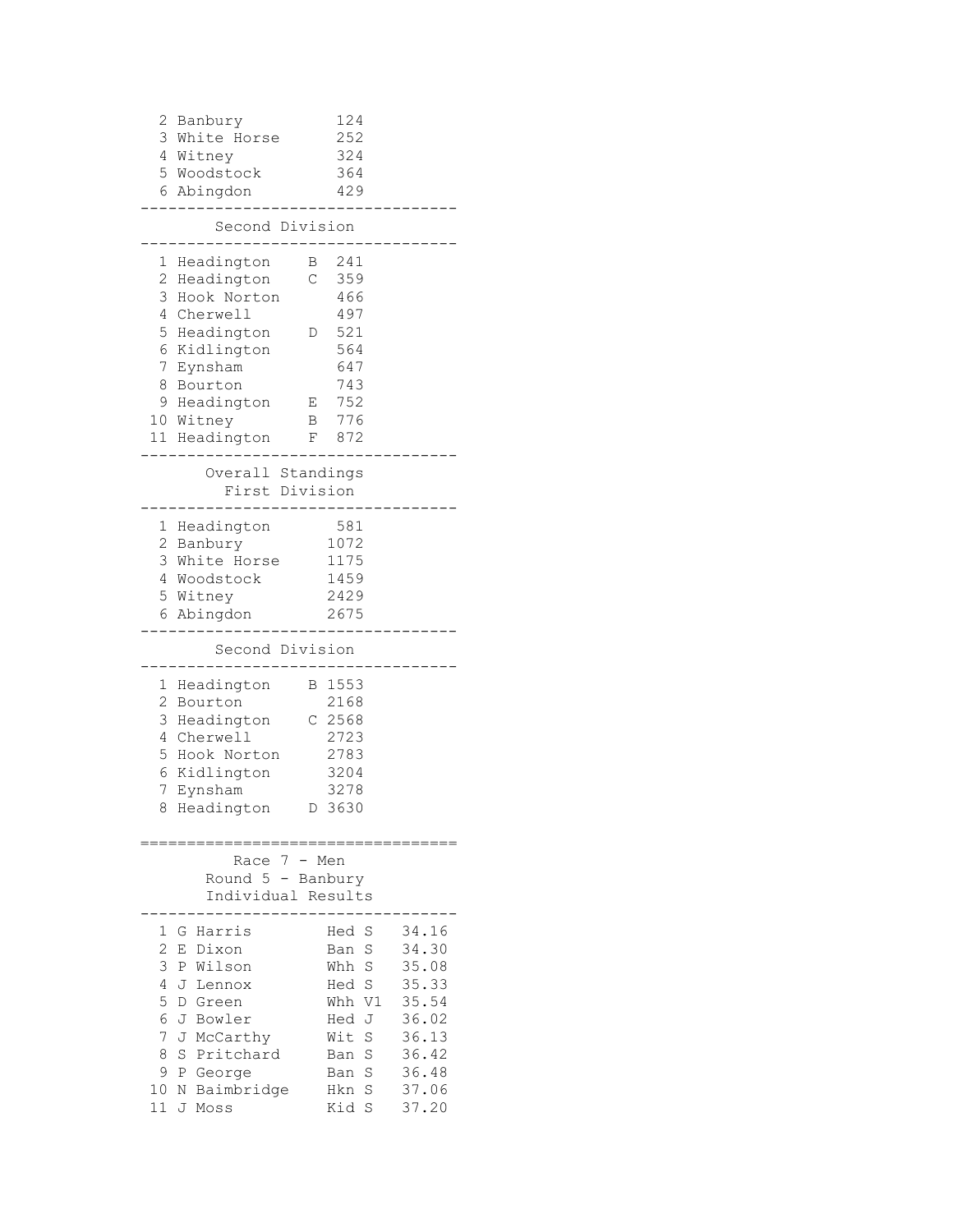| | | |
|---|---|---|
| 2 | Banbury | 124 |
| 3 | White Horse | 252 |
| 4 | Witney | 324 |
| 5 | Woodstock | 364 |
| 6 | Abingdon | 429 |

### Second Division

| | | | |
|---|---|---|---|
| 1 | Headington | B | 241 |
| 2 | Headington | C | 359 |
| 3 | Hook Norton | | 466 |
| 4 | Cherwell | | 497 |
| 5 | Headington | D | 521 |
| 6 | Kidlington | | 564 |
| 7 | Eynsham | | 647 |
| 8 | Bourton | | 743 |
| 9 | Headington | E | 752 |
| 10 | Witney | B | 776 |
| 11 | Headington | F | 872 |

## Overall Standings

### First Division

| | | |
|---|---|---|
| 1 | Headington | 581 |
| 2 | Banbury | 1072 |
| 3 | White Horse | 1175 |
| 4 | Woodstock | 1459 |
| 5 | Witney | 2429 |
| 6 | Abingdon | 2675 |

### Second Division

| | | | |
|---|---|---|---|
| 1 | Headington | B | 1553 |
| 2 | Bourton | | 2168 |
| 3 | Headington | C | 2568 |
| 4 | Cherwell | | 2723 |
| 5 | Hook Norton | | 2783 |
| 6 | Kidlington | | 3204 |
| 7 | Eynsham | | 3278 |
| 8 | Headington | D | 3630 |

## Race 7 - Men

### Round 5 - Banbury

### Individual Results

| | | | | |
|---|---|---|---|---|
| 1 | G Harris | Hed | S | 34.16 |
| 2 | E Dixon | Ban | S | 34.30 |
| 3 | P Wilson | Whh | S | 35.08 |
| 4 | J Lennox | Hed | S | 35.33 |
| 5 | D Green | Whh | V1 | 35.54 |
| 6 | J Bowler | Hed | J | 36.02 |
| 7 | J McCarthy | Wit | S | 36.13 |
| 8 | S Pritchard | Ban | S | 36.42 |
| 9 | P George | Ban | S | 36.48 |
| 10 | N Baimbridge | Hkn | S | 37.06 |
| 11 | J Moss | Kid | S | 37.20 |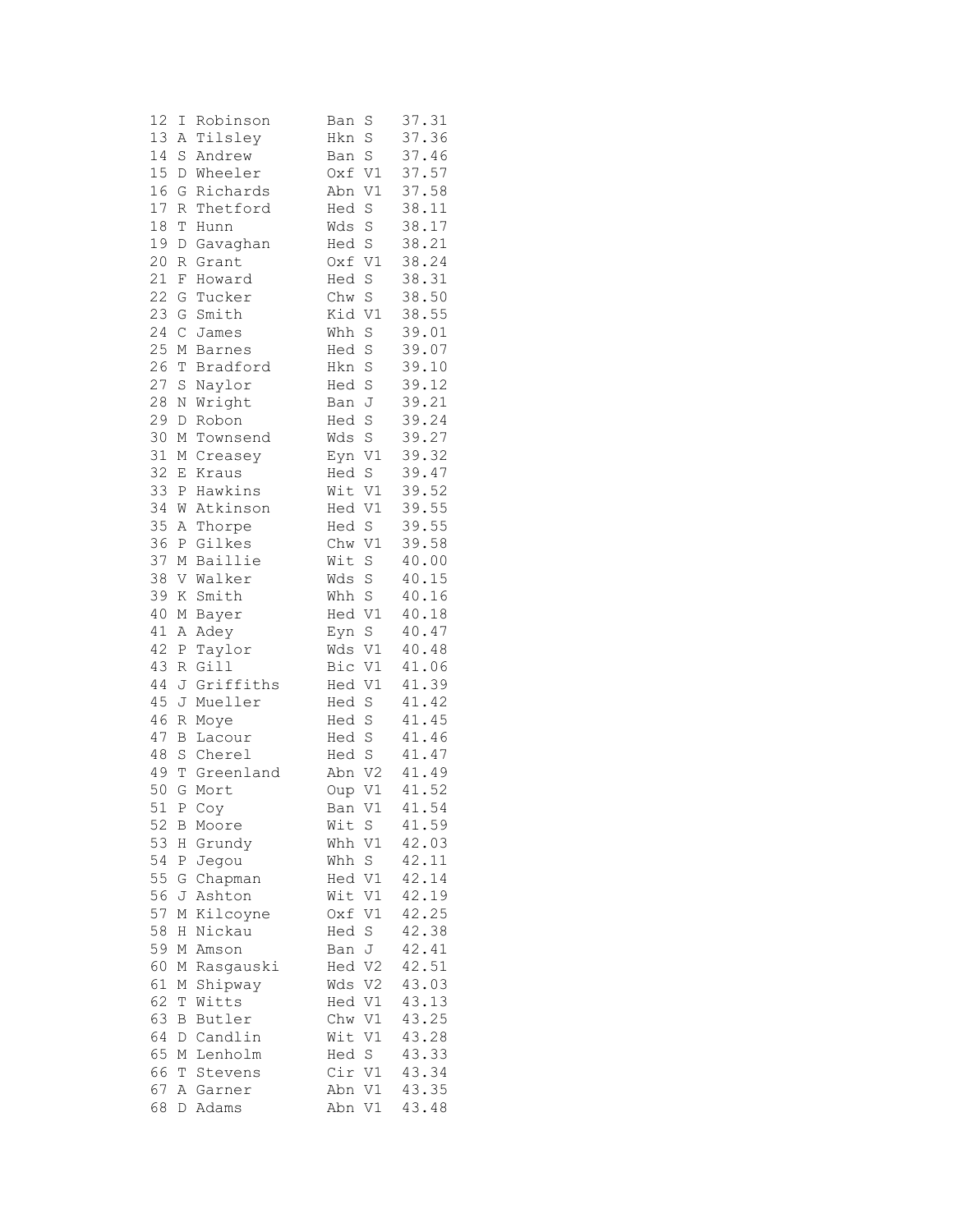```
12 I Robinson      Ban S    37.31
13 A Tilsley       Hkn S    37.36
14 S Andrew        Ban S    37.46
15 D Wheeler       Oxf V1   37.57
16 G Richards      Abn V1   37.58
17 R Thetford      Hed S    38.11
18 T Hunn          Wds S    38.17
19 D Gavaghan      Hed S    38.21
20 R Grant         Oxf V1   38.24
21 F Howard        Hed S    38.31
22 G Tucker        Chw S    38.50
23 G Smith         Kid V1   38.55
24 C James         Whh S    39.01
25 M Barnes        Hed S    39.07
26 T Bradford      Hkn S    39.10
27 S Naylor        Hed S    39.12
28 N Wright        Ban J    39.21
29 D Robon         Hed S    39.24
30 M Townsend      Wds S    39.27
31 M Creasey       Eyn V1   39.32
32 E Kraus         Hed S    39.47
33 P Hawkins       Wit V1   39.52
34 W Atkinson      Hed V1   39.55
35 A Thorpe        Hed S    39.55
36 P Gilkes        Chw V1   39.58
37 M Baillie       Wit S    40.00
38 V Walker        Wds S    40.15
39 K Smith         Whh S    40.16
40 M Bayer         Hed V1   40.18
41 A Adey          Eyn S    40.47
42 P Taylor        Wds V1   40.48
43 R Gill          Bic V1   41.06
44 J Griffiths     Hed V1   41.39
45 J Mueller       Hed S    41.42
46 R Moye          Hed S    41.45
47 B Lacour        Hed S    41.46
48 S Cherel        Hed S    41.47
49 T Greenland     Abn V2   41.49
50 G Mort          Oup V1   41.52
51 P Coy           Ban V1   41.54
52 B Moore         Wit S    41.59
53 H Grundy        Whh V1   42.03
54 P Jegou         Whh S    42.11
55 G Chapman       Hed V1   42.14
56 J Ashton        Wit V1   42.19
57 M Kilcoyne      Oxf V1   42.25
58 H Nickau        Hed S    42.38
59 M Amson         Ban J    42.41
60 M Rasgauski     Hed V2   42.51
61 M Shipway       Wds V2   43.03
62 T Witts         Hed V1   43.13
63 B Butler        Chw V1   43.25
64 D Candlin       Wit V1   43.28
65 M Lenholm       Hed S    43.33
66 T Stevens       Cir V1   43.34
67 A Garner        Abn V1   43.35
68 D Adams         Abn V1   43.48
```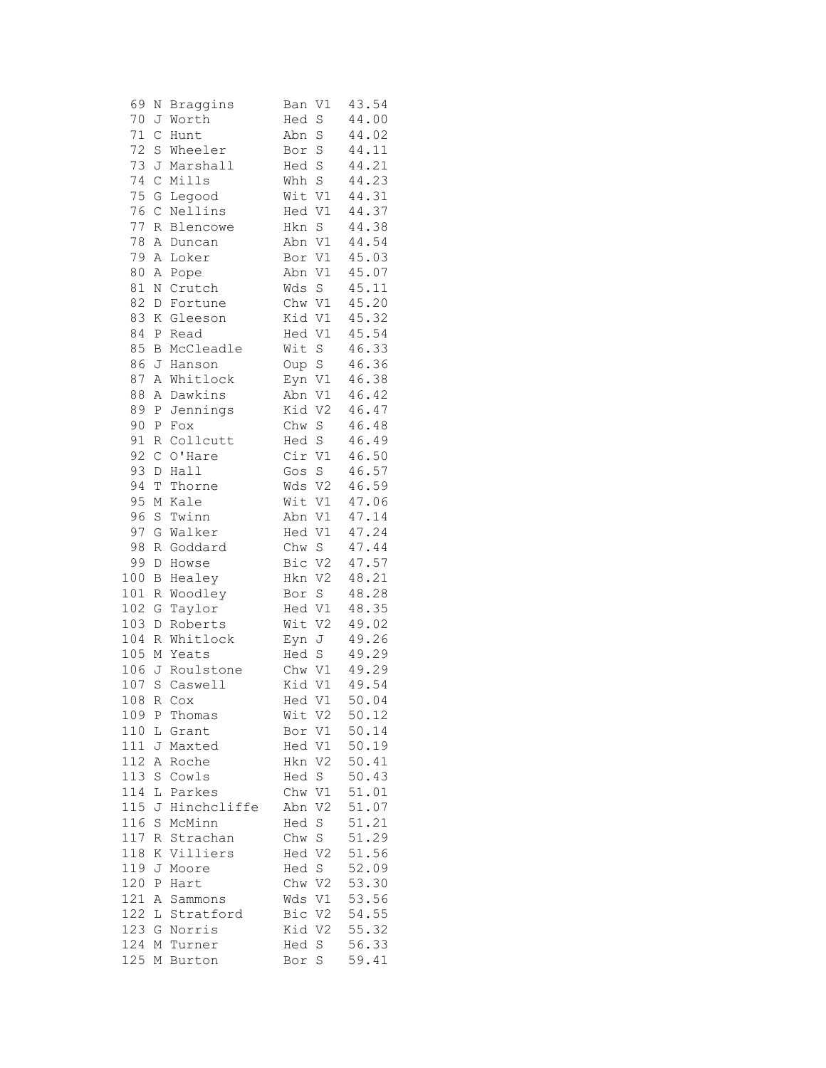```
 69 N Braggins      Ban V1  43.54
 70 J Worth         Hed S   44.00
 71 C Hunt          Abn S   44.02
 72 S Wheeler       Bor S   44.11
 73 J Marshall      Hed S   44.21
 74 C Mills         Whh S   44.23
 75 G Legood        Wit V1  44.31
 76 C Nellins       Hed V1  44.37
 77 R Blencowe      Hkn S   44.38
 78 A Duncan        Abn V1  44.54
 79 A Loker         Bor V1  45.03
 80 A Pope          Abn V1  45.07
 81 N Crutch        Wds S   45.11
 82 D Fortune       Chw V1  45.20
 83 K Gleeson       Kid V1  45.32
 84 P Read          Hed V1  45.54
 85 B McCleadle     Wit S   46.33
 86 J Hanson        Oup S   46.36
 87 A Whitlock      Eyn V1  46.38
 88 A Dawkins       Abn V1  46.42
 89 P Jennings      Kid V2  46.47
 90 P Fox           Chw S   46.48
 91 R Collcutt      Hed S   46.49
 92 C O'Hare        Cir V1  46.50
 93 D Hall          Gos S   46.57
 94 T Thorne        Wds V2  46.59
 95 M Kale          Wit V1  47.06
 96 S Twinn         Abn V1  47.14
 97 G Walker        Hed V1  47.24
 98 R Goddard       Chw S   47.44
 99 D Howse         Bic V2  47.57
100 B Healey        Hkn V2  48.21
101 R Woodley       Bor S   48.28
102 G Taylor        Hed V1  48.35
103 D Roberts       Wit V2  49.02
104 R Whitlock      Eyn J   49.26
105 M Yeats         Hed S   49.29
106 J Roulstone     Chw V1  49.29
107 S Caswell       Kid V1  49.54
108 R Cox           Hed V1  50.04
109 P Thomas        Wit V2  50.12
110 L Grant         Bor V1  50.14
111 J Maxted        Hed V1  50.19
112 A Roche         Hkn V2  50.41
113 S Cowls         Hed S   50.43
114 L Parkes        Chw V1  51.01
115 J Hinchcliffe   Abn V2  51.07
116 S McMinn        Hed S   51.21
117 R Strachan      Chw S   51.29
118 K Villiers      Hed V2  51.56
119 J Moore         Hed S   52.09
120 P Hart          Chw V2  53.30
121 A Sammons       Wds V1  53.56
122 L Stratford     Bic V2  54.55
123 G Norris        Kid V2  55.32
124 M Turner        Hed S   56.33
125 M Burton        Bor S   59.41
```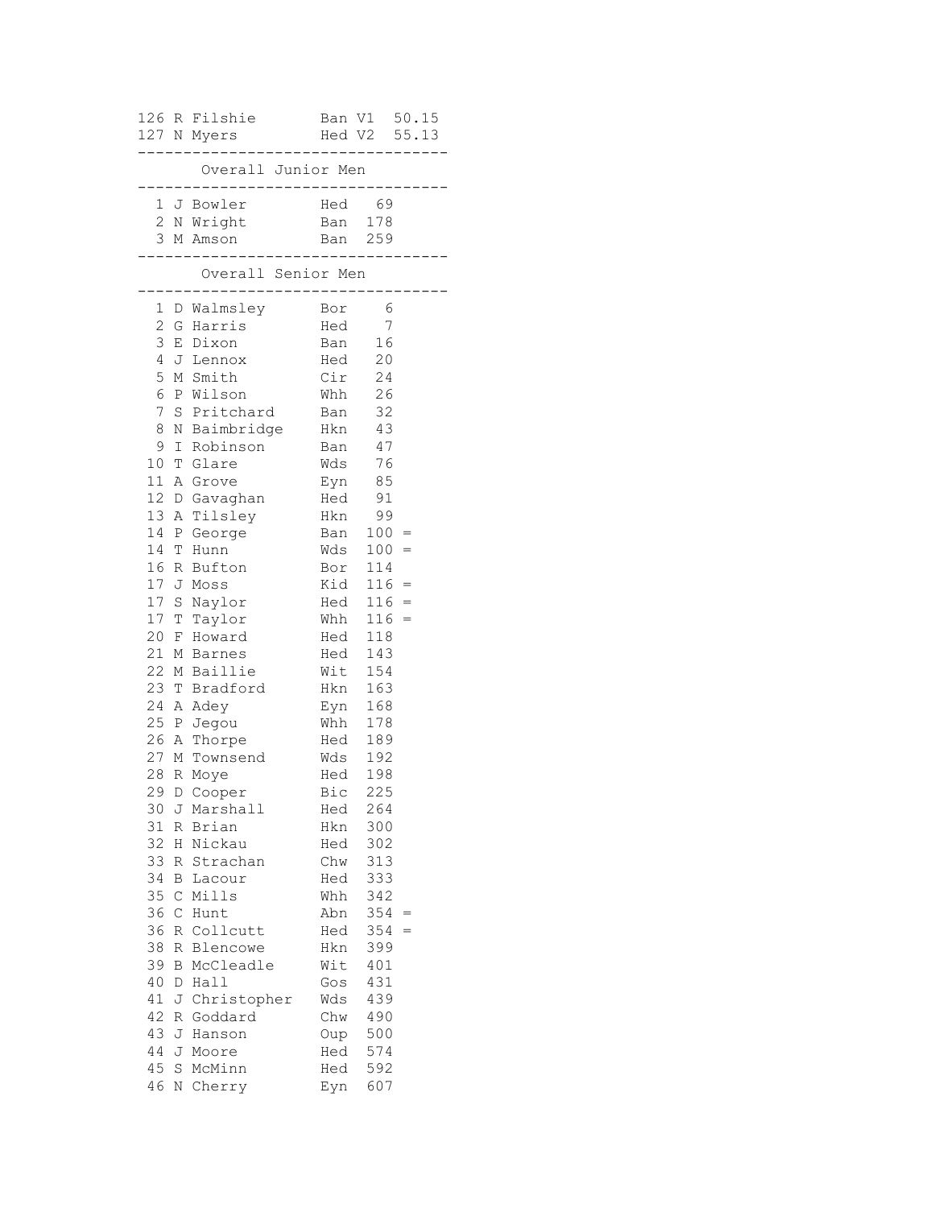| | | | | |
|---|---|---|---|---|
| 126 | R Filshie | Ban | V1 | 50.15 |
| 127 | N Myers | Hed | V2 | 55.13 |

## Overall Junior Men

| Pos | Name | Club | Points |
|---|---|---|---|
| 1 | J Bowler | Hed | 69 |
| 2 | N Wright | Ban | 178 |
| 3 | M Amson | Ban | 259 |

## Overall Senior Men

| Pos | Name | Club | Points | |
|---|---|---|---|---|
| 1 | D Walmsley | Bor | 6 | |
| 2 | G Harris | Hed | 7 | |
| 3 | E Dixon | Ban | 16 | |
| 4 | J Lennox | Hed | 20 | |
| 5 | M Smith | Cir | 24 | |
| 6 | P Wilson | Whh | 26 | |
| 7 | S Pritchard | Ban | 32 | |
| 8 | N Baimbridge | Hkn | 43 | |
| 9 | I Robinson | Ban | 47 | |
| 10 | T Glare | Wds | 76 | |
| 11 | A Grove | Eyn | 85 | |
| 12 | D Gavaghan | Hed | 91 | |
| 13 | A Tilsley | Hkn | 99 | |
| 14 | P George | Ban | 100 | = |
| 14 | T Hunn | Wds | 100 | = |
| 16 | R Bufton | Bor | 114 | |
| 17 | J Moss | Kid | 116 | = |
| 17 | S Naylor | Hed | 116 | = |
| 17 | T Taylor | Whh | 116 | = |
| 20 | F Howard | Hed | 118 | |
| 21 | M Barnes | Hed | 143 | |
| 22 | M Baillie | Wit | 154 | |
| 23 | T Bradford | Hkn | 163 | |
| 24 | A Adey | Eyn | 168 | |
| 25 | P Jegou | Whh | 178 | |
| 26 | A Thorpe | Hed | 189 | |
| 27 | M Townsend | Wds | 192 | |
| 28 | R Moye | Hed | 198 | |
| 29 | D Cooper | Bic | 225 | |
| 30 | J Marshall | Hed | 264 | |
| 31 | R Brian | Hkn | 300 | |
| 32 | H Nickau | Hed | 302 | |
| 33 | R Strachan | Chw | 313 | |
| 34 | B Lacour | Hed | 333 | |
| 35 | C Mills | Whh | 342 | |
| 36 | C Hunt | Abn | 354 | = |
| 36 | R Collcutt | Hed | 354 | = |
| 38 | R Blencowe | Hkn | 399 | |
| 39 | B McCleadle | Wit | 401 | |
| 40 | D Hall | Gos | 431 | |
| 41 | J Christopher | Wds | 439 | |
| 42 | R Goddard | Chw | 490 | |
| 43 | J Hanson | Oup | 500 | |
| 44 | J Moore | Hed | 574 | |
| 45 | S McMinn | Hed | 592 | |
| 46 | N Cherry | Eyn | 607 | |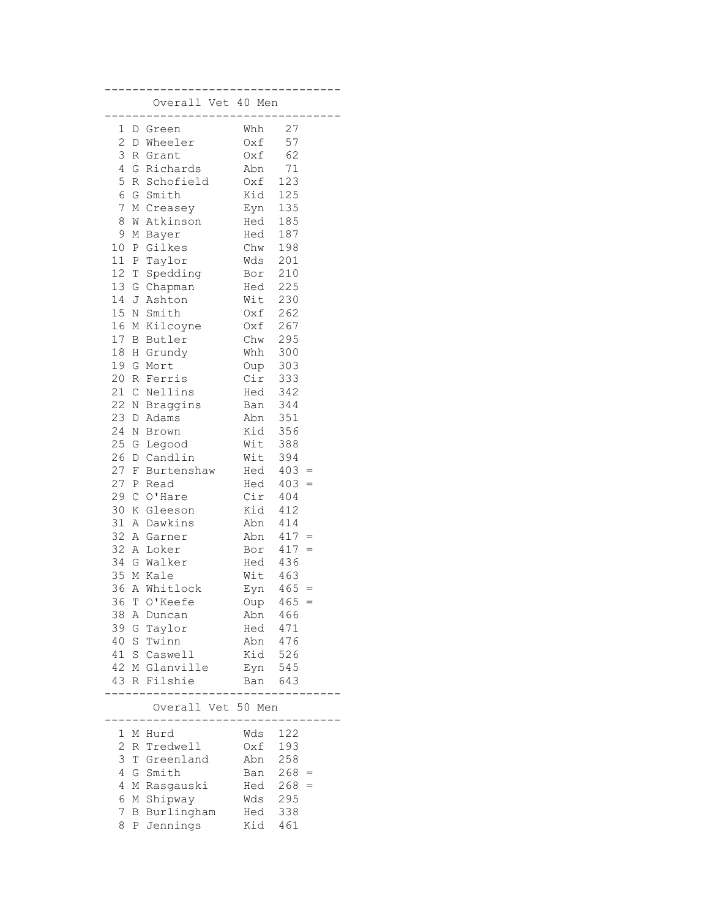## Overall Vet 40 Men

| Pos | Name | Club | Points | |
|---|---|---|---|---|
| 1 | D Green | Whh | 27 | |
| 2 | D Wheeler | Oxf | 57 | |
| 3 | R Grant | Oxf | 62 | |
| 4 | G Richards | Abn | 71 | |
| 5 | R Schofield | Oxf | 123 | |
| 6 | G Smith | Kid | 125 | |
| 7 | M Creasey | Eyn | 135 | |
| 8 | W Atkinson | Hed | 185 | |
| 9 | M Bayer | Hed | 187 | |
| 10 | P Gilkes | Chw | 198 | |
| 11 | P Taylor | Wds | 201 | |
| 12 | T Spedding | Bor | 210 | |
| 13 | G Chapman | Hed | 225 | |
| 14 | J Ashton | Wit | 230 | |
| 15 | N Smith | Oxf | 262 | |
| 16 | M Kilcoyne | Oxf | 267 | |
| 17 | B Butler | Chw | 295 | |
| 18 | H Grundy | Whh | 300 | |
| 19 | G Mort | Oup | 303 | |
| 20 | R Ferris | Cir | 333 | |
| 21 | C Nellins | Hed | 342 | |
| 22 | N Braggins | Ban | 344 | |
| 23 | D Adams | Abn | 351 | |
| 24 | N Brown | Kid | 356 | |
| 25 | G Legood | Wit | 388 | |
| 26 | D Candlin | Wit | 394 | |
| 27 | F Burtenshaw | Hed | 403 | = |
| 27 | P Read | Hed | 403 | = |
| 29 | C O'Hare | Cir | 404 | |
| 30 | K Gleeson | Kid | 412 | |
| 31 | A Dawkins | Abn | 414 | |
| 32 | A Garner | Abn | 417 | = |
| 32 | A Loker | Bor | 417 | = |
| 34 | G Walker | Hed | 436 | |
| 35 | M Kale | Wit | 463 | |
| 36 | A Whitlock | Eyn | 465 | = |
| 36 | T O'Keefe | Oup | 465 | = |
| 38 | A Duncan | Abn | 466 | |
| 39 | G Taylor | Hed | 471 | |
| 40 | S Twinn | Abn | 476 | |
| 41 | S Caswell | Kid | 526 | |
| 42 | M Glanville | Eyn | 545 | |
| 43 | R Filshie | Ban | 643 | |

## Overall Vet 50 Men

| Pos | Name | Club | Points | |
|---|---|---|---|---|
| 1 | M Hurd | Wds | 122 | |
| 2 | R Tredwell | Oxf | 193 | |
| 3 | T Greenland | Abn | 258 | |
| 4 | G Smith | Ban | 268 | = |
| 4 | M Rasgauski | Hed | 268 | = |
| 6 | M Shipway | Wds | 295 | |
| 7 | B Burlingham | Hed | 338 | |
| 8 | P Jennings | Kid | 461 | |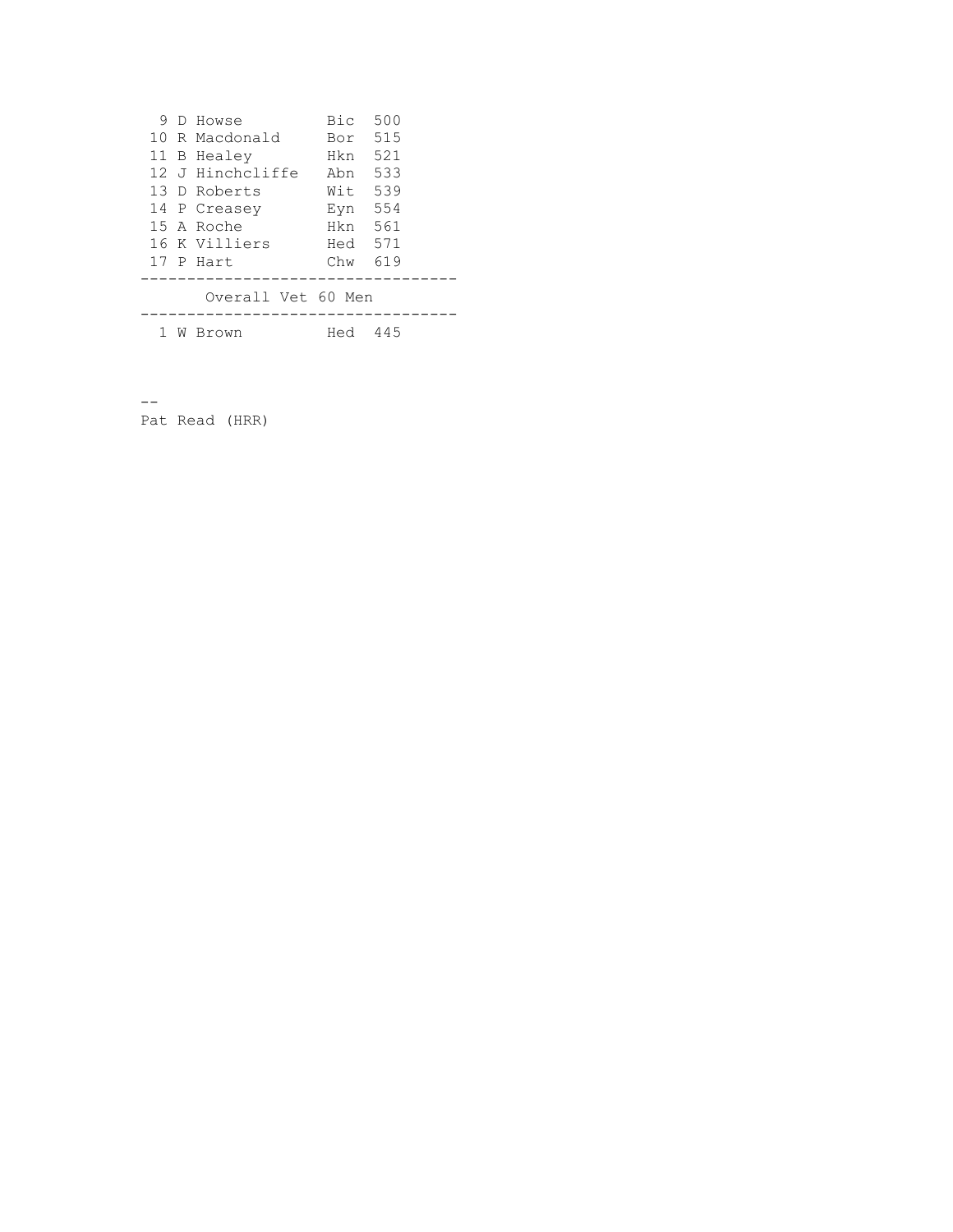| | | | |
|---|---|---|---|
| 9 | D Howse | Bic | 500 |
| 10 | R Macdonald | Bor | 515 |
| 11 | B Healey | Hkn | 521 |
| 12 | J Hinchcliffe | Abn | 533 |
| 13 | D Roberts | Wit | 539 |
| 14 | P Creasey | Eyn | 554 |
| 15 | A Roche | Hkn | 561 |
| 16 | K Villiers | Hed | 571 |
| 17 | P Hart | Chw | 619 |

---------------------------------

Overall Vet 60 Men

---------------------------------

| | | | |
|---|---|---|---|
| 1 | W Brown | Hed | 445 |

--
Pat Read (HRR)